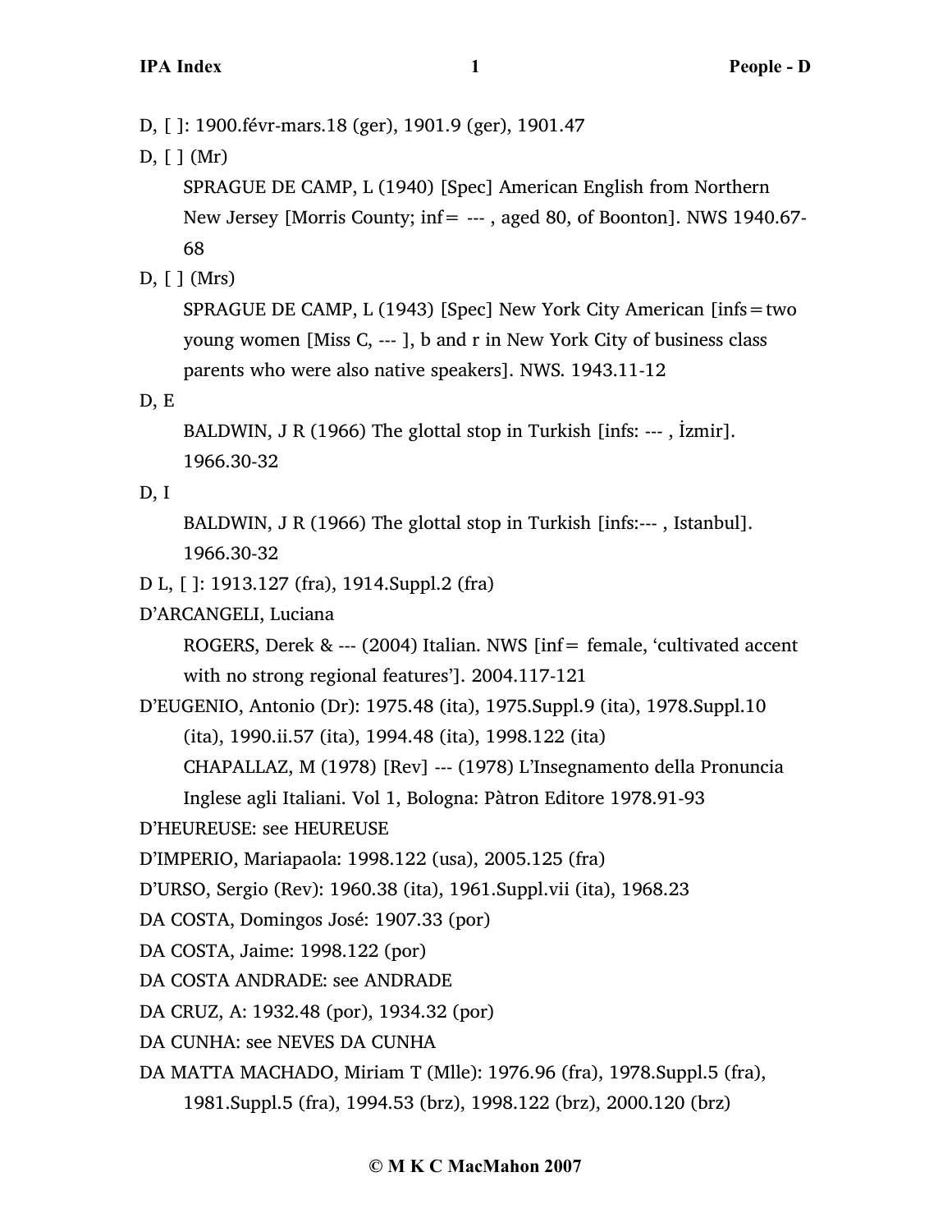D, [ ]: 1900.févr-mars.18 (ger), 1901.9 (ger), 1901.47

D, [ ] (Mr)

SPRAGUE DE CAMP, L (1940) [Spec] American English from Northern New Jersey [Morris County; inf= --- , aged 80, of Boonton]. NWS 1940.67-68

D, [ ] (Mrs)

SPRAGUE DE CAMP, L (1943) [Spec] New York City American [infs=two young women [Miss C, --- ], b and r in New York City of business class parents who were also native speakers]. NWS. 1943.11-12

D, E

BALDWIN, J R (1966) The glottal stop in Turkish [infs: --- , İzmir]. 1966.30-32

D, I

BALDWIN, J R (1966) The glottal stop in Turkish [infs:--- , Istanbul]. 1966.30-32

D L, [ ]: 1913.127 (fra), 1914.Suppl.2 (fra)

D'ARCANGELI, Luciana

ROGERS, Derek & --- (2004) Italian. NWS [inf= female, 'cultivated accent with no strong regional features']. 2004.117-121

D'EUGENIO, Antonio (Dr): 1975.48 (ita), 1975.Suppl.9 (ita), 1978.Suppl.10 (ita), 1990.ii.57 (ita), 1994.48 (ita), 1998.122 (ita)

CHAPALLAZ, M (1978) [Rev] --- (1978) L'Insegnamento della Pronuncia Inglese agli Italiani. Vol 1, Bologna: Pàtron Editore 1978.91-93

D'HEUREUSE: see HEUREUSE

D'IMPERIO, Mariapaola: 1998.122 (usa), 2005.125 (fra)

D'URSO, Sergio (Rev): 1960.38 (ita), 1961.Suppl.vii (ita), 1968.23

DA COSTA, Domingos José: 1907.33 (por)

DA COSTA, Jaime: 1998.122 (por)

DA COSTA ANDRADE: see ANDRADE

DA CRUZ, A: 1932.48 (por), 1934.32 (por)

DA CUNHA: see NEVES DA CUNHA

DA MATTA MACHADO, Miriam T (Mlle): 1976.96 (fra), 1978.Suppl.5 (fra), 1981.Suppl.5 (fra), 1994.53 (brz), 1998.122 (brz), 2000.120 (brz)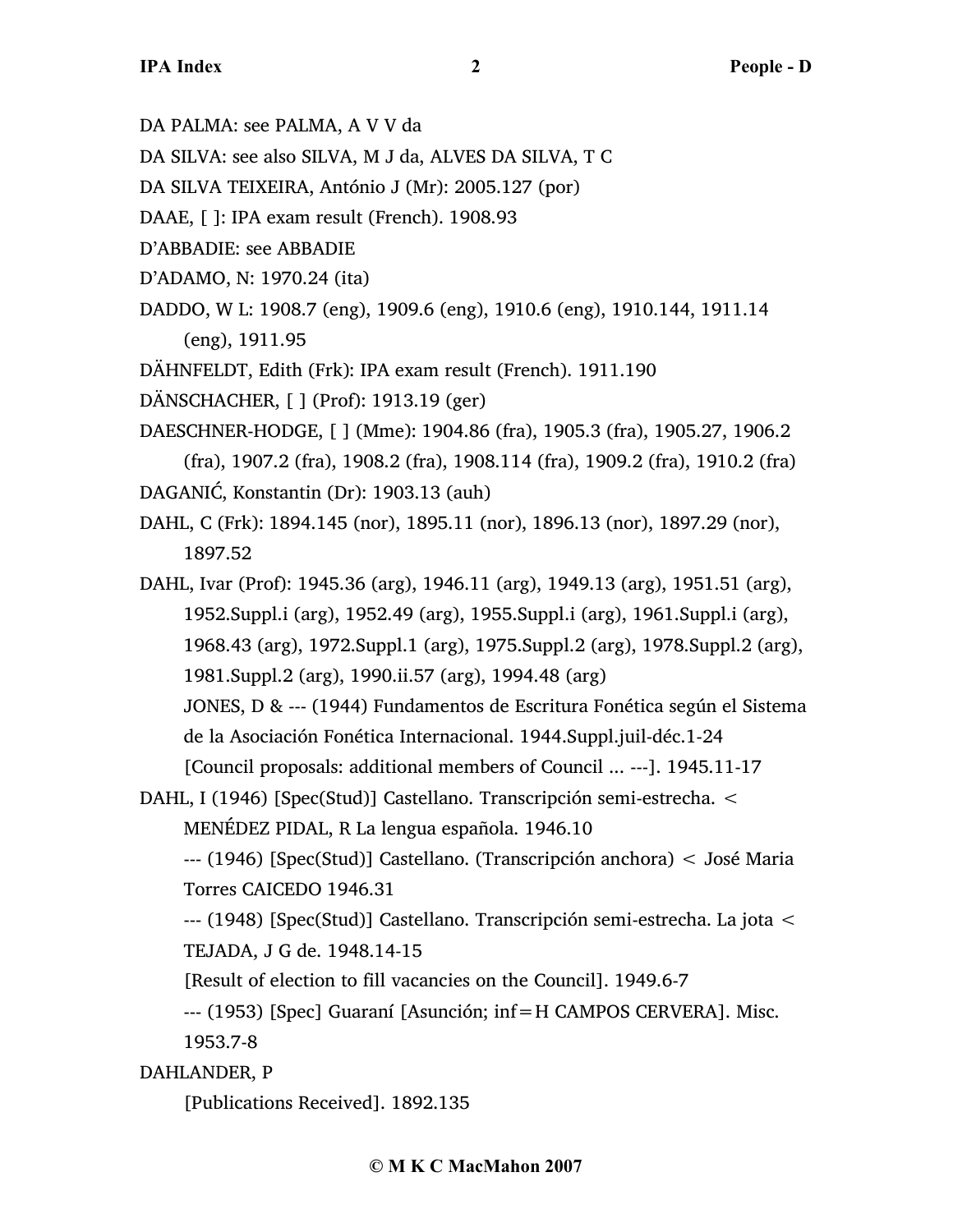DA PALMA: see PALMA, A V V da

DA SILVA: see also SILVA, M J da, ALVES DA SILVA, T C

DA SILVA TEIXEIRA, António J (Mr): 2005.127 (por)

DAAE, [ ]: IPA exam result (French). 1908.93

D'ABBADIE: see ABBADIE

D'ADAMO, N: 1970.24 (ita)

DADDO, W L: 1908.7 (eng), 1909.6 (eng), 1910.6 (eng), 1910.144, 1911.14 (eng), 1911.95

DÄHNFELDT, Edith (Frk): IPA exam result (French). 1911.190

DÄNSCHACHER, [ ] (Prof): 1913.19 (ger)

DAESCHNER-HODGE, [ ] (Mme): 1904.86 (fra), 1905.3 (fra), 1905.27, 1906.2 (fra), 1907.2 (fra), 1908.2 (fra), 1908.114 (fra), 1909.2 (fra), 1910.2 (fra)

DAGANIĆ, Konstantin (Dr): 1903.13 (auh)

DAHL, C (Frk): 1894.145 (nor), 1895.11 (nor), 1896.13 (nor), 1897.29 (nor), 1897.52

DAHL, Ivar (Prof): 1945.36 (arg), 1946.11 (arg), 1949.13 (arg), 1951.51 (arg), 1952.Suppl.i (arg), 1952.49 (arg), 1955.Suppl.i (arg), 1961.Suppl.i (arg), 1968.43 (arg), 1972.Suppl.1 (arg), 1975.Suppl.2 (arg), 1978.Suppl.2 (arg), 1981.Suppl.2 (arg), 1990.ii.57 (arg), 1994.48 (arg)

JONES, D & --- (1944) Fundamentos de Escritura Fonética según el Sistema de la Asociación Fonética Internacional. 1944.Suppl.juil-déc.1-24

[Council proposals: additional members of Council ... ---]. 1945.11-17

DAHL, I (1946) [Spec(Stud)] Castellano. Transcripción semi-estrecha. < MENÉDEZ PIDAL, R La lengua española. 1946.10

--- (1946) [Spec(Stud)] Castellano. (Transcripción anchora) < José Maria Torres CAICEDO 1946.31

--- (1948) [Spec(Stud)] Castellano. Transcripción semi-estrecha. La jota < TEJADA, J G de. 1948.14-15

[Result of election to fill vacancies on the Council]. 1949.6-7

--- (1953) [Spec] Guaraní [Asunción; inf=H CAMPOS CERVERA]. Misc. 1953.7-8

DAHLANDER, P

[Publications Received]. 1892.135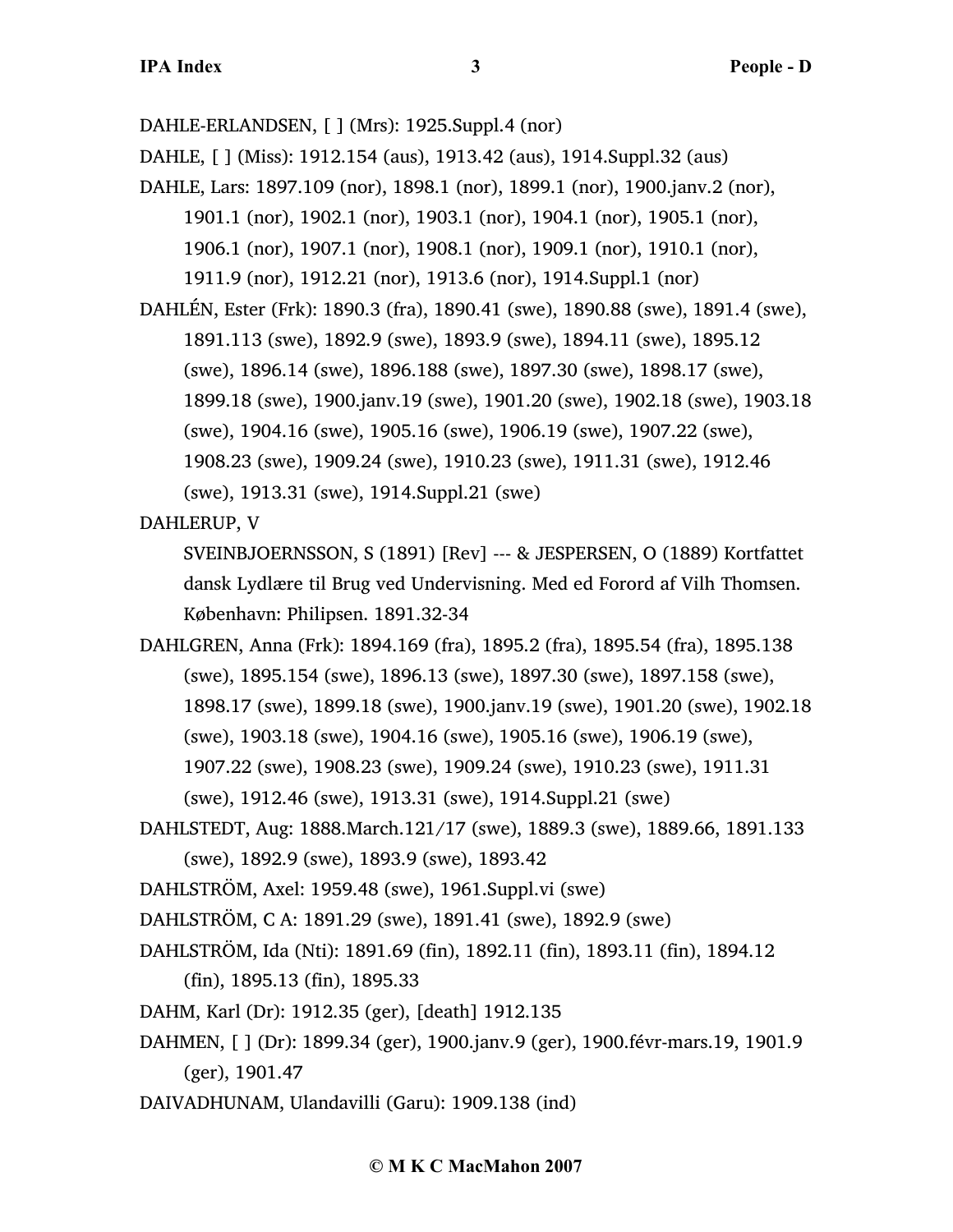DAHLE-ERLANDSEN, [ ] (Mrs): 1925.Suppl.4 (nor)

DAHLE, [ ] (Miss): 1912.154 (aus), 1913.42 (aus), 1914.Suppl.32 (aus)

DAHLE, Lars: 1897.109 (nor), 1898.1 (nor), 1899.1 (nor), 1900.janv.2 (nor), 1901.1 (nor), 1902.1 (nor), 1903.1 (nor), 1904.1 (nor), 1905.1 (nor), 1906.1 (nor), 1907.1 (nor), 1908.1 (nor), 1909.1 (nor), 1910.1 (nor), 1911.9 (nor), 1912.21 (nor), 1913.6 (nor), 1914.Suppl.1 (nor)

DAHLÉN, Ester (Frk): 1890.3 (fra), 1890.41 (swe), 1890.88 (swe), 1891.4 (swe), 1891.113 (swe), 1892.9 (swe), 1893.9 (swe), 1894.11 (swe), 1895.12 (swe), 1896.14 (swe), 1896.188 (swe), 1897.30 (swe), 1898.17 (swe), 1899.18 (swe), 1900.janv.19 (swe), 1901.20 (swe), 1902.18 (swe), 1903.18 (swe), 1904.16 (swe), 1905.16 (swe), 1906.19 (swe), 1907.22 (swe), 1908.23 (swe), 1909.24 (swe), 1910.23 (swe), 1911.31 (swe), 1912.46 (swe), 1913.31 (swe), 1914.Suppl.21 (swe)

DAHLERUP, V

SVEINBJOERNSSON, S (1891) [Rev] --- & JESPERSEN, O (1889) Kortfattet dansk Lydlære til Brug ved Undervisning. Med ed Forord af Vilh Thomsen. København: Philipsen. 1891.32-34

DAHLGREN, Anna (Frk): 1894.169 (fra), 1895.2 (fra), 1895.54 (fra), 1895.138 (swe), 1895.154 (swe), 1896.13 (swe), 1897.30 (swe), 1897.158 (swe), 1898.17 (swe), 1899.18 (swe), 1900.janv.19 (swe), 1901.20 (swe), 1902.18 (swe), 1903.18 (swe), 1904.16 (swe), 1905.16 (swe), 1906.19 (swe), 1907.22 (swe), 1908.23 (swe), 1909.24 (swe), 1910.23 (swe), 1911.31 (swe), 1912.46 (swe), 1913.31 (swe), 1914.Suppl.21 (swe)

DAHLSTEDT, Aug: 1888.March.121/17 (swe), 1889.3 (swe), 1889.66, 1891.133 (swe), 1892.9 (swe), 1893.9 (swe), 1893.42

DAHLSTRÖM, Axel: 1959.48 (swe), 1961.Suppl.vi (swe)

DAHLSTRÖM, C A: 1891.29 (swe), 1891.41 (swe), 1892.9 (swe)

DAHLSTRÖM, Ida (Nti): 1891.69 (fin), 1892.11 (fin), 1893.11 (fin), 1894.12 (fin), 1895.13 (fin), 1895.33

DAHM, Karl (Dr): 1912.35 (ger), [death] 1912.135

DAHMEN, [ ] (Dr): 1899.34 (ger), 1900.janv.9 (ger), 1900.févr-mars.19, 1901.9 (ger), 1901.47

DAIVADHUNAM, Ulandavilli (Garu): 1909.138 (ind)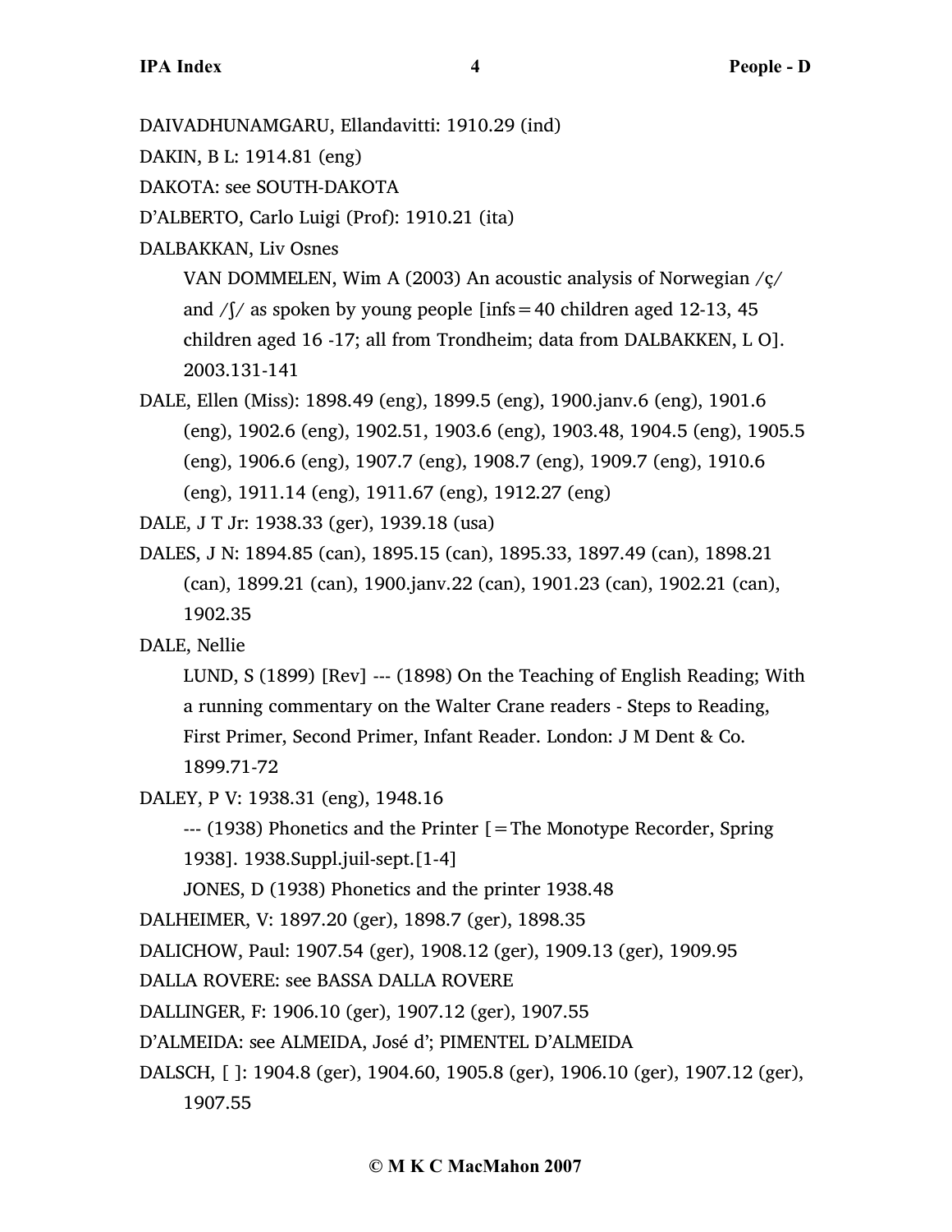DAIVADHUNAMGARU, Ellandavitti: 1910.29 (ind)

DAKIN, B L: 1914.81 (eng)

DAKOTA: see SOUTH-DAKOTA

D'ALBERTO, Carlo Luigi (Prof): 1910.21 (ita)

DALBAKKAN, Liv Osnes

VAN DOMMELEN, Wim A (2003) An acoustic analysis of Norwegian /ç/ and /ʃ/ as spoken by young people [infs = 40 children aged 12-13, 45 children aged 16 -17; all from Trondheim; data from DALBAKKEN, L O]. 2003.131-141

DALE, Ellen (Miss): 1898.49 (eng), 1899.5 (eng), 1900.janv.6 (eng), 1901.6 (eng), 1902.6 (eng), 1902.51, 1903.6 (eng), 1903.48, 1904.5 (eng), 1905.5 (eng), 1906.6 (eng), 1907.7 (eng), 1908.7 (eng), 1909.7 (eng), 1910.6 (eng), 1911.14 (eng), 1911.67 (eng), 1912.27 (eng)

DALE, J T Jr: 1938.33 (ger), 1939.18 (usa)

DALES, J N: 1894.85 (can), 1895.15 (can), 1895.33, 1897.49 (can), 1898.21 (can), 1899.21 (can), 1900.janv.22 (can), 1901.23 (can), 1902.21 (can), 1902.35

DALE, Nellie

LUND, S (1899) [Rev] --- (1898) On the Teaching of English Reading; With a running commentary on the Walter Crane readers - Steps to Reading, First Primer, Second Primer, Infant Reader. London: J M Dent & Co. 1899.71-72

DALEY, P V: 1938.31 (eng), 1948.16

--- (1938) Phonetics and the Printer [=The Monotype Recorder, Spring 1938]. 1938.Suppl.juil-sept.[1-4]

JONES, D (1938) Phonetics and the printer 1938.48

DALHEIMER, V: 1897.20 (ger), 1898.7 (ger), 1898.35

DALICHOW, Paul: 1907.54 (ger), 1908.12 (ger), 1909.13 (ger), 1909.95

DALLA ROVERE: see BASSA DALLA ROVERE

DALLINGER, F: 1906.10 (ger), 1907.12 (ger), 1907.55

D'ALMEIDA: see ALMEIDA, José d'; PIMENTEL D'ALMEIDA

DALSCH, [ ]: 1904.8 (ger), 1904.60, 1905.8 (ger), 1906.10 (ger), 1907.12 (ger), 1907.55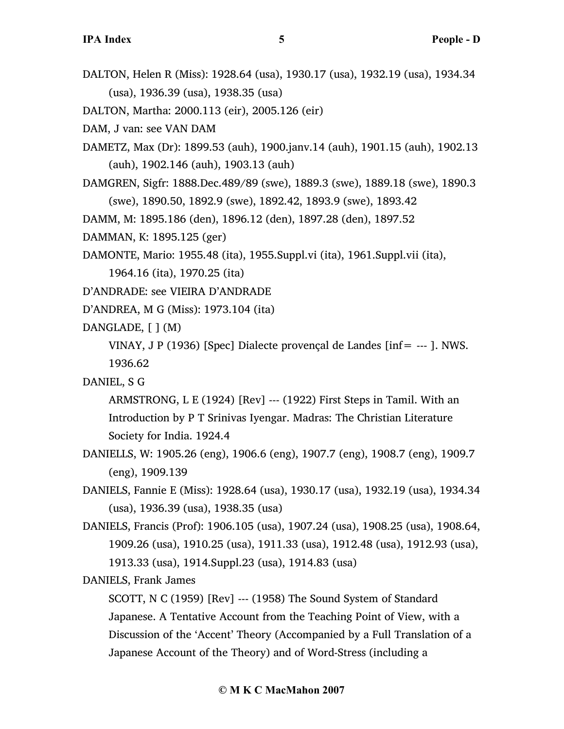DALTON, Helen R (Miss): 1928.64 (usa), 1930.17 (usa), 1932.19 (usa), 1934.34 (usa), 1936.39 (usa), 1938.35 (usa)

DALTON, Martha: 2000.113 (eir), 2005.126 (eir)

DAM, J van: see VAN DAM

DAMETZ, Max (Dr): 1899.53 (auh), 1900.janv.14 (auh), 1901.15 (auh), 1902.13 (auh), 1902.146 (auh), 1903.13 (auh)

DAMGREN, Sigfr: 1888.Dec.489/89 (swe), 1889.3 (swe), 1889.18 (swe), 1890.3 (swe), 1890.50, 1892.9 (swe), 1892.42, 1893.9 (swe), 1893.42

DAMM, M: 1895.186 (den), 1896.12 (den), 1897.28 (den), 1897.52

DAMMAN, K: 1895.125 (ger)

DAMONTE, Mario: 1955.48 (ita), 1955.Suppl.vi (ita), 1961.Suppl.vii (ita), 1964.16 (ita), 1970.25 (ita)

D'ANDRADE: see VIEIRA D'ANDRADE

D'ANDREA, M G (Miss): 1973.104 (ita)

DANGLADE, [ ] (M)

VINAY, J P (1936) [Spec] Dialecte provençal de Landes [inf= --- ]. NWS. 1936.62

DANIEL, S G

ARMSTRONG, L E (1924) [Rev] --- (1922) First Steps in Tamil. With an Introduction by P T Srinivas Iyengar. Madras: The Christian Literature Society for India. 1924.4

DANIELLS, W: 1905.26 (eng), 1906.6 (eng), 1907.7 (eng), 1908.7 (eng), 1909.7 (eng), 1909.139

DANIELS, Fannie E (Miss): 1928.64 (usa), 1930.17 (usa), 1932.19 (usa), 1934.34 (usa), 1936.39 (usa), 1938.35 (usa)

DANIELS, Francis (Prof): 1906.105 (usa), 1907.24 (usa), 1908.25 (usa), 1908.64, 1909.26 (usa), 1910.25 (usa), 1911.33 (usa), 1912.48 (usa), 1912.93 (usa), 1913.33 (usa), 1914.Suppl.23 (usa), 1914.83 (usa)

DANIELS, Frank James

SCOTT, N C (1959) [Rev] --- (1958) The Sound System of Standard Japanese. A Tentative Account from the Teaching Point of View, with a Discussion of the 'Accent' Theory (Accompanied by a Full Translation of a Japanese Account of the Theory) and of Word-Stress (including a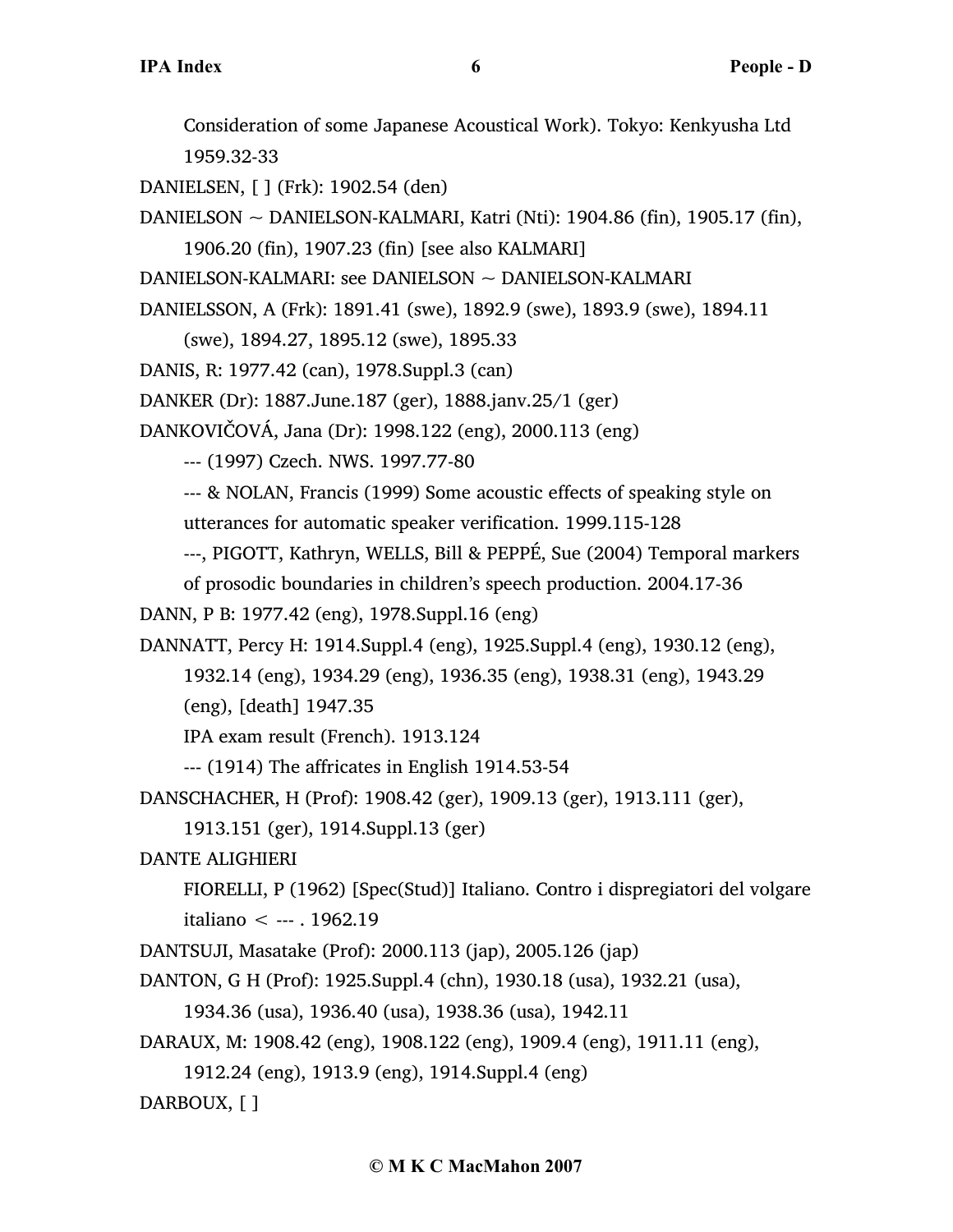Consideration of some Japanese Acoustical Work). Tokyo: Kenkyusha Ltd 1959.32-33

DANIELSEN, [ ] (Frk): 1902.54 (den)

DANIELSON ~ DANIELSON-KALMARI, Katri (Nti): 1904.86 (fin), 1905.17 (fin), 1906.20 (fin), 1907.23 (fin) [see also KALMARI]

DANIELSON-KALMARI: see DANIELSON ~ DANIELSON-KALMARI

DANIELSSON, A (Frk): 1891.41 (swe), 1892.9 (swe), 1893.9 (swe), 1894.11 (swe), 1894.27, 1895.12 (swe), 1895.33

DANIS, R: 1977.42 (can), 1978.Suppl.3 (can)

DANKER (Dr): 1887.June.187 (ger), 1888.janv.25/1 (ger)

DANKOVIČOVÁ, Jana (Dr): 1998.122 (eng), 2000.113 (eng)

--- (1997) Czech. NWS. 1997.77-80

--- & NOLAN, Francis (1999) Some acoustic effects of speaking style on utterances for automatic speaker verification. 1999.115-128

---, PIGOTT, Kathryn, WELLS, Bill & PEPPÉ, Sue (2004) Temporal markers of prosodic boundaries in children's speech production. 2004.17-36

DANN, P B: 1977.42 (eng), 1978.Suppl.16 (eng)

DANNATT, Percy H: 1914.Suppl.4 (eng), 1925.Suppl.4 (eng), 1930.12 (eng), 1932.14 (eng), 1934.29 (eng), 1936.35 (eng), 1938.31 (eng), 1943.29 (eng), [death] 1947.35

IPA exam result (French). 1913.124

--- (1914) The affricates in English 1914.53-54

DANSCHACHER, H (Prof): 1908.42 (ger), 1909.13 (ger), 1913.111 (ger), 1913.151 (ger), 1914.Suppl.13 (ger)

DANTE ALIGHIERI

FIORELLI, P (1962) [Spec(Stud)] Italiano. Contro i dispregiatori del volgare italiano < --- . 1962.19

DANTSUJI, Masatake (Prof): 2000.113 (jap), 2005.126 (jap)

DANTON, G H (Prof): 1925.Suppl.4 (chn), 1930.18 (usa), 1932.21 (usa), 1934.36 (usa), 1936.40 (usa), 1938.36 (usa), 1942.11

DARAUX, M: 1908.42 (eng), 1908.122 (eng), 1909.4 (eng), 1911.11 (eng), 1912.24 (eng), 1913.9 (eng), 1914.Suppl.4 (eng)

DARBOUX, [ ]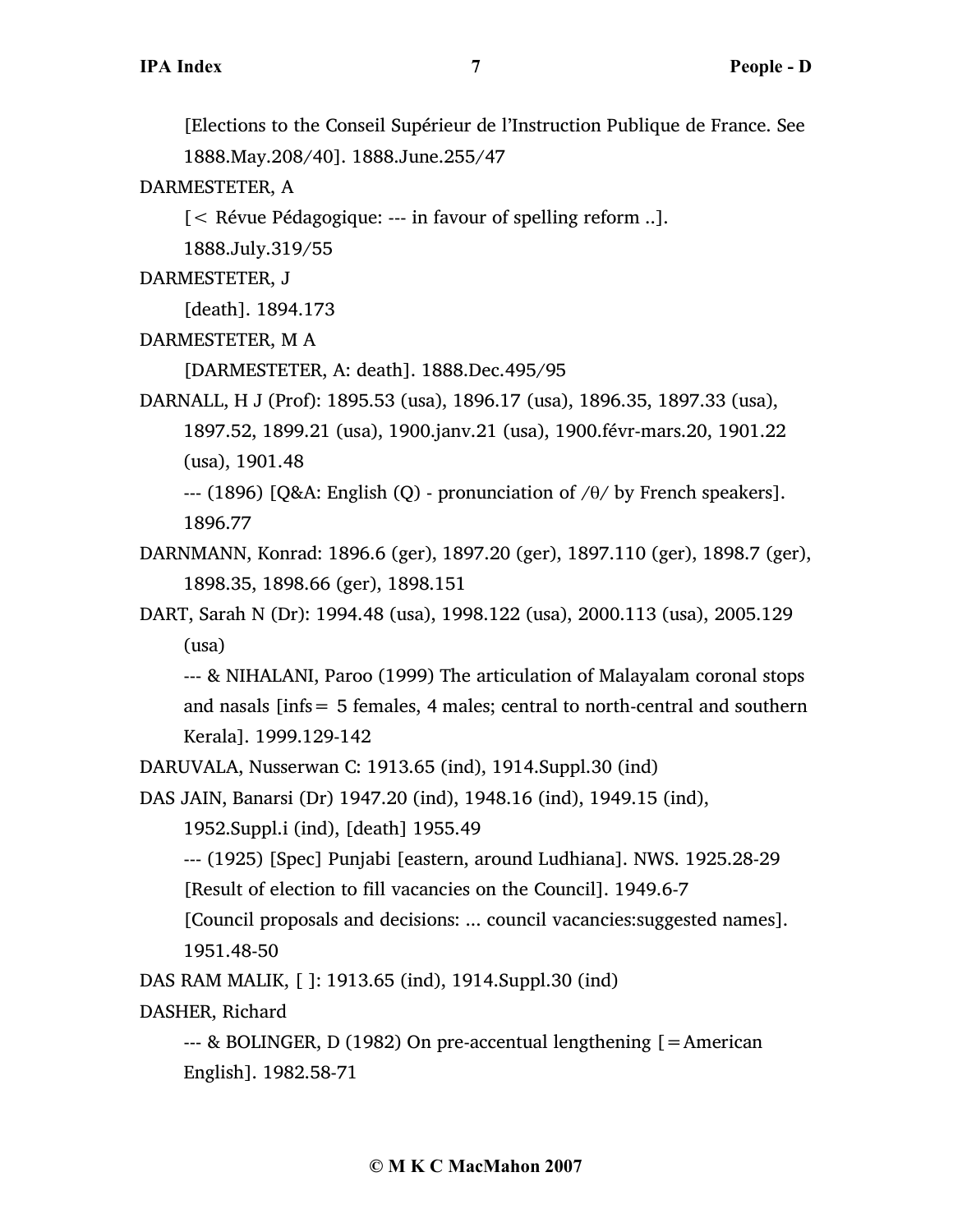[Elections to the Conseil Supérieur de l'Instruction Publique de France. See 1888.May.208/40]. 1888.June.255/47

DARMESTETER, A

[< Révue Pédagogique: --- in favour of spelling reform ..]. 1888.July.319/55

DARMESTETER, J

[death]. 1894.173

DARMESTETER, M A

[DARMESTETER, A: death]. 1888.Dec.495/95

DARNALL, H J (Prof): 1895.53 (usa), 1896.17 (usa), 1896.35, 1897.33 (usa), 1897.52, 1899.21 (usa), 1900.janv.21 (usa), 1900.févr-mars.20, 1901.22 (usa), 1901.48

--- (1896) [Q&A: English (Q) - pronunciation of /θ/ by French speakers]. 1896.77

DARNMANN, Konrad: 1896.6 (ger), 1897.20 (ger), 1897.110 (ger), 1898.7 (ger), 1898.35, 1898.66 (ger), 1898.151

DART, Sarah N (Dr): 1994.48 (usa), 1998.122 (usa), 2000.113 (usa), 2005.129 (usa)

--- & NIHALANI, Paroo (1999) The articulation of Malayalam coronal stops and nasals [infs= 5 females, 4 males; central to north-central and southern Kerala]. 1999.129-142

DARUVALA, Nusserwan C: 1913.65 (ind), 1914.Suppl.30 (ind)

DAS JAIN, Banarsi (Dr) 1947.20 (ind), 1948.16 (ind), 1949.15 (ind), 1952.Suppl.i (ind), [death] 1955.49

--- (1925) [Spec] Punjabi [eastern, around Ludhiana]. NWS. 1925.28-29

[Result of election to fill vacancies on the Council]. 1949.6-7

[Council proposals and decisions: ... council vacancies:suggested names]. 1951.48-50

DAS RAM MALIK, [ ]: 1913.65 (ind), 1914.Suppl.30 (ind)

DASHER, Richard

--- & BOLINGER, D (1982) On pre-accentual lengthening [=American English]. 1982.58-71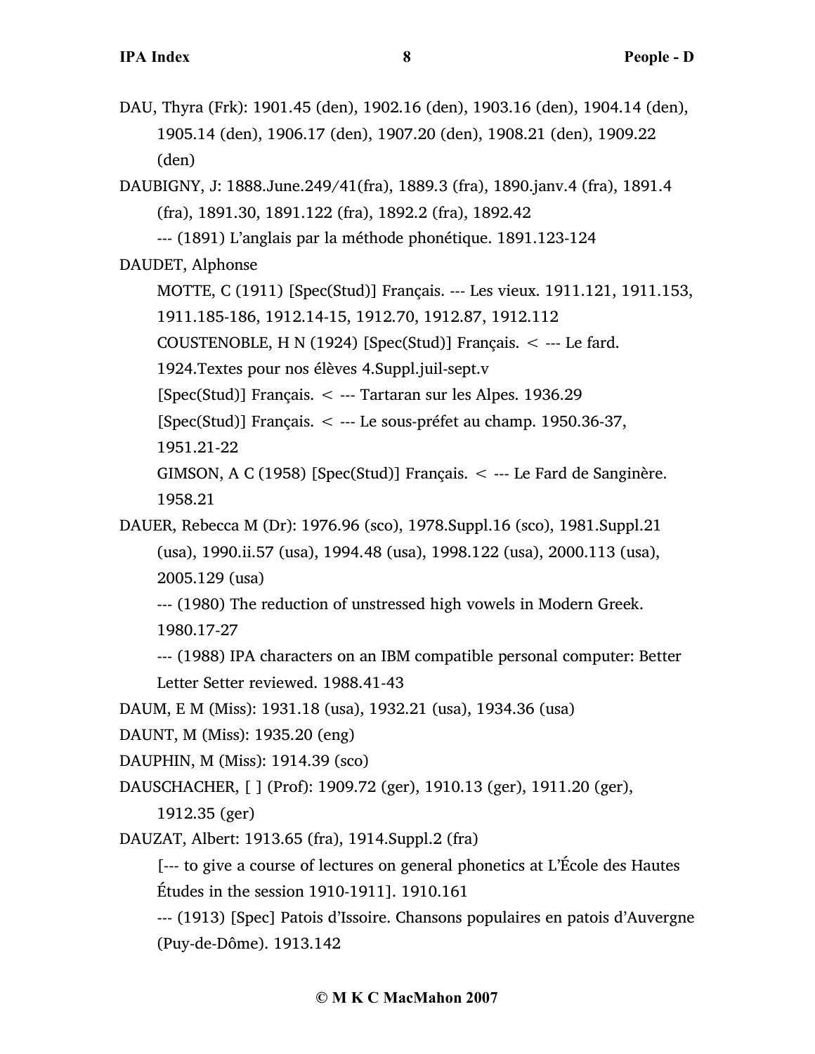DAU, Thyra (Frk): 1901.45 (den), 1902.16 (den), 1903.16 (den), 1904.14 (den), 1905.14 (den), 1906.17 (den), 1907.20 (den), 1908.21 (den), 1909.22 (den)

DAUBIGNY, J: 1888.June.249/41(fra), 1889.3 (fra), 1890.janv.4 (fra), 1891.4 (fra), 1891.30, 1891.122 (fra), 1892.2 (fra), 1892.42

--- (1891) L'anglais par la méthode phonétique. 1891.123-124

DAUDET, Alphonse

MOTTE, C (1911) [Spec(Stud)] Français. --- Les vieux. 1911.121, 1911.153, 1911.185-186, 1912.14-15, 1912.70, 1912.87, 1912.112

COUSTENOBLE, H N (1924) [Spec(Stud)] Français. < --- Le fard. 1924.Textes pour nos élèves 4.Suppl.juil-sept.v

[Spec(Stud)] Français. < --- Tartaran sur les Alpes. 1936.29

[Spec(Stud)] Français. < --- Le sous-préfet au champ. 1950.36-37, 1951.21-22

GIMSON, A C (1958) [Spec(Stud)] Français. < --- Le Fard de Sanginère. 1958.21

DAUER, Rebecca M (Dr): 1976.96 (sco), 1978.Suppl.16 (sco), 1981.Suppl.21 (usa), 1990.ii.57 (usa), 1994.48 (usa), 1998.122 (usa), 2000.113 (usa), 2005.129 (usa)

--- (1980) The reduction of unstressed high vowels in Modern Greek. 1980.17-27

--- (1988) IPA characters on an IBM compatible personal computer: Better Letter Setter reviewed. 1988.41-43

DAUM, E M (Miss): 1931.18 (usa), 1932.21 (usa), 1934.36 (usa)

DAUNT, M (Miss): 1935.20 (eng)

DAUPHIN, M (Miss): 1914.39 (sco)

DAUSCHACHER, [ ] (Prof): 1909.72 (ger), 1910.13 (ger), 1911.20 (ger), 1912.35 (ger)

DAUZAT, Albert: 1913.65 (fra), 1914.Suppl.2 (fra)

[--- to give a course of lectures on general phonetics at L'École des Hautes Études in the session 1910-1911]. 1910.161

--- (1913) [Spec] Patois d'Issoire. Chansons populaires en patois d'Auvergne (Puy-de-Dôme). 1913.142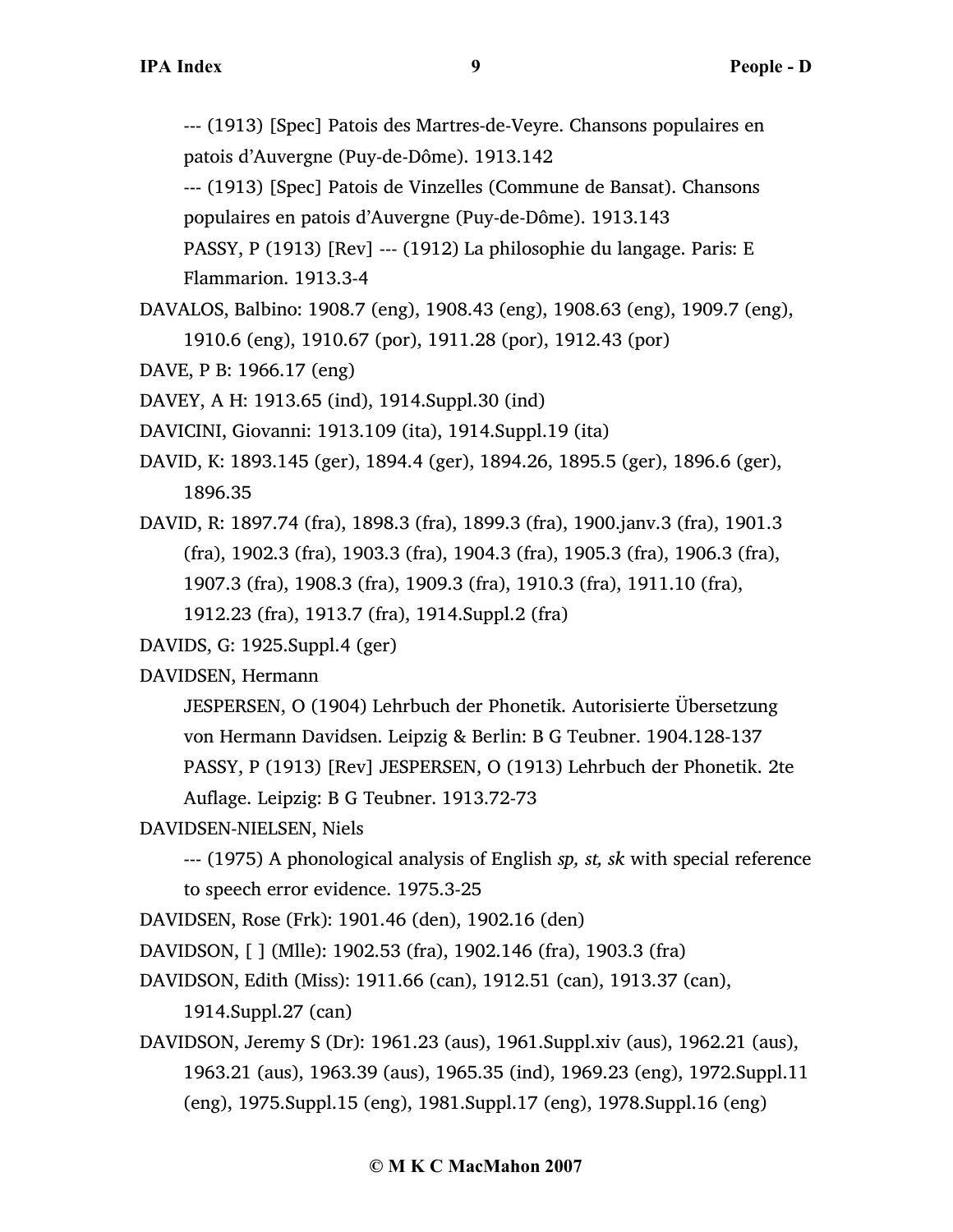--- (1913) [Spec] Patois des Martres-de-Veyre. Chansons populaires en patois d'Auvergne (Puy-de-Dôme). 1913.142

--- (1913) [Spec] Patois de Vinzelles (Commune de Bansat). Chansons populaires en patois d'Auvergne (Puy-de-Dôme). 1913.143

PASSY, P (1913) [Rev] --- (1912) La philosophie du langage. Paris: E Flammarion. 1913.3-4

DAVALOS, Balbino: 1908.7 (eng), 1908.43 (eng), 1908.63 (eng), 1909.7 (eng), 1910.6 (eng), 1910.67 (por), 1911.28 (por), 1912.43 (por)

DAVE, P B: 1966.17 (eng)

DAVEY, A H: 1913.65 (ind), 1914.Suppl.30 (ind)

DAVICINI, Giovanni: 1913.109 (ita), 1914.Suppl.19 (ita)

DAVID, K: 1893.145 (ger), 1894.4 (ger), 1894.26, 1895.5 (ger), 1896.6 (ger), 1896.35

DAVID, R: 1897.74 (fra), 1898.3 (fra), 1899.3 (fra), 1900.janv.3 (fra), 1901.3 (fra), 1902.3 (fra), 1903.3 (fra), 1904.3 (fra), 1905.3 (fra), 1906.3 (fra), 1907.3 (fra), 1908.3 (fra), 1909.3 (fra), 1910.3 (fra), 1911.10 (fra), 1912.23 (fra), 1913.7 (fra), 1914.Suppl.2 (fra)

DAVIDS, G: 1925.Suppl.4 (ger)

DAVIDSEN, Hermann

JESPERSEN, O (1904) Lehrbuch der Phonetik. Autorisierte Übersetzung von Hermann Davidsen. Leipzig & Berlin: B G Teubner. 1904.128-137

PASSY, P (1913) [Rev] JESPERSEN, O (1913) Lehrbuch der Phonetik. 2te Auflage. Leipzig: B G Teubner. 1913.72-73

DAVIDSEN-NIELSEN, Niels

--- (1975) A phonological analysis of English *sp, st, sk* with special reference to speech error evidence. 1975.3-25

DAVIDSEN, Rose (Frk): 1901.46 (den), 1902.16 (den)

DAVIDSON, [ ] (Mlle): 1902.53 (fra), 1902.146 (fra), 1903.3 (fra)

DAVIDSON, Edith (Miss): 1911.66 (can), 1912.51 (can), 1913.37 (can), 1914.Suppl.27 (can)

DAVIDSON, Jeremy S (Dr): 1961.23 (aus), 1961.Suppl.xiv (aus), 1962.21 (aus), 1963.21 (aus), 1963.39 (aus), 1965.35 (ind), 1969.23 (eng), 1972.Suppl.11 (eng), 1975.Suppl.15 (eng), 1981.Suppl.17 (eng), 1978.Suppl.16 (eng)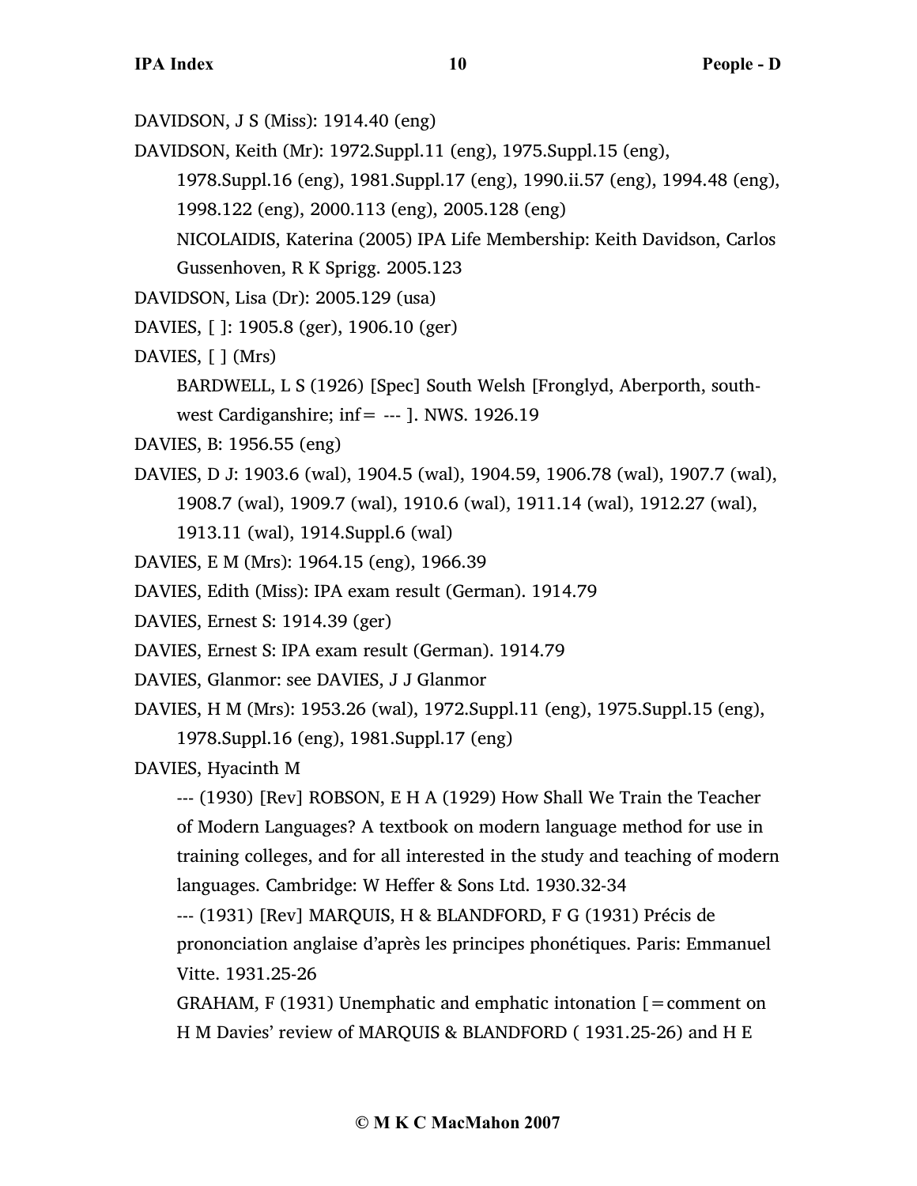DAVIDSON, J S (Miss): 1914.40 (eng)

DAVIDSON, Keith (Mr): 1972.Suppl.11 (eng), 1975.Suppl.15 (eng), 1978.Suppl.16 (eng), 1981.Suppl.17 (eng), 1990.ii.57 (eng), 1994.48 (eng), 1998.122 (eng), 2000.113 (eng), 2005.128 (eng)
NICOLAIDIS, Katerina (2005) IPA Life Membership: Keith Davidson, Carlos Gussenhoven, R K Sprigg. 2005.123

DAVIDSON, Lisa (Dr): 2005.129 (usa)

DAVIES, [ ]: 1905.8 (ger), 1906.10 (ger)

DAVIES, [ ] (Mrs)
BARDWELL, L S (1926) [Spec] South Welsh [Fronglyd, Aberporth, south-west Cardiganshire; inf= --- ]. NWS. 1926.19

DAVIES, B: 1956.55 (eng)

DAVIES, D J: 1903.6 (wal), 1904.5 (wal), 1904.59, 1906.78 (wal), 1907.7 (wal), 1908.7 (wal), 1909.7 (wal), 1910.6 (wal), 1911.14 (wal), 1912.27 (wal), 1913.11 (wal), 1914.Suppl.6 (wal)

DAVIES, E M (Mrs): 1964.15 (eng), 1966.39

DAVIES, Edith (Miss): IPA exam result (German). 1914.79

DAVIES, Ernest S: 1914.39 (ger)

DAVIES, Ernest S: IPA exam result (German). 1914.79

DAVIES, Glanmor: see DAVIES, J J Glanmor

DAVIES, H M (Mrs): 1953.26 (wal), 1972.Suppl.11 (eng), 1975.Suppl.15 (eng), 1978.Suppl.16 (eng), 1981.Suppl.17 (eng)

DAVIES, Hyacinth M
--- (1930) [Rev] ROBSON, E H A (1929) How Shall We Train the Teacher of Modern Languages? A textbook on modern language method for use in training colleges, and for all interested in the study and teaching of modern languages. Cambridge: W Heffer & Sons Ltd. 1930.32-34
--- (1931) [Rev] MARQUIS, H & BLANDFORD, F G (1931) Précis de prononciation anglaise d'après les principes phonétiques. Paris: Emmanuel Vitte. 1931.25-26
GRAHAM, F (1931) Unemphatic and emphatic intonation [=comment on H M Davies' review of MARQUIS & BLANDFORD ( 1931.25-26) and H E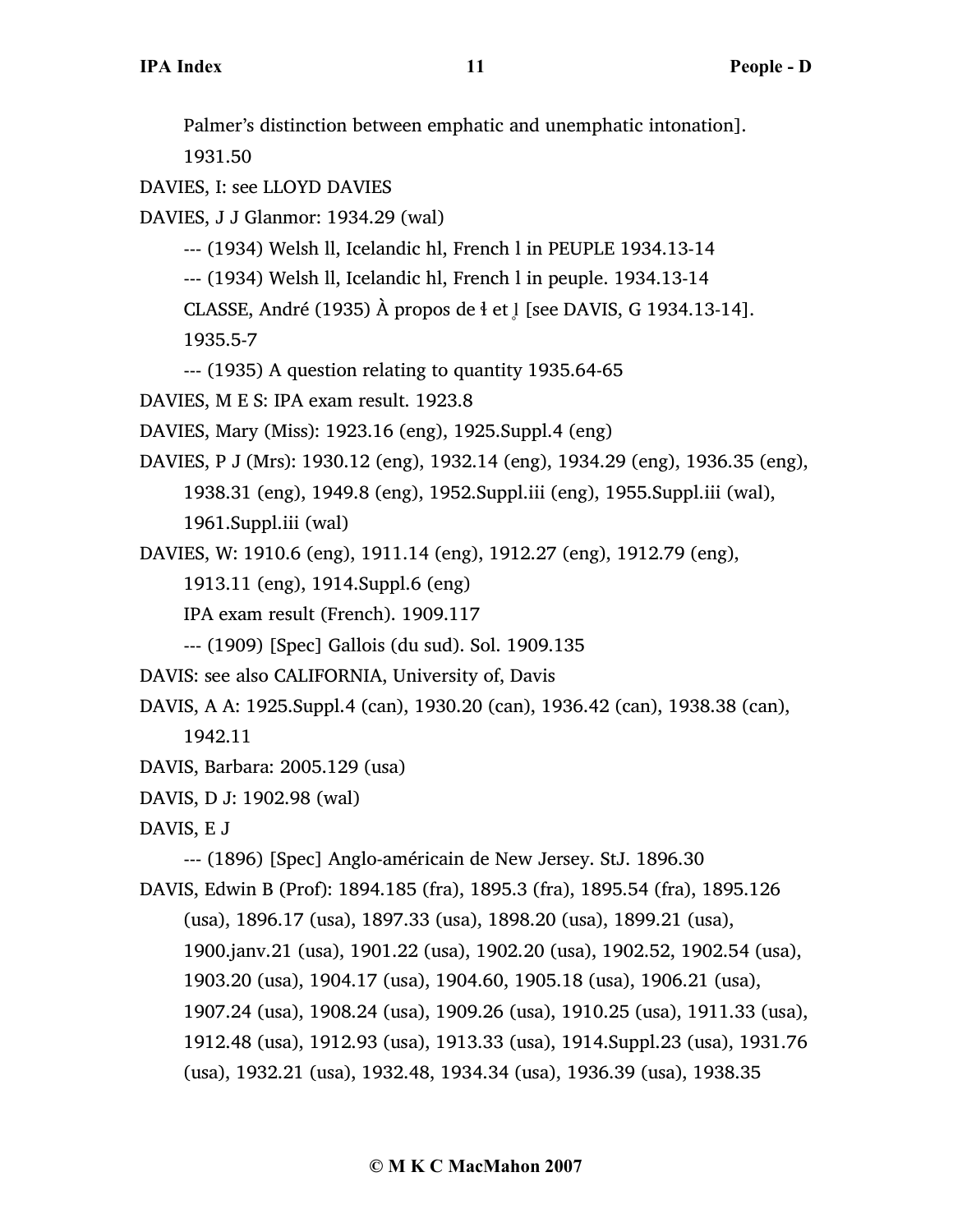Palmer's distinction between emphatic and unemphatic intonation]. 1931.50

DAVIES, I: see LLOYD DAVIES

DAVIES, J J Glanmor: 1934.29 (wal)

--- (1934) Welsh ll, Icelandic hl, French l in PEUPLE 1934.13-14

--- (1934) Welsh ll, Icelandic hl, French l in peuple. 1934.13-14

CLASSE, André (1935) À propos de ɬ et l̥ [see DAVIS, G 1934.13-14]. 1935.5-7

--- (1935) A question relating to quantity 1935.64-65

DAVIES, M E S: IPA exam result. 1923.8

DAVIES, Mary (Miss): 1923.16 (eng), 1925.Suppl.4 (eng)

DAVIES, P J (Mrs): 1930.12 (eng), 1932.14 (eng), 1934.29 (eng), 1936.35 (eng), 1938.31 (eng), 1949.8 (eng), 1952.Suppl.iii (eng), 1955.Suppl.iii (wal), 1961.Suppl.iii (wal)

DAVIES, W: 1910.6 (eng), 1911.14 (eng), 1912.27 (eng), 1912.79 (eng), 1913.11 (eng), 1914.Suppl.6 (eng)

IPA exam result (French). 1909.117

--- (1909) [Spec] Gallois (du sud). Sol. 1909.135

DAVIS: see also CALIFORNIA, University of, Davis

DAVIS, A A: 1925.Suppl.4 (can), 1930.20 (can), 1936.42 (can), 1938.38 (can), 1942.11

DAVIS, Barbara: 2005.129 (usa)

DAVIS, D J: 1902.98 (wal)

DAVIS, E J

--- (1896) [Spec] Anglo-américain de New Jersey. StJ. 1896.30

DAVIS, Edwin B (Prof): 1894.185 (fra), 1895.3 (fra), 1895.54 (fra), 1895.126 (usa), 1896.17 (usa), 1897.33 (usa), 1898.20 (usa), 1899.21 (usa), 1900.janv.21 (usa), 1901.22 (usa), 1902.20 (usa), 1902.52, 1902.54 (usa), 1903.20 (usa), 1904.17 (usa), 1904.60, 1905.18 (usa), 1906.21 (usa), 1907.24 (usa), 1908.24 (usa), 1909.26 (usa), 1910.25 (usa), 1911.33 (usa), 1912.48 (usa), 1912.93 (usa), 1913.33 (usa), 1914.Suppl.23 (usa), 1931.76 (usa), 1932.21 (usa), 1932.48, 1934.34 (usa), 1936.39 (usa), 1938.35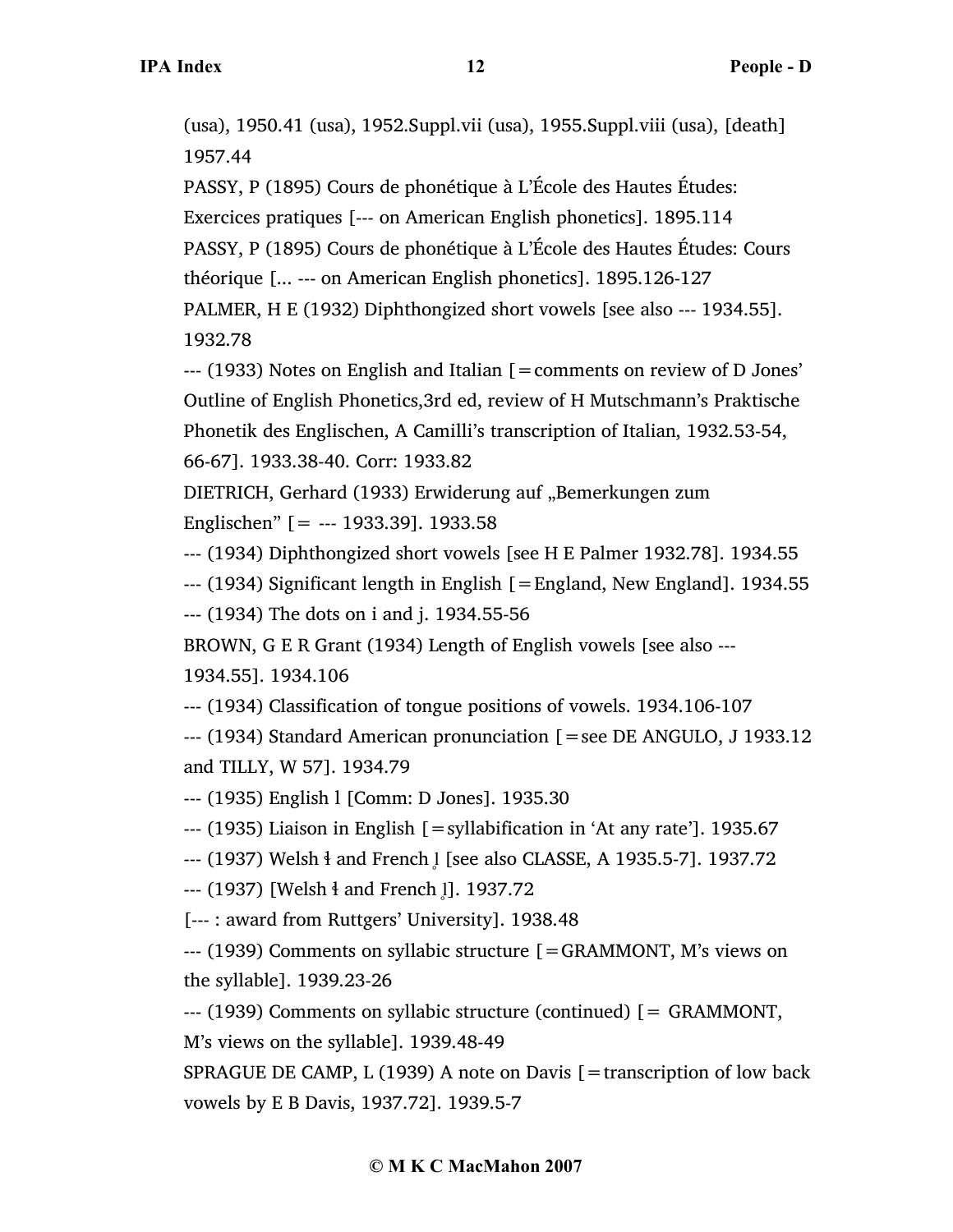(usa), 1950.41 (usa), 1952.Suppl.vii (usa), 1955.Suppl.viii (usa), [death] 1957.44

PASSY, P (1895) Cours de phonétique à L'École des Hautes Études: Exercices pratiques [--- on American English phonetics]. 1895.114

PASSY, P (1895) Cours de phonétique à L'École des Hautes Études: Cours théorique [... --- on American English phonetics]. 1895.126-127

PALMER, H E (1932) Diphthongized short vowels [see also --- 1934.55]. 1932.78

--- (1933) Notes on English and Italian [=comments on review of D Jones' Outline of English Phonetics,3rd ed, review of H Mutschmann's Praktische Phonetik des Englischen, A Camilli's transcription of Italian, 1932.53-54, 66-67]. 1933.38-40. Corr: 1933.82

DIETRICH, Gerhard (1933) Erwiderung auf „Bemerkungen zum Englischen" [= --- 1933.39]. 1933.58

--- (1934) Diphthongized short vowels [see H E Palmer 1932.78]. 1934.55

--- (1934) Significant length in English [=England, New England]. 1934.55

--- (1934) The dots on i and j. 1934.55-56

BROWN, G E R Grant (1934) Length of English vowels [see also --- 1934.55]. 1934.106

--- (1934) Classification of tongue positions of vowels. 1934.106-107

--- (1934) Standard American pronunciation [=see DE ANGULO, J 1933.12 and TILLY, W 57]. 1934.79

--- (1935) English l [Comm: D Jones]. 1935.30

--- (1935) Liaison in English [=syllabification in 'At any rate']. 1935.67

--- (1937) Welsh ɬ and French l̥ [see also CLASSE, A 1935.5-7]. 1937.72

--- (1937) [Welsh ɬ and French l̥]. 1937.72

[--- : award from Ruttgers' University]. 1938.48

--- (1939) Comments on syllabic structure [=GRAMMONT, M's views on the syllable]. 1939.23-26

--- (1939) Comments on syllabic structure (continued) [= GRAMMONT, M's views on the syllable]. 1939.48-49

SPRAGUE DE CAMP, L (1939) A note on Davis [=transcription of low back vowels by E B Davis, 1937.72]. 1939.5-7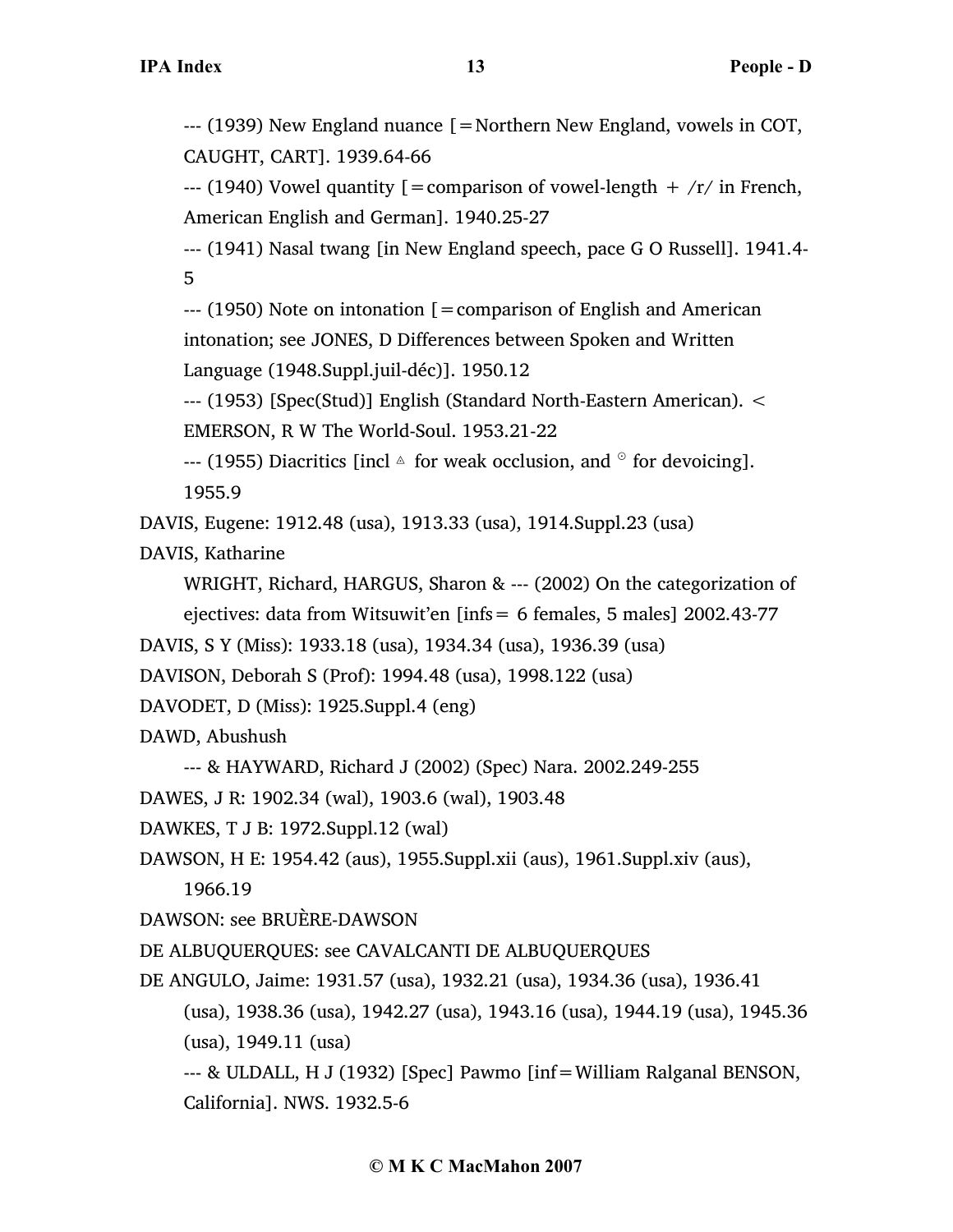--- (1939) New England nuance [=Northern New England, vowels in COT, CAUGHT, CART]. 1939.64-66

--- (1940) Vowel quantity [=comparison of vowel-length + /r/ in French, American English and German]. 1940.25-27

--- (1941) Nasal twang [in New England speech, pace G O Russell]. 1941.4-5

--- (1950) Note on intonation [=comparison of English and American intonation; see JONES, D Differences between Spoken and Written Language (1948.Suppl.juil-déc)]. 1950.12

--- (1953) [Spec(Stud)] English (Standard North-Eastern American). < EMERSON, R W The World-Soul. 1953.21-22

--- (1955) Diacritics [incl ▵ for weak occlusion, and ◌̊ for devoicing]. 1955.9

DAVIS, Eugene: 1912.48 (usa), 1913.33 (usa), 1914.Suppl.23 (usa)

DAVIS, Katharine

WRIGHT, Richard, HARGUS, Sharon & --- (2002) On the categorization of ejectives: data from Witsuwit'en [infs= 6 females, 5 males] 2002.43-77

DAVIS, S Y (Miss): 1933.18 (usa), 1934.34 (usa), 1936.39 (usa)

DAVISON, Deborah S (Prof): 1994.48 (usa), 1998.122 (usa)

DAVODET, D (Miss): 1925.Suppl.4 (eng)

DAWD, Abushush

--- & HAYWARD, Richard J (2002) (Spec) Nara. 2002.249-255

DAWES, J R: 1902.34 (wal), 1903.6 (wal), 1903.48

DAWKES, T J B: 1972.Suppl.12 (wal)

DAWSON, H E: 1954.42 (aus), 1955.Suppl.xii (aus), 1961.Suppl.xiv (aus), 1966.19

DAWSON: see BRUÈRE-DAWSON

DE ALBUQUERQUES: see CAVALCANTI DE ALBUQUERQUES

DE ANGULO, Jaime: 1931.57 (usa), 1932.21 (usa), 1934.36 (usa), 1936.41 (usa), 1938.36 (usa), 1942.27 (usa), 1943.16 (usa), 1944.19 (usa), 1945.36 (usa), 1949.11 (usa)

--- & ULDALL, H J (1932) [Spec] Pawmo [inf=William Ralganal BENSON, California]. NWS. 1932.5-6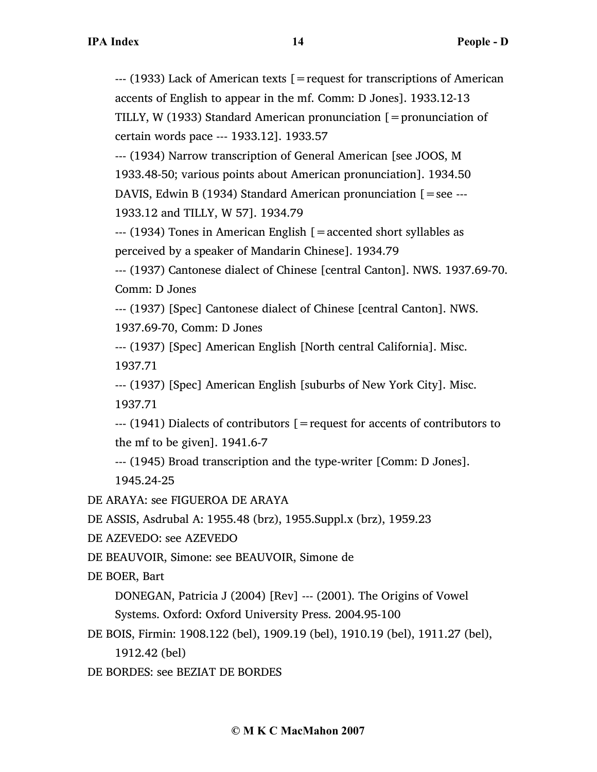--- (1933) Lack of American texts [=request for transcriptions of American accents of English to appear in the mf. Comm: D Jones]. 1933.12-13

TILLY, W (1933) Standard American pronunciation [=pronunciation of certain words pace --- 1933.12]. 1933.57

--- (1934) Narrow transcription of General American [see JOOS, M 1933.48-50; various points about American pronunciation]. 1934.50

DAVIS, Edwin B (1934) Standard American pronunciation [=see --- 1933.12 and TILLY, W 57]. 1934.79

--- (1934) Tones in American English [=accented short syllables as perceived by a speaker of Mandarin Chinese]. 1934.79

--- (1937) Cantonese dialect of Chinese [central Canton]. NWS. 1937.69-70. Comm: D Jones

--- (1937) [Spec] Cantonese dialect of Chinese [central Canton]. NWS. 1937.69-70, Comm: D Jones

--- (1937) [Spec] American English [North central California]. Misc. 1937.71

--- (1937) [Spec] American English [suburbs of New York City]. Misc. 1937.71

--- (1941) Dialects of contributors [=request for accents of contributors to the mf to be given]. 1941.6-7

--- (1945) Broad transcription and the type-writer [Comm: D Jones]. 1945.24-25

DE ARAYA: see FIGUEROA DE ARAYA

DE ASSIS, Asdrubal A: 1955.48 (brz), 1955.Suppl.x (brz), 1959.23

DE AZEVEDO: see AZEVEDO

DE BEAUVOIR, Simone: see BEAUVOIR, Simone de

DE BOER, Bart

DONEGAN, Patricia J (2004) [Rev] --- (2001). The Origins of Vowel Systems. Oxford: Oxford University Press. 2004.95-100

DE BOIS, Firmin: 1908.122 (bel), 1909.19 (bel), 1910.19 (bel), 1911.27 (bel), 1912.42 (bel)

DE BORDES: see BEZIAT DE BORDES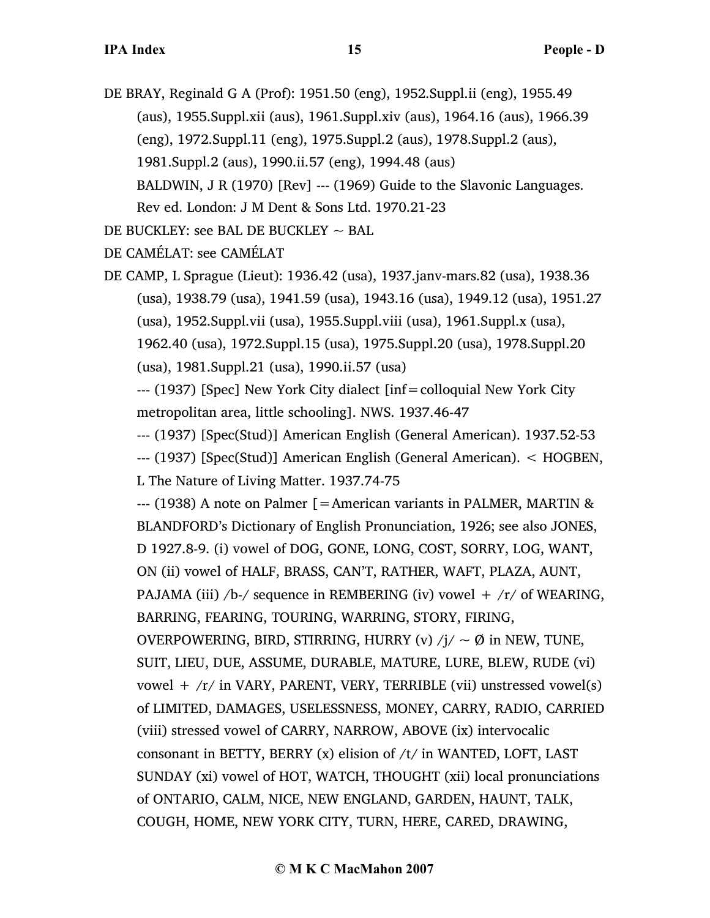DE BRAY, Reginald G A (Prof): 1951.50 (eng), 1952.Suppl.ii (eng), 1955.49 (aus), 1955.Suppl.xii (aus), 1961.Suppl.xiv (aus), 1964.16 (aus), 1966.39 (eng), 1972.Suppl.11 (eng), 1975.Suppl.2 (aus), 1978.Suppl.2 (aus), 1981.Suppl.2 (aus), 1990.ii.57 (eng), 1994.48 (aus)

BALDWIN, J R (1970) [Rev] --- (1969) Guide to the Slavonic Languages. Rev ed. London: J M Dent & Sons Ltd. 1970.21-23

DE BUCKLEY: see BAL DE BUCKLEY ~ BAL

DE CAMÉLAT: see CAMÉLAT

DE CAMP, L Sprague (Lieut): 1936.42 (usa), 1937.janv-mars.82 (usa), 1938.36 (usa), 1938.79 (usa), 1941.59 (usa), 1943.16 (usa), 1949.12 (usa), 1951.27 (usa), 1952.Suppl.vii (usa), 1955.Suppl.viii (usa), 1961.Suppl.x (usa), 1962.40 (usa), 1972.Suppl.15 (usa), 1975.Suppl.20 (usa), 1978.Suppl.20 (usa), 1981.Suppl.21 (usa), 1990.ii.57 (usa)

--- (1937) [Spec] New York City dialect [inf=colloquial New York City metropolitan area, little schooling]. NWS. 1937.46-47

--- (1937) [Spec(Stud)] American English (General American). 1937.52-53

--- (1937) [Spec(Stud)] American English (General American). < HOGBEN, L The Nature of Living Matter. 1937.74-75

--- (1938) A note on Palmer [=American variants in PALMER, MARTIN & BLANDFORD's Dictionary of English Pronunciation, 1926; see also JONES, D 1927.8-9. (i) vowel of DOG, GONE, LONG, COST, SORRY, LOG, WANT, ON (ii) vowel of HALF, BRASS, CAN'T, RATHER, WAFT, PLAZA, AUNT, PAJAMA (iii) /b-/ sequence in REMBERING (iv) vowel + /r/ of WEARING, BARRING, FEARING, TOURING, WARRING, STORY, FIRING, OVERPOWERING, BIRD, STIRRING, HURRY (v) /j/ ~ Ø in NEW, TUNE, SUIT, LIEU, DUE, ASSUME, DURABLE, MATURE, LURE, BLEW, RUDE (vi) vowel + /r/ in VARY, PARENT, VERY, TERRIBLE (vii) unstressed vowel(s) of LIMITED, DAMAGES, USELESSNESS, MONEY, CARRY, RADIO, CARRIED (viii) stressed vowel of CARRY, NARROW, ABOVE (ix) intervocalic consonant in BETTY, BERRY (x) elision of /t/ in WANTED, LOFT, LAST SUNDAY (xi) vowel of HOT, WATCH, THOUGHT (xii) local pronunciations of ONTARIO, CALM, NICE, NEW ENGLAND, GARDEN, HAUNT, TALK, COUGH, HOME, NEW YORK CITY, TURN, HERE, CARED, DRAWING,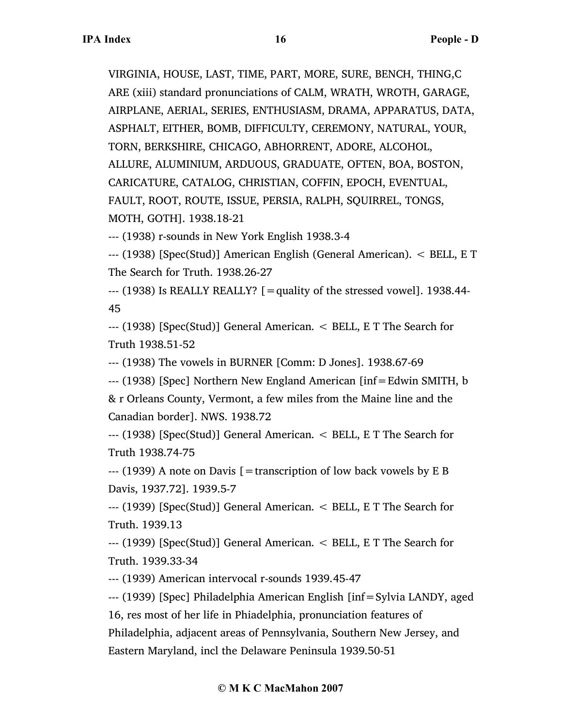VIRGINIA, HOUSE, LAST, TIME, PART, MORE, SURE, BENCH, THING,C ARE (xiii) standard pronunciations of CALM, WRATH, WROTH, GARAGE, AIRPLANE, AERIAL, SERIES, ENTHUSIASM, DRAMA, APPARATUS, DATA, ASPHALT, EITHER, BOMB, DIFFICULTY, CEREMONY, NATURAL, YOUR, TORN, BERKSHIRE, CHICAGO, ABHORRENT, ADORE, ALCOHOL, ALLURE, ALUMINIUM, ARDUOUS, GRADUATE, OFTEN, BOA, BOSTON, CARICATURE, CATALOG, CHRISTIAN, COFFIN, EPOCH, EVENTUAL, FAULT, ROOT, ROUTE, ISSUE, PERSIA, RALPH, SQUIRREL, TONGS, MOTH, GOTH]. 1938.18-21

--- (1938) r-sounds in New York English 1938.3-4

--- (1938) [Spec(Stud)] American English (General American). < BELL, E T The Search for Truth. 1938.26-27

--- (1938) Is REALLY REALLY? [=quality of the stressed vowel]. 1938.44-45

--- (1938) [Spec(Stud)] General American. < BELL, E T The Search for Truth 1938.51-52

--- (1938) The vowels in BURNER [Comm: D Jones]. 1938.67-69

--- (1938) [Spec] Northern New England American [inf=Edwin SMITH, b & r Orleans County, Vermont, a few miles from the Maine line and the Canadian border]. NWS. 1938.72

--- (1938) [Spec(Stud)] General American. < BELL, E T The Search for Truth 1938.74-75

--- (1939) A note on Davis [=transcription of low back vowels by E B Davis, 1937.72]. 1939.5-7

--- (1939) [Spec(Stud)] General American. < BELL, E T The Search for Truth. 1939.13

--- (1939) [Spec(Stud)] General American. < BELL, E T The Search for Truth. 1939.33-34

--- (1939) American intervocal r-sounds 1939.45-47

--- (1939) [Spec] Philadelphia American English [inf=Sylvia LANDY, aged 16, res most of her life in Phiadelphia, pronunciation features of Philadelphia, adjacent areas of Pennsylvania, Southern New Jersey, and Eastern Maryland, incl the Delaware Peninsula 1939.50-51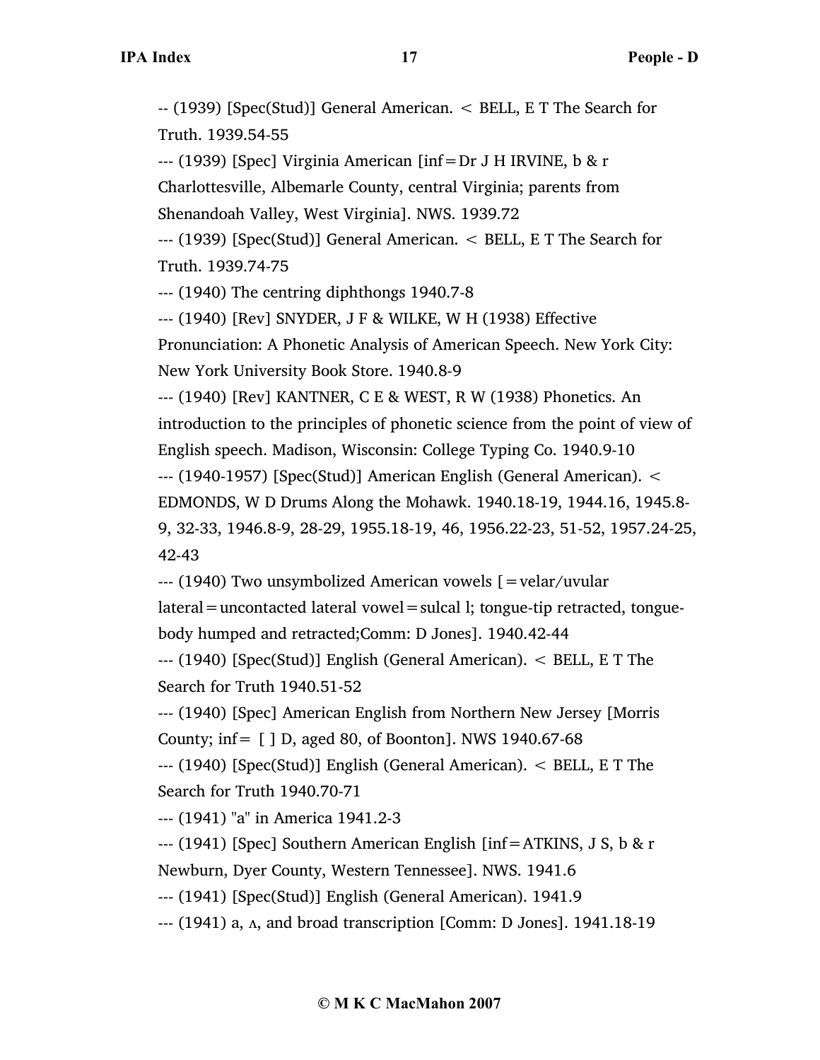-- (1939) [Spec(Stud)] General American. < BELL, E T The Search for Truth. 1939.54-55

--- (1939) [Spec] Virginia American [inf=Dr J H IRVINE, b & r Charlottesville, Albemarle County, central Virginia; parents from Shenandoah Valley, West Virginia]. NWS. 1939.72

--- (1939) [Spec(Stud)] General American. < BELL, E T The Search for Truth. 1939.74-75

--- (1940) The centring diphthongs 1940.7-8

--- (1940) [Rev] SNYDER, J F & WILKE, W H (1938) Effective Pronunciation: A Phonetic Analysis of American Speech. New York City: New York University Book Store. 1940.8-9

--- (1940) [Rev] KANTNER, C E & WEST, R W (1938) Phonetics. An introduction to the principles of phonetic science from the point of view of English speech. Madison, Wisconsin: College Typing Co. 1940.9-10

--- (1940-1957) [Spec(Stud)] American English (General American). < EDMONDS, W D Drums Along the Mohawk. 1940.18-19, 1944.16, 1945.8-9, 32-33, 1946.8-9, 28-29, 1955.18-19, 46, 1956.22-23, 51-52, 1957.24-25, 42-43

--- (1940) Two unsymbolized American vowels [=velar/uvular lateral=uncontacted lateral vowel=sulcal l; tongue-tip retracted, tongue-body humped and retracted;Comm: D Jones]. 1940.42-44

--- (1940) [Spec(Stud)] English (General American). < BELL, E T The Search for Truth 1940.51-52

--- (1940) [Spec] American English from Northern New Jersey [Morris County; inf= [ ] D, aged 80, of Boonton]. NWS 1940.67-68

--- (1940) [Spec(Stud)] English (General American). < BELL, E T The Search for Truth 1940.70-71

--- (1941) "a" in America 1941.2-3

--- (1941) [Spec] Southern American English [inf=ATKINS, J S, b & r Newburn, Dyer County, Western Tennessee]. NWS. 1941.6

--- (1941) [Spec(Stud)] English (General American). 1941.9

--- (1941) a, ʌ, and broad transcription [Comm: D Jones]. 1941.18-19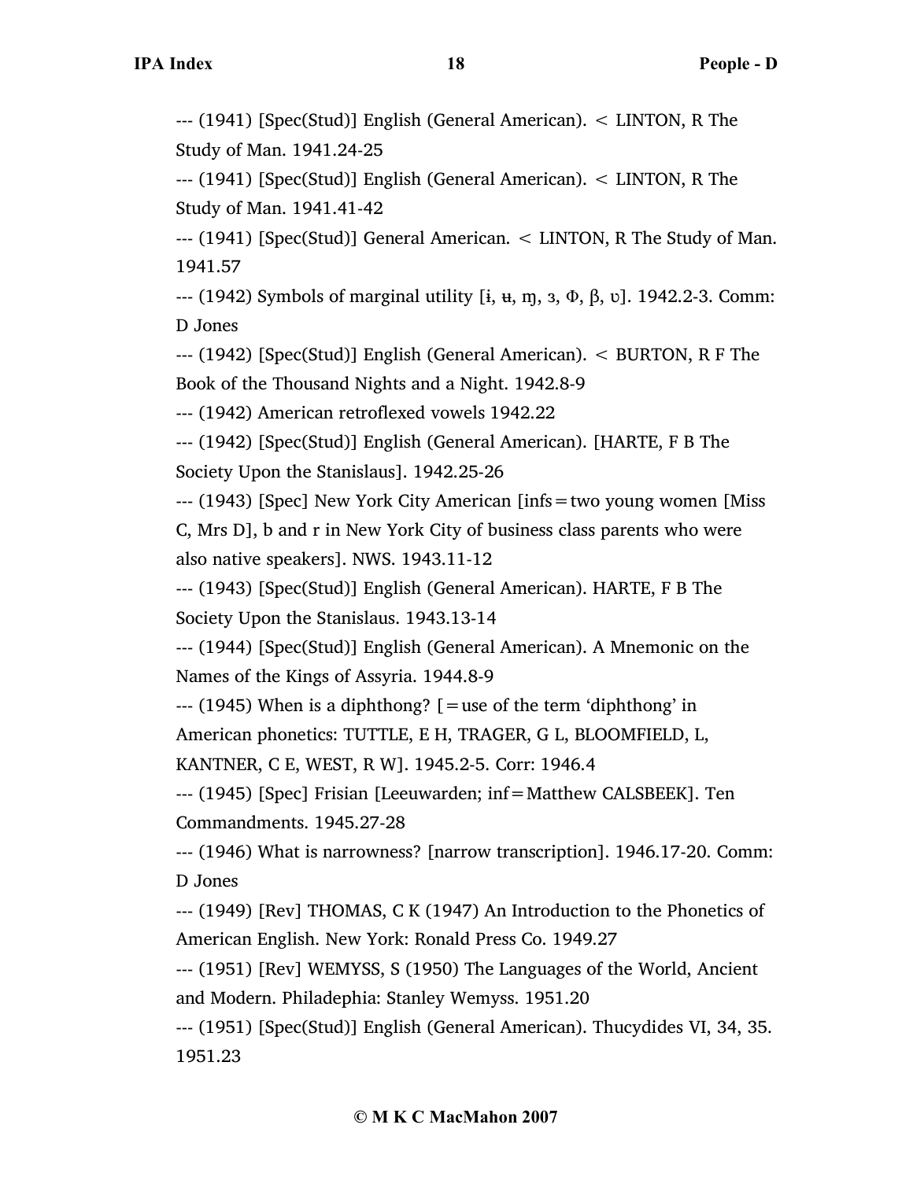--- (1941) [Spec(Stud)] English (General American). < LINTON, R The Study of Man. 1941.24-25

--- (1941) [Spec(Stud)] English (General American). < LINTON, R The Study of Man. 1941.41-42

--- (1941) [Spec(Stud)] General American. < LINTON, R The Study of Man. 1941.57

--- (1942) Symbols of marginal utility [ɨ, ʉ, ɱ, ɜ, Φ, β, ʊ]. 1942.2-3. Comm: D Jones

--- (1942) [Spec(Stud)] English (General American). < BURTON, R F The Book of the Thousand Nights and a Night. 1942.8-9

--- (1942) American retroflexed vowels 1942.22

--- (1942) [Spec(Stud)] English (General American). [HARTE, F B The Society Upon the Stanislaus]. 1942.25-26

--- (1943) [Spec] New York City American [infs=two young women [Miss C, Mrs D], b and r in New York City of business class parents who were also native speakers]. NWS. 1943.11-12

--- (1943) [Spec(Stud)] English (General American). HARTE, F B The Society Upon the Stanislaus. 1943.13-14

--- (1944) [Spec(Stud)] English (General American). A Mnemonic on the Names of the Kings of Assyria. 1944.8-9

--- (1945) When is a diphthong? [=use of the term 'diphthong' in American phonetics: TUTTLE, E H, TRAGER, G L, BLOOMFIELD, L, KANTNER, C E, WEST, R W]. 1945.2-5. Corr: 1946.4

--- (1945) [Spec] Frisian [Leeuwarden; inf=Matthew CALSBEEK]. Ten Commandments. 1945.27-28

--- (1946) What is narrowness? [narrow transcription]. 1946.17-20. Comm: D Jones

--- (1949) [Rev] THOMAS, C K (1947) An Introduction to the Phonetics of American English. New York: Ronald Press Co. 1949.27

--- (1951) [Rev] WEMYSS, S (1950) The Languages of the World, Ancient and Modern. Philadephia: Stanley Wemyss. 1951.20

--- (1951) [Spec(Stud)] English (General American). Thucydides VI, 34, 35. 1951.23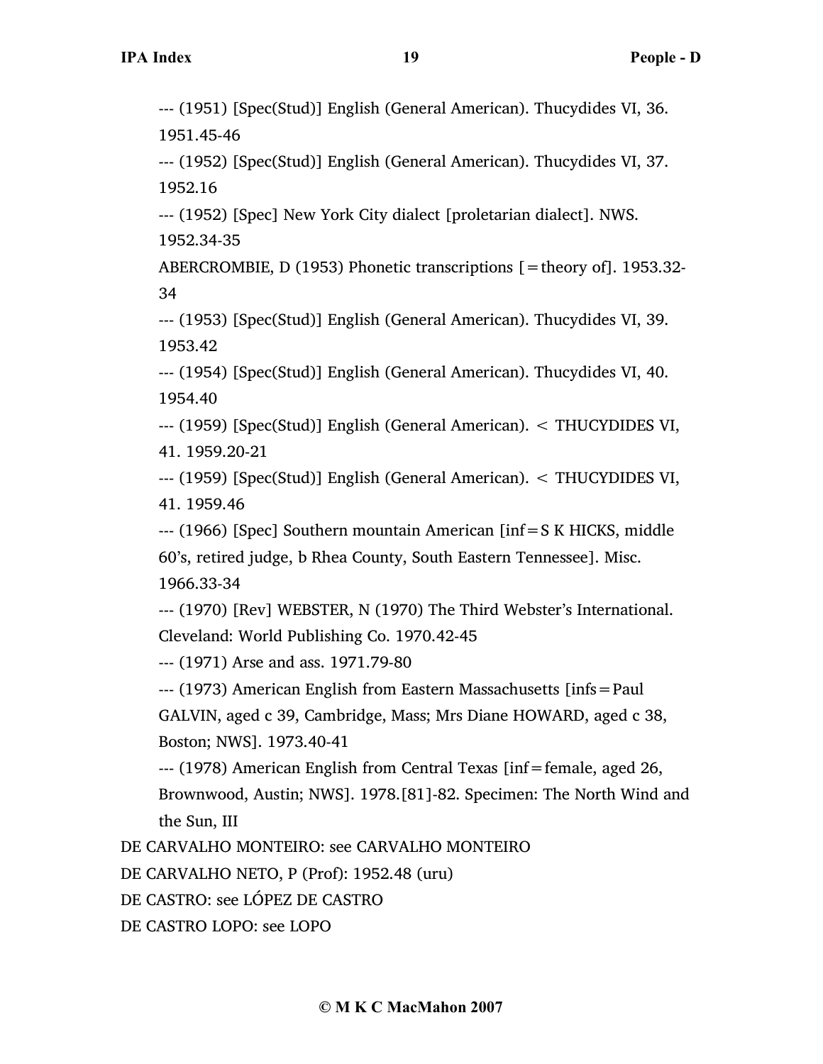--- (1951) [Spec(Stud)] English (General American). Thucydides VI, 36. 1951.45-46

--- (1952) [Spec(Stud)] English (General American). Thucydides VI, 37. 1952.16

--- (1952) [Spec] New York City dialect [proletarian dialect]. NWS. 1952.34-35

ABERCROMBIE, D (1953) Phonetic transcriptions [=theory of]. 1953.32-34

--- (1953) [Spec(Stud)] English (General American). Thucydides VI, 39. 1953.42

--- (1954) [Spec(Stud)] English (General American). Thucydides VI, 40. 1954.40

--- (1959) [Spec(Stud)] English (General American). < THUCYDIDES VI, 41. 1959.20-21

--- (1959) [Spec(Stud)] English (General American). < THUCYDIDES VI, 41. 1959.46

--- (1966) [Spec] Southern mountain American [inf=S K HICKS, middle 60's, retired judge, b Rhea County, South Eastern Tennessee]. Misc. 1966.33-34

--- (1970) [Rev] WEBSTER, N (1970) The Third Webster's International. Cleveland: World Publishing Co. 1970.42-45

--- (1971) Arse and ass. 1971.79-80

--- (1973) American English from Eastern Massachusetts [infs=Paul GALVIN, aged c 39, Cambridge, Mass; Mrs Diane HOWARD, aged c 38, Boston; NWS]. 1973.40-41

--- (1978) American English from Central Texas [inf=female, aged 26, Brownwood, Austin; NWS]. 1978.[81]-82. Specimen: The North Wind and the Sun, III

DE CARVALHO MONTEIRO: see CARVALHO MONTEIRO

DE CARVALHO NETO, P (Prof): 1952.48 (uru)

DE CASTRO: see LÓPEZ DE CASTRO

DE CASTRO LOPO: see LOPO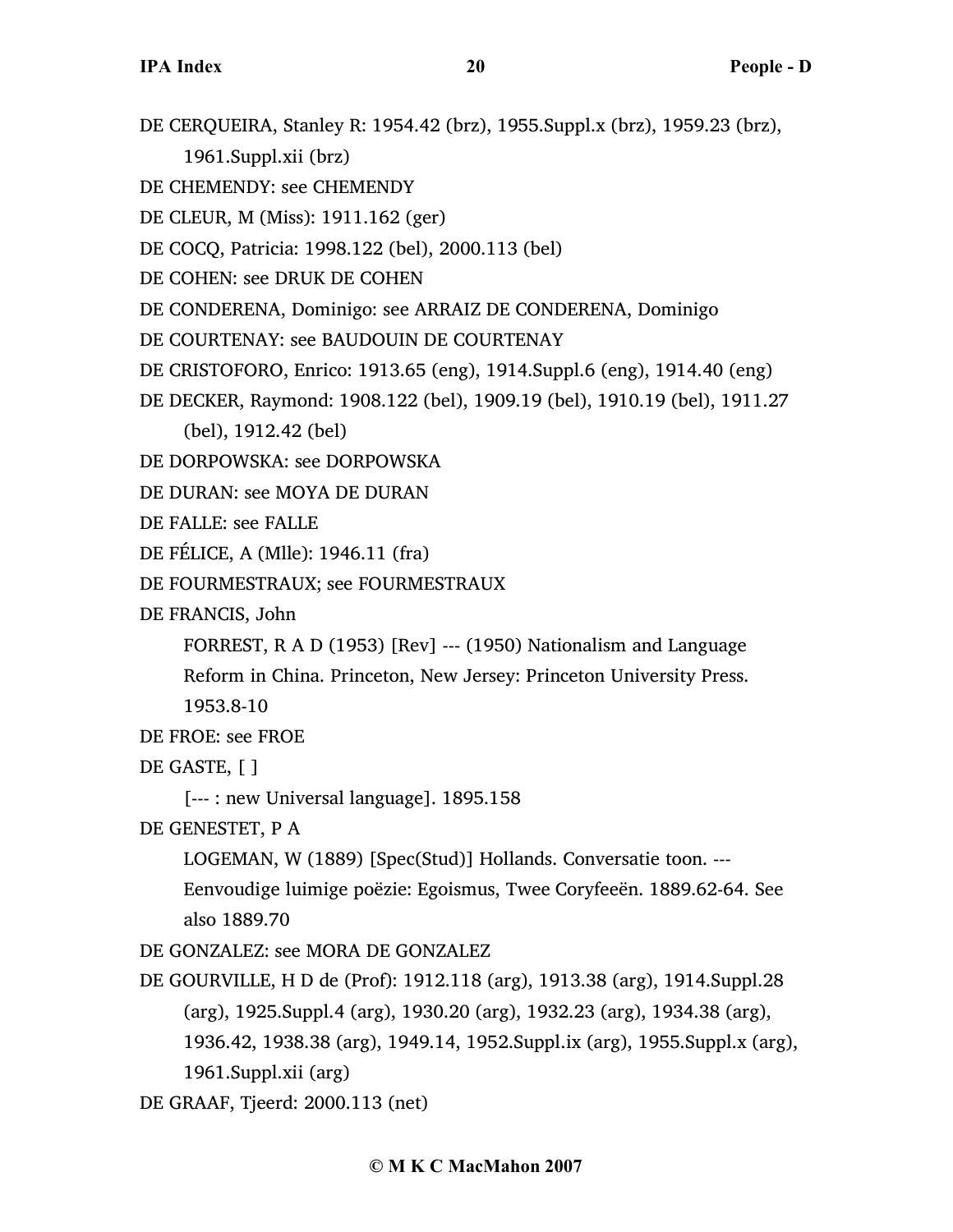DE CERQUEIRA, Stanley R: 1954.42 (brz), 1955.Suppl.x (brz), 1959.23 (brz), 1961.Suppl.xii (brz)

DE CHEMENDY: see CHEMENDY

DE CLEUR, M (Miss): 1911.162 (ger)

DE COCQ, Patricia: 1998.122 (bel), 2000.113 (bel)

DE COHEN: see DRUK DE COHEN

DE CONDERENA, Dominigo: see ARRAIZ DE CONDERENA, Dominigo

DE COURTENAY: see BAUDOUIN DE COURTENAY

DE CRISTOFORO, Enrico: 1913.65 (eng), 1914.Suppl.6 (eng), 1914.40 (eng)

DE DECKER, Raymond: 1908.122 (bel), 1909.19 (bel), 1910.19 (bel), 1911.27 (bel), 1912.42 (bel)

DE DORPOWSKA: see DORPOWSKA

DE DURAN: see MOYA DE DURAN

DE FALLE: see FALLE

DE FÉLICE, A (Mlle): 1946.11 (fra)

DE FOURMESTRAUX; see FOURMESTRAUX

DE FRANCIS, John

FORREST, R A D (1953) [Rev] --- (1950) Nationalism and Language Reform in China. Princeton, New Jersey: Princeton University Press. 1953.8-10

DE FROE: see FROE

DE GASTE, [ ]

[--- : new Universal language]. 1895.158

DE GENESTET, P A

LOGEMAN, W (1889) [Spec(Stud)] Hollands. Conversatie toon. --- Eenvoudige luimige poëzie: Egoismus, Twee Coryfeeën. 1889.62-64. See also 1889.70

DE GONZALEZ: see MORA DE GONZALEZ

DE GOURVILLE, H D de (Prof): 1912.118 (arg), 1913.38 (arg), 1914.Suppl.28 (arg), 1925.Suppl.4 (arg), 1930.20 (arg), 1932.23 (arg), 1934.38 (arg), 1936.42, 1938.38 (arg), 1949.14, 1952.Suppl.ix (arg), 1955.Suppl.x (arg), 1961.Suppl.xii (arg)

DE GRAAF, Tjeerd: 2000.113 (net)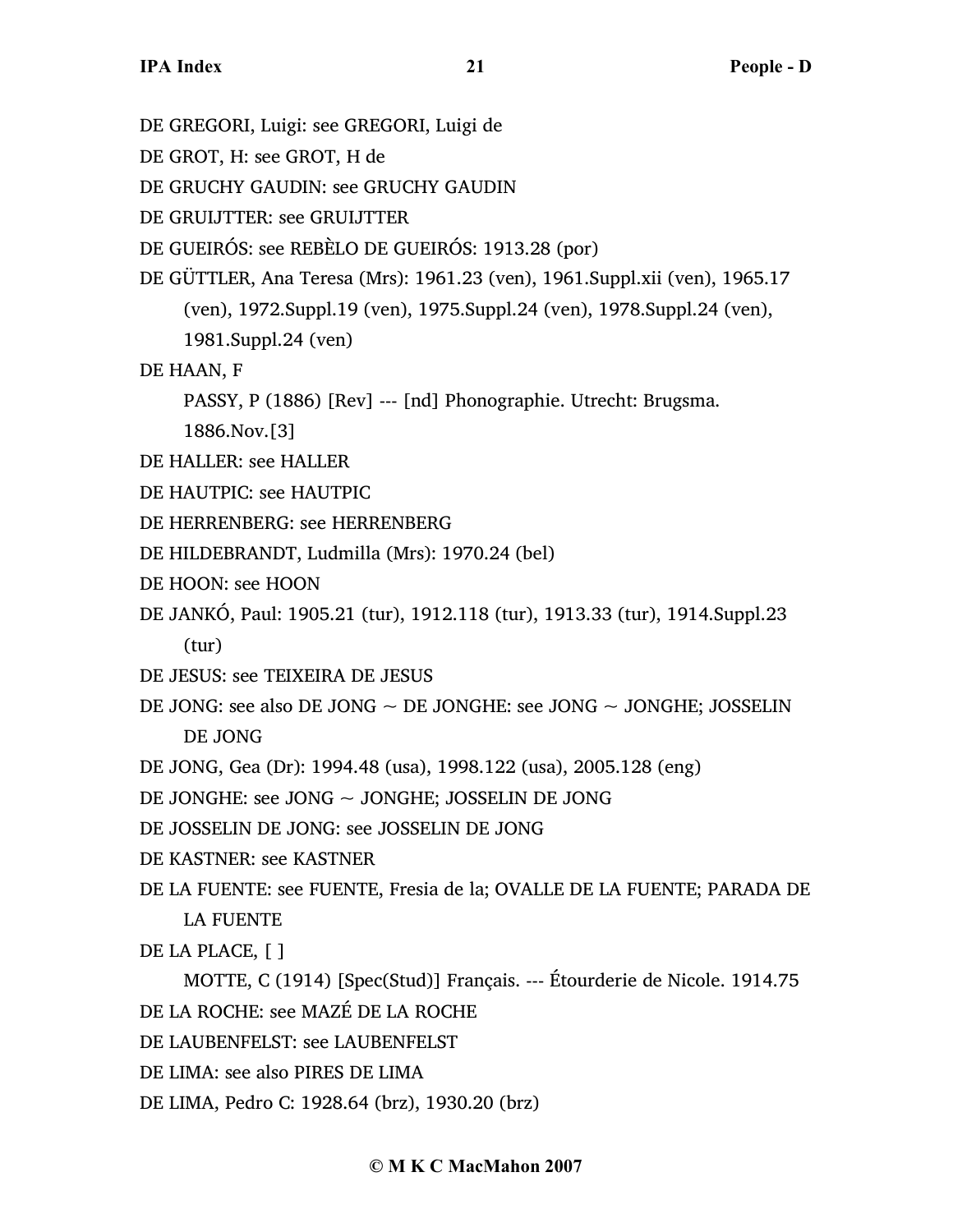DE GREGORI, Luigi: see GREGORI, Luigi de

DE GROT, H: see GROT, H de

DE GRUCHY GAUDIN: see GRUCHY GAUDIN

DE GRUIJTTER: see GRUIJTTER

DE GUEIRÓS: see REBÈLO DE GUEIRÓS: 1913.28 (por)

DE GÜTTLER, Ana Teresa (Mrs): 1961.23 (ven), 1961.Suppl.xii (ven), 1965.17 (ven), 1972.Suppl.19 (ven), 1975.Suppl.24 (ven), 1978.Suppl.24 (ven), 1981.Suppl.24 (ven)

DE HAAN, F

PASSY, P (1886) [Rev] --- [nd] Phonographie. Utrecht: Brugsma. 1886.Nov.[3]

DE HALLER: see HALLER

DE HAUTPIC: see HAUTPIC

DE HERRENBERG: see HERRENBERG

DE HILDEBRANDT, Ludmilla (Mrs): 1970.24 (bel)

DE HOON: see HOON

DE JANKÓ, Paul: 1905.21 (tur), 1912.118 (tur), 1913.33 (tur), 1914.Suppl.23 (tur)

DE JESUS: see TEIXEIRA DE JESUS

DE JONG: see also DE JONG ~ DE JONGHE: see JONG ~ JONGHE; JOSSELIN DE JONG

DE JONG, Gea (Dr): 1994.48 (usa), 1998.122 (usa), 2005.128 (eng)

DE JONGHE: see JONG ~ JONGHE; JOSSELIN DE JONG

DE JOSSELIN DE JONG: see JOSSELIN DE JONG

DE KASTNER: see KASTNER

DE LA FUENTE: see FUENTE, Fresia de la; OVALLE DE LA FUENTE; PARADA DE LA FUENTE

DE LA PLACE, [ ]

MOTTE, C (1914) [Spec(Stud)] Français. --- Étourderie de Nicole. 1914.75

DE LA ROCHE: see MAZÉ DE LA ROCHE

DE LAUBENFELST: see LAUBENFELST

DE LIMA: see also PIRES DE LIMA

DE LIMA, Pedro C: 1928.64 (brz), 1930.20 (brz)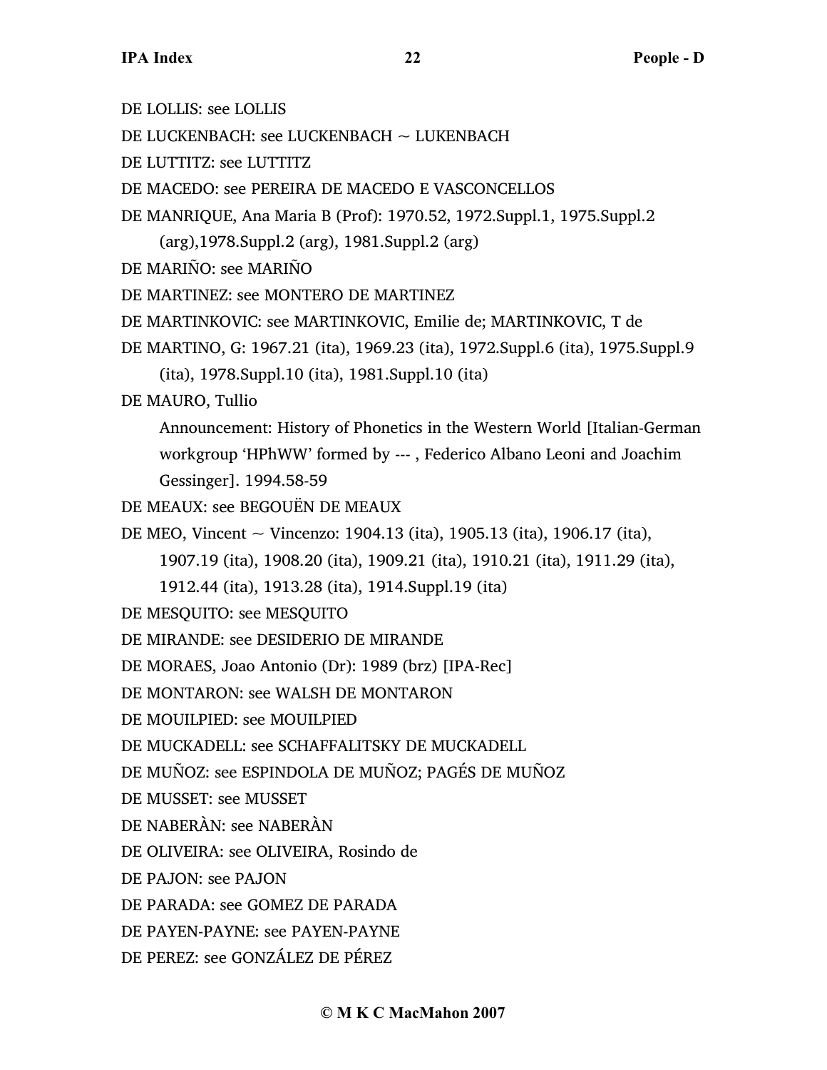DE LOLLIS: see LOLLIS

DE LUCKENBACH: see LUCKENBACH ~ LUKENBACH

DE LUTTITZ: see LUTTITZ

DE MACEDO: see PEREIRA DE MACEDO E VASCONCELLOS

DE MANRIQUE, Ana Maria B (Prof): 1970.52, 1972.Suppl.1, 1975.Suppl.2 (arg),1978.Suppl.2 (arg), 1981.Suppl.2 (arg)

DE MARIÑO: see MARIÑO

DE MARTINEZ: see MONTERO DE MARTINEZ

DE MARTINKOVIC: see MARTINKOVIC, Emilie de; MARTINKOVIC, T de

DE MARTINO, G: 1967.21 (ita), 1969.23 (ita), 1972.Suppl.6 (ita), 1975.Suppl.9 (ita), 1978.Suppl.10 (ita), 1981.Suppl.10 (ita)

DE MAURO, Tullio

Announcement: History of Phonetics in the Western World [Italian-German workgroup 'HPhWW' formed by --- , Federico Albano Leoni and Joachim Gessinger]. 1994.58-59

DE MEAUX: see BEGOUËN DE MEAUX

DE MEO, Vincent ~ Vincenzo: 1904.13 (ita), 1905.13 (ita), 1906.17 (ita), 1907.19 (ita), 1908.20 (ita), 1909.21 (ita), 1910.21 (ita), 1911.29 (ita), 1912.44 (ita), 1913.28 (ita), 1914.Suppl.19 (ita)

DE MESQUITO: see MESQUITO

DE MIRANDE: see DESIDERIO DE MIRANDE

DE MORAES, Joao Antonio (Dr): 1989 (brz) [IPA-Rec]

DE MONTARON: see WALSH DE MONTARON

DE MOUILPIED: see MOUILPIED

DE MUCKADELL: see SCHAFFALITSKY DE MUCKADELL

DE MUÑOZ: see ESPINDOLA DE MUÑOZ; PAGÉS DE MUÑOZ

DE MUSSET: see MUSSET

DE NABERÀN: see NABERÀN

DE OLIVEIRA: see OLIVEIRA, Rosindo de

DE PAJON: see PAJON

DE PARADA: see GOMEZ DE PARADA

DE PAYEN-PAYNE: see PAYEN-PAYNE

DE PEREZ: see GONZÁLEZ DE PÉREZ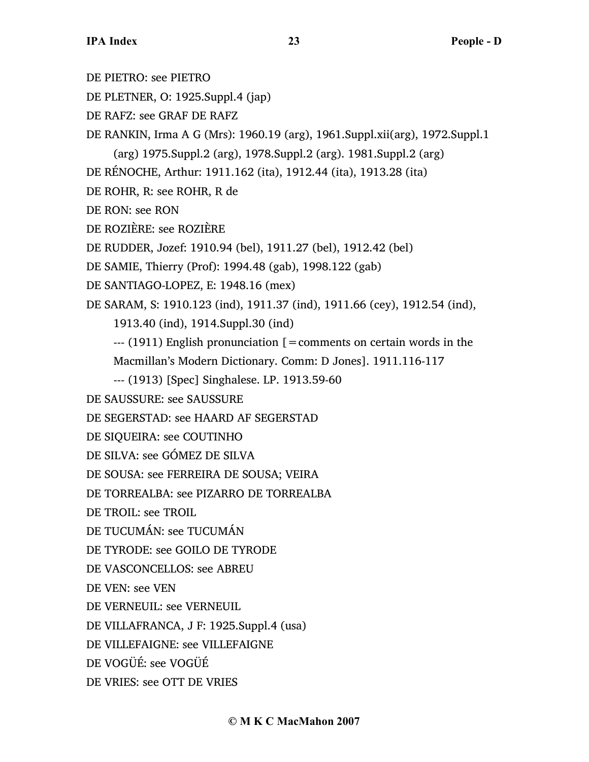DE PIETRO: see PIETRO

DE PLETNER, O: 1925.Suppl.4 (jap)

DE RAFZ: see GRAF DE RAFZ

DE RANKIN, Irma A G (Mrs): 1960.19 (arg), 1961.Suppl.xii(arg), 1972.Suppl.1 (arg) 1975.Suppl.2 (arg), 1978.Suppl.2 (arg). 1981.Suppl.2 (arg)

DE RÉNOCHE, Arthur: 1911.162 (ita), 1912.44 (ita), 1913.28 (ita)

DE ROHR, R: see ROHR, R de

DE RON: see RON

DE ROZIÈRE: see ROZIÈRE

DE RUDDER, Jozef: 1910.94 (bel), 1911.27 (bel), 1912.42 (bel)

DE SAMIE, Thierry (Prof): 1994.48 (gab), 1998.122 (gab)

DE SANTIAGO-LOPEZ, E: 1948.16 (mex)

DE SARAM, S: 1910.123 (ind), 1911.37 (ind), 1911.66 (cey), 1912.54 (ind), 1913.40 (ind), 1914.Suppl.30 (ind)

--- (1911) English pronunciation [=comments on certain words in the Macmillan’s Modern Dictionary. Comm: D Jones]. 1911.116-117

--- (1913) [Spec] Singhalese. LP. 1913.59-60

DE SAUSSURE: see SAUSSURE

DE SEGERSTAD: see HAARD AF SEGERSTAD

DE SIQUEIRA: see COUTINHO

DE SILVA: see GÓMEZ DE SILVA

DE SOUSA: see FERREIRA DE SOUSA; VEIRA

DE TORREALBA: see PIZARRO DE TORREALBA

DE TROIL: see TROIL

DE TUCUMÁN: see TUCUMÁN

DE TYRODE: see GOILO DE TYRODE

DE VASCONCELLOS: see ABREU

DE VEN: see VEN

DE VERNEUIL: see VERNEUIL

DE VILLAFRANCA, J F: 1925.Suppl.4 (usa)

DE VILLEFAIGNE: see VILLEFAIGNE

DE VOGÜÉ: see VOGÜÉ

DE VRIES: see OTT DE VRIES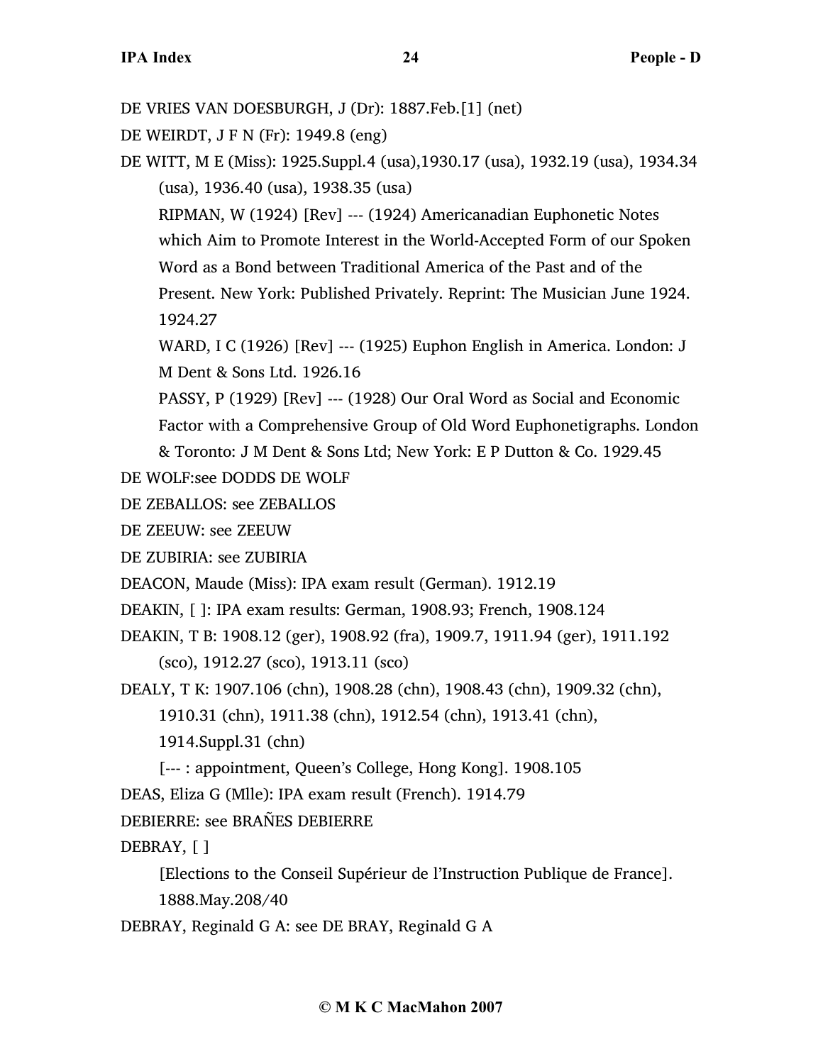DE VRIES VAN DOESBURGH, J (Dr): 1887.Feb.[1] (net)

DE WEIRDT, J F N (Fr): 1949.8 (eng)

DE WITT, M E (Miss): 1925.Suppl.4 (usa),1930.17 (usa), 1932.19 (usa), 1934.34 (usa), 1936.40 (usa), 1938.35 (usa)

RIPMAN, W (1924) [Rev] --- (1924) Americanadian Euphonetic Notes which Aim to Promote Interest in the World-Accepted Form of our Spoken Word as a Bond between Traditional America of the Past and of the Present. New York: Published Privately. Reprint: The Musician June 1924. 1924.27

WARD, I C (1926) [Rev] --- (1925) Euphon English in America. London: J M Dent & Sons Ltd. 1926.16

PASSY, P (1929) [Rev] --- (1928) Our Oral Word as Social and Economic Factor with a Comprehensive Group of Old Word Euphonetigraphs. London & Toronto: J M Dent & Sons Ltd; New York: E P Dutton & Co. 1929.45

DE WOLF:see DODDS DE WOLF

DE ZEBALLOS: see ZEBALLOS

DE ZEEUW: see ZEEUW

DE ZUBIRIA: see ZUBIRIA

DEACON, Maude (Miss): IPA exam result (German). 1912.19

DEAKIN, [ ]: IPA exam results: German, 1908.93; French, 1908.124

DEAKIN, T B: 1908.12 (ger), 1908.92 (fra), 1909.7, 1911.94 (ger), 1911.192 (sco), 1912.27 (sco), 1913.11 (sco)

DEALY, T K: 1907.106 (chn), 1908.28 (chn), 1908.43 (chn), 1909.32 (chn), 1910.31 (chn), 1911.38 (chn), 1912.54 (chn), 1913.41 (chn), 1914.Suppl.31 (chn)

[--- : appointment, Queen's College, Hong Kong]. 1908.105

DEAS, Eliza G (Mlle): IPA exam result (French). 1914.79

DEBIERRE: see BRAÑES DEBIERRE

DEBRAY, [ ]

[Elections to the Conseil Supérieur de l'Instruction Publique de France]. 1888.May.208/40

DEBRAY, Reginald G A: see DE BRAY, Reginald G A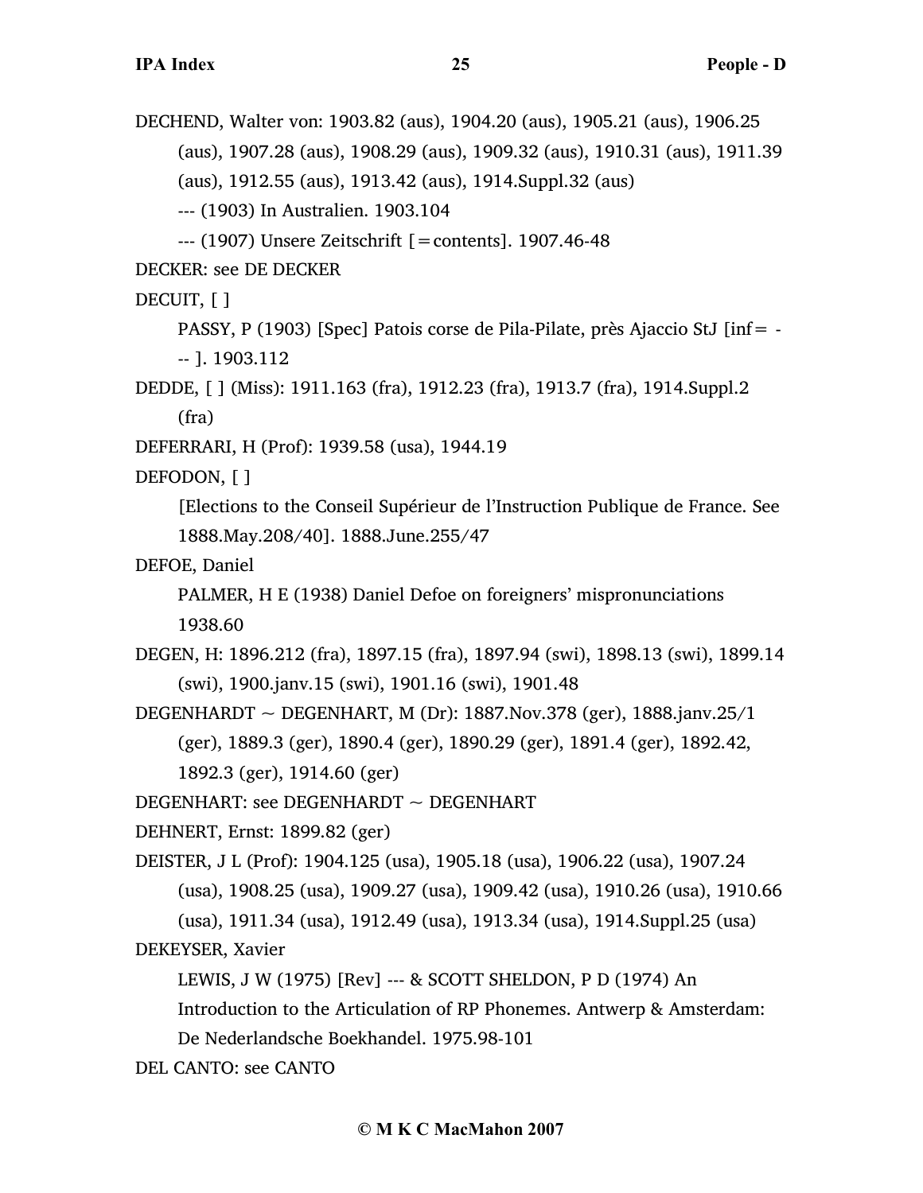DECHEND, Walter von: 1903.82 (aus), 1904.20 (aus), 1905.21 (aus), 1906.25 (aus), 1907.28 (aus), 1908.29 (aus), 1909.32 (aus), 1910.31 (aus), 1911.39 (aus), 1912.55 (aus), 1913.42 (aus), 1914.Suppl.32 (aus)

--- (1903) In Australien. 1903.104

--- (1907) Unsere Zeitschrift [=contents]. 1907.46-48

DECKER: see DE DECKER

DECUIT, [ ]

PASSY, P (1903) [Spec] Patois corse de Pila-Pilate, près Ajaccio StJ [inf= --- ]. 1903.112

DEDDE, [ ] (Miss): 1911.163 (fra), 1912.23 (fra), 1913.7 (fra), 1914.Suppl.2 (fra)

DEFERRARI, H (Prof): 1939.58 (usa), 1944.19

DEFODON, [ ]

[Elections to the Conseil Supérieur de l'Instruction Publique de France. See 1888.May.208/40]. 1888.June.255/47

DEFOE, Daniel

PALMER, H E (1938) Daniel Defoe on foreigners' mispronunciations 1938.60

DEGEN, H: 1896.212 (fra), 1897.15 (fra), 1897.94 (swi), 1898.13 (swi), 1899.14 (swi), 1900.janv.15 (swi), 1901.16 (swi), 1901.48

DEGENHARDT ~ DEGENHART, M (Dr): 1887.Nov.378 (ger), 1888.janv.25/1 (ger), 1889.3 (ger), 1890.4 (ger), 1890.29 (ger), 1891.4 (ger), 1892.42, 1892.3 (ger), 1914.60 (ger)

DEGENHART: see DEGENHARDT ~ DEGENHART

DEHNERT, Ernst: 1899.82 (ger)

DEISTER, J L (Prof): 1904.125 (usa), 1905.18 (usa), 1906.22 (usa), 1907.24 (usa), 1908.25 (usa), 1909.27 (usa), 1909.42 (usa), 1910.26 (usa), 1910.66 (usa), 1911.34 (usa), 1912.49 (usa), 1913.34 (usa), 1914.Suppl.25 (usa)

DEKEYSER, Xavier

LEWIS, J W (1975) [Rev] --- & SCOTT SHELDON, P D (1974) An Introduction to the Articulation of RP Phonemes. Antwerp & Amsterdam: De Nederlandsche Boekhandel. 1975.98-101

DEL CANTO: see CANTO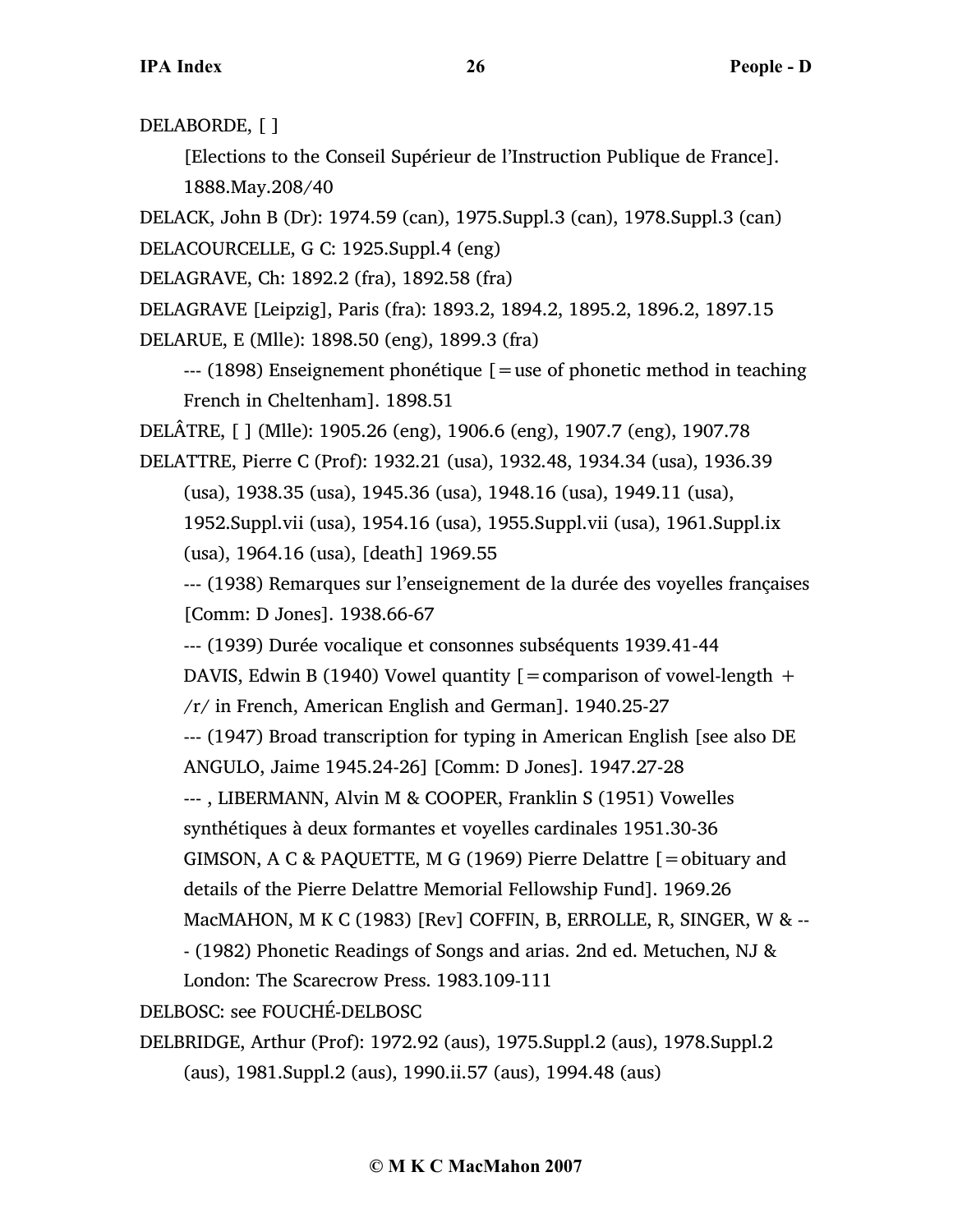DELABORDE, [ ]

[Elections to the Conseil Supérieur de l'Instruction Publique de France]. 1888.May.208/40

DELACK, John B (Dr): 1974.59 (can), 1975.Suppl.3 (can), 1978.Suppl.3 (can)

DELACOURCELLE, G C: 1925.Suppl.4 (eng)

DELAGRAVE, Ch: 1892.2 (fra), 1892.58 (fra)

DELAGRAVE [Leipzig], Paris (fra): 1893.2, 1894.2, 1895.2, 1896.2, 1897.15

DELARUE, E (Mlle): 1898.50 (eng), 1899.3 (fra)

--- (1898) Enseignement phonétique [=use of phonetic method in teaching French in Cheltenham]. 1898.51

DELÂTRE, [ ] (Mlle): 1905.26 (eng), 1906.6 (eng), 1907.7 (eng), 1907.78

DELATTRE, Pierre C (Prof): 1932.21 (usa), 1932.48, 1934.34 (usa), 1936.39 (usa), 1938.35 (usa), 1945.36 (usa), 1948.16 (usa), 1949.11 (usa), 1952.Suppl.vii (usa), 1954.16 (usa), 1955.Suppl.vii (usa), 1961.Suppl.ix (usa), 1964.16 (usa), [death] 1969.55

--- (1938) Remarques sur l'enseignement de la durée des voyelles françaises [Comm: D Jones]. 1938.66-67

--- (1939) Durée vocalique et consonnes subséquents 1939.41-44

DAVIS, Edwin B (1940) Vowel quantity [=comparison of vowel-length + /r/ in French, American English and German]. 1940.25-27

--- (1947) Broad transcription for typing in American English [see also DE ANGULO, Jaime 1945.24-26] [Comm: D Jones]. 1947.27-28

--- , LIBERMANN, Alvin M & COOPER, Franklin S (1951) Vowelles synthétiques à deux formantes et voyelles cardinales 1951.30-36

GIMSON, A C & PAQUETTE, M G (1969) Pierre Delattre [=obituary and details of the Pierre Delattre Memorial Fellowship Fund]. 1969.26

MacMAHON, M K C (1983) [Rev] COFFIN, B, ERROLLE, R, SINGER, W & --- (1982) Phonetic Readings of Songs and arias. 2nd ed. Metuchen, NJ & London: The Scarecrow Press. 1983.109-111

DELBOSC: see FOUCHÉ-DELBOSC

DELBRIDGE, Arthur (Prof): 1972.92 (aus), 1975.Suppl.2 (aus), 1978.Suppl.2 (aus), 1981.Suppl.2 (aus), 1990.ii.57 (aus), 1994.48 (aus)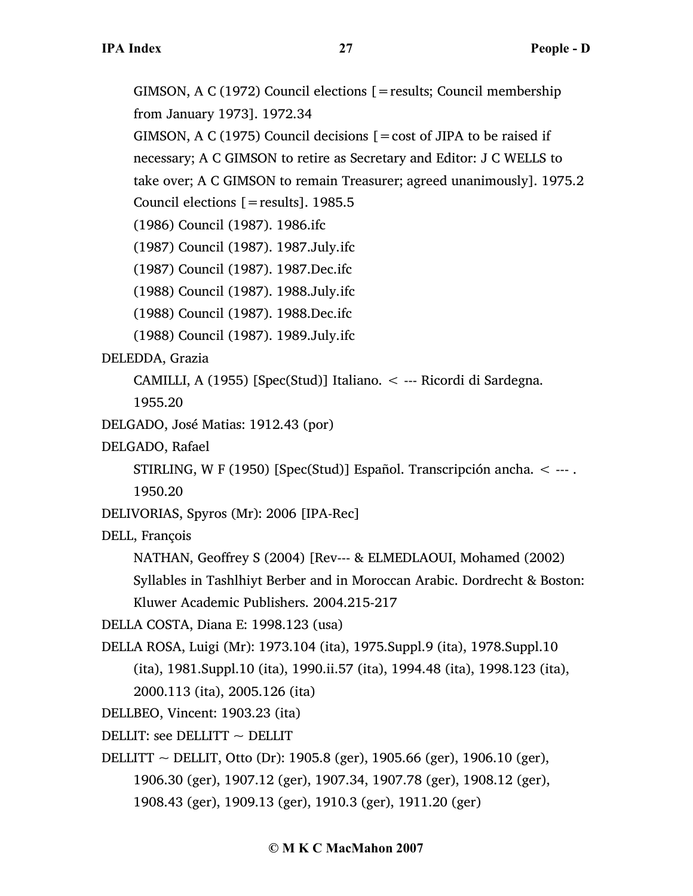GIMSON, A C (1972) Council elections [=results; Council membership from January 1973]. 1972.34

GIMSON, A C (1975) Council decisions [=cost of JIPA to be raised if necessary; A C GIMSON to retire as Secretary and Editor: J C WELLS to take over; A C GIMSON to remain Treasurer; agreed unanimously]. 1975.2

Council elections [=results]. 1985.5

(1986) Council (1987). 1986.ifc

(1987) Council (1987). 1987.July.ifc

(1987) Council (1987). 1987.Dec.ifc

(1988) Council (1987). 1988.July.ifc

(1988) Council (1987). 1988.Dec.ifc

(1988) Council (1987). 1989.July.ifc

DELEDDA, Grazia

CAMILLI, A (1955) [Spec(Stud)] Italiano. < --- Ricordi di Sardegna. 1955.20

DELGADO, José Matias: 1912.43 (por)

DELGADO, Rafael

STIRLING, W F (1950) [Spec(Stud)] Español. Transcripción ancha. < --- . 1950.20

DELIVORIAS, Spyros (Mr): 2006 [IPA-Rec]

DELL, François

NATHAN, Geoffrey S (2004) [Rev--- & ELMEDLAOUI, Mohamed (2002) Syllables in Tashlhiyt Berber and in Moroccan Arabic. Dordrecht & Boston: Kluwer Academic Publishers. 2004.215-217

DELLA COSTA, Diana E: 1998.123 (usa)

DELLA ROSA, Luigi (Mr): 1973.104 (ita), 1975.Suppl.9 (ita), 1978.Suppl.10 (ita), 1981.Suppl.10 (ita), 1990.ii.57 (ita), 1994.48 (ita), 1998.123 (ita), 2000.113 (ita), 2005.126 (ita)

DELLBEO, Vincent: 1903.23 (ita)

DELLIT: see DELLITT ~ DELLIT

DELLITT ~ DELLIT, Otto (Dr): 1905.8 (ger), 1905.66 (ger), 1906.10 (ger), 1906.30 (ger), 1907.12 (ger), 1907.34, 1907.78 (ger), 1908.12 (ger), 1908.43 (ger), 1909.13 (ger), 1910.3 (ger), 1911.20 (ger)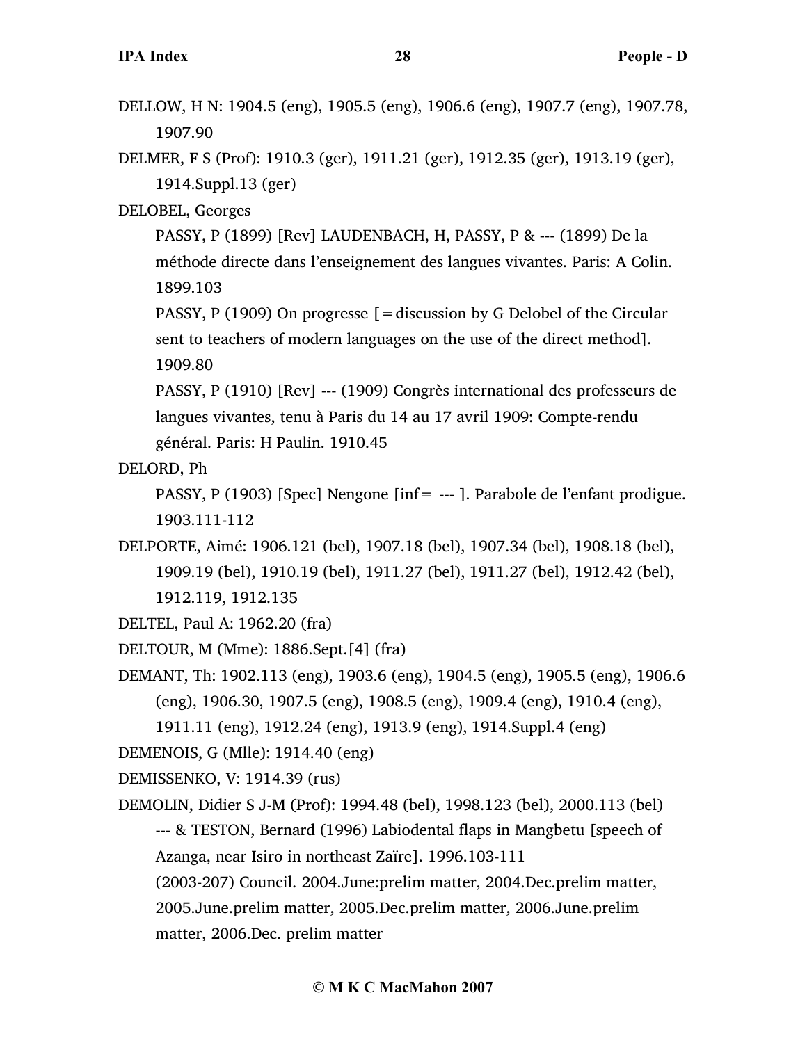DELLOW, H N: 1904.5 (eng), 1905.5 (eng), 1906.6 (eng), 1907.7 (eng), 1907.78, 1907.90

DELMER, F S (Prof): 1910.3 (ger), 1911.21 (ger), 1912.35 (ger), 1913.19 (ger), 1914.Suppl.13 (ger)

DELOBEL, Georges

PASSY, P (1899) [Rev] LAUDENBACH, H, PASSY, P & --- (1899) De la méthode directe dans l'enseignement des langues vivantes. Paris: A Colin. 1899.103

PASSY, P (1909) On progresse [=discussion by G Delobel of the Circular sent to teachers of modern languages on the use of the direct method]. 1909.80

PASSY, P (1910) [Rev] --- (1909) Congrès international des professeurs de langues vivantes, tenu à Paris du 14 au 17 avril 1909: Compte-rendu général. Paris: H Paulin. 1910.45

DELORD, Ph

PASSY, P (1903) [Spec] Nengone [inf= --- ]. Parabole de l'enfant prodigue. 1903.111-112

DELPORTE, Aimé: 1906.121 (bel), 1907.18 (bel), 1907.34 (bel), 1908.18 (bel), 1909.19 (bel), 1910.19 (bel), 1911.27 (bel), 1911.27 (bel), 1912.42 (bel), 1912.119, 1912.135

DELTEL, Paul A: 1962.20 (fra)

DELTOUR, M (Mme): 1886.Sept.[4] (fra)

DEMANT, Th: 1902.113 (eng), 1903.6 (eng), 1904.5 (eng), 1905.5 (eng), 1906.6 (eng), 1906.30, 1907.5 (eng), 1908.5 (eng), 1909.4 (eng), 1910.4 (eng), 1911.11 (eng), 1912.24 (eng), 1913.9 (eng), 1914.Suppl.4 (eng)

DEMENOIS, G (Mlle): 1914.40 (eng)

DEMISSENKO, V: 1914.39 (rus)

DEMOLIN, Didier S J-M (Prof): 1994.48 (bel), 1998.123 (bel), 2000.113 (bel)

--- & TESTON, Bernard (1996) Labiodental flaps in Mangbetu [speech of Azanga, near Isiro in northeast Zaïre]. 1996.103-111

(2003-207) Council. 2004.June:prelim matter, 2004.Dec.prelim matter, 2005.June.prelim matter, 2005.Dec.prelim matter, 2006.June.prelim matter, 2006.Dec. prelim matter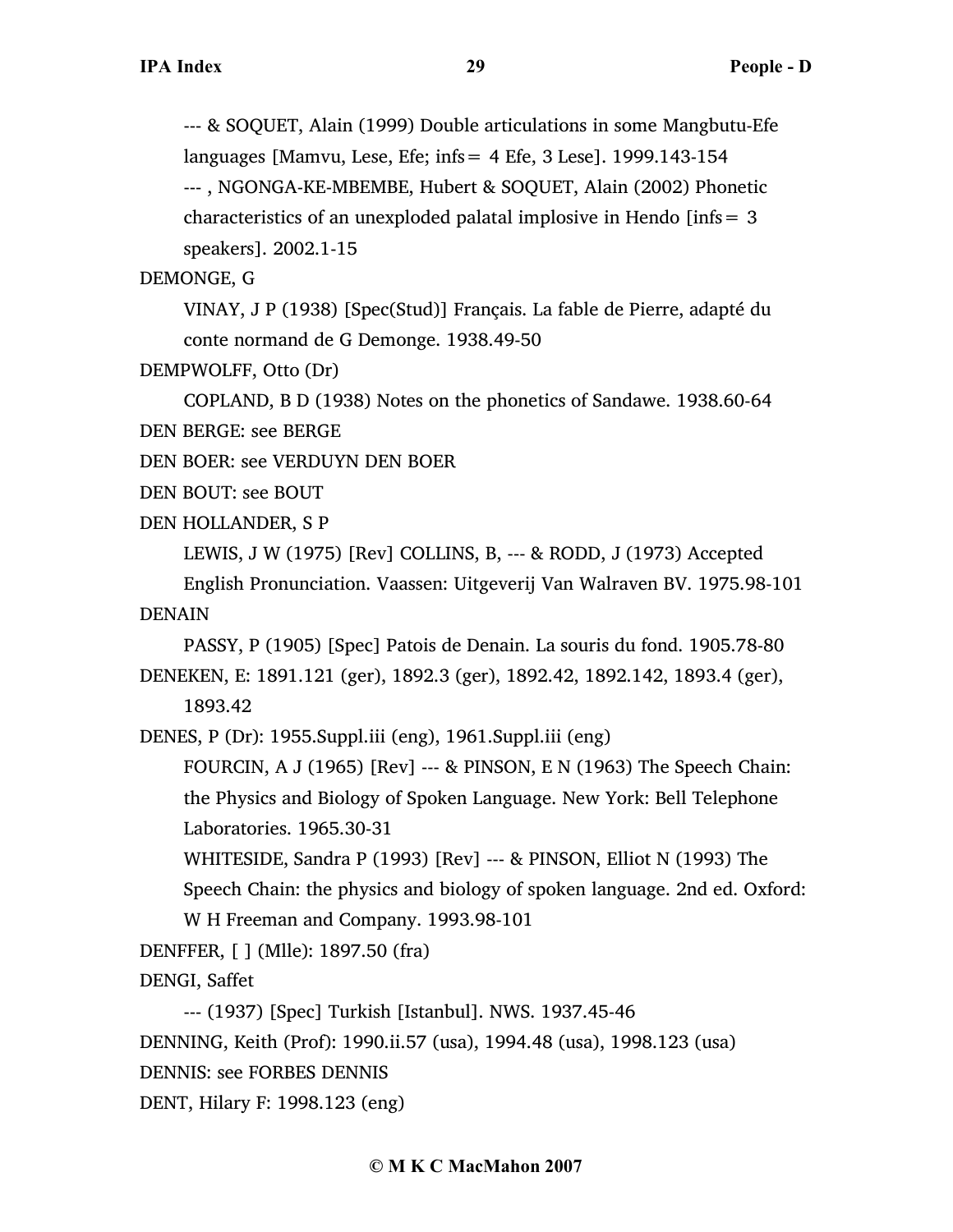--- & SOQUET, Alain (1999) Double articulations in some Mangbutu-Efe languages [Mamvu, Lese, Efe; infs= 4 Efe, 3 Lese]. 1999.143-154

--- , NGONGA-KE-MBEMBE, Hubert & SOQUET, Alain (2002) Phonetic characteristics of an unexploded palatal implosive in Hendo [infs= 3 speakers]. 2002.1-15

DEMONGE, G

VINAY, J P (1938) [Spec(Stud)] Français. La fable de Pierre, adapté du conte normand de G Demonge. 1938.49-50

DEMPWOLFF, Otto (Dr)

COPLAND, B D (1938) Notes on the phonetics of Sandawe. 1938.60-64

DEN BERGE: see BERGE

DEN BOER: see VERDUYN DEN BOER

DEN BOUT: see BOUT

DEN HOLLANDER, S P

LEWIS, J W (1975) [Rev] COLLINS, B, --- & RODD, J (1973) Accepted English Pronunciation. Vaassen: Uitgeverij Van Walraven BV. 1975.98-101

DENAIN

PASSY, P (1905) [Spec] Patois de Denain. La souris du fond. 1905.78-80

DENEKEN, E: 1891.121 (ger), 1892.3 (ger), 1892.42, 1892.142, 1893.4 (ger), 1893.42

DENES, P (Dr): 1955.Suppl.iii (eng), 1961.Suppl.iii (eng)

FOURCIN, A J (1965) [Rev] --- & PINSON, E N (1963) The Speech Chain: the Physics and Biology of Spoken Language. New York: Bell Telephone Laboratories. 1965.30-31

WHITESIDE, Sandra P (1993) [Rev] --- & PINSON, Elliot N (1993) The Speech Chain: the physics and biology of spoken language. 2nd ed. Oxford: W H Freeman and Company. 1993.98-101

DENFFER, [ ] (Mlle): 1897.50 (fra)

DENGI, Saffet

--- (1937) [Spec] Turkish [Istanbul]. NWS. 1937.45-46

DENNING, Keith (Prof): 1990.ii.57 (usa), 1994.48 (usa), 1998.123 (usa)

DENNIS: see FORBES DENNIS

DENT, Hilary F: 1998.123 (eng)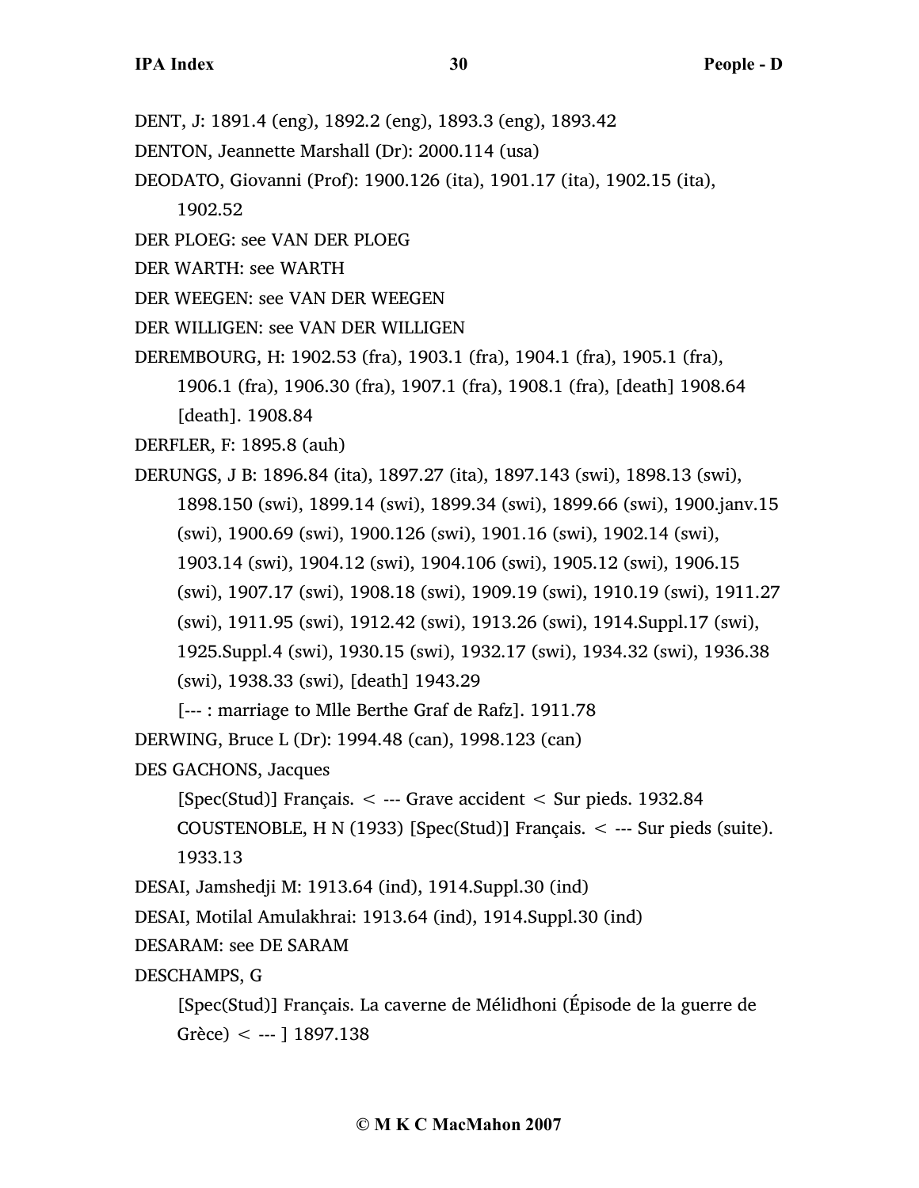DENT, J: 1891.4 (eng), 1892.2 (eng), 1893.3 (eng), 1893.42

DENTON, Jeannette Marshall (Dr): 2000.114 (usa)

DEODATO, Giovanni (Prof): 1900.126 (ita), 1901.17 (ita), 1902.15 (ita), 1902.52

DER PLOEG: see VAN DER PLOEG

DER WARTH: see WARTH

DER WEEGEN: see VAN DER WEEGEN

DER WILLIGEN: see VAN DER WILLIGEN

DEREMBOURG, H: 1902.53 (fra), 1903.1 (fra), 1904.1 (fra), 1905.1 (fra), 1906.1 (fra), 1906.30 (fra), 1907.1 (fra), 1908.1 (fra), [death] 1908.64 [death]. 1908.84

DERFLER, F: 1895.8 (auh)

DERUNGS, J B: 1896.84 (ita), 1897.27 (ita), 1897.143 (swi), 1898.13 (swi), 1898.150 (swi), 1899.14 (swi), 1899.34 (swi), 1899.66 (swi), 1900.janv.15 (swi), 1900.69 (swi), 1900.126 (swi), 1901.16 (swi), 1902.14 (swi), 1903.14 (swi), 1904.12 (swi), 1904.106 (swi), 1905.12 (swi), 1906.15 (swi), 1907.17 (swi), 1908.18 (swi), 1909.19 (swi), 1910.19 (swi), 1911.27 (swi), 1911.95 (swi), 1912.42 (swi), 1913.26 (swi), 1914.Suppl.17 (swi), 1925.Suppl.4 (swi), 1930.15 (swi), 1932.17 (swi), 1934.32 (swi), 1936.38 (swi), 1938.33 (swi), [death] 1943.29

[--- : marriage to Mlle Berthe Graf de Rafz]. 1911.78

DERWING, Bruce L (Dr): 1994.48 (can), 1998.123 (can)

DES GACHONS, Jacques

[Spec(Stud)] Français. < --- Grave accident < Sur pieds. 1932.84

COUSTENOBLE, H N (1933) [Spec(Stud)] Français. < --- Sur pieds (suite). 1933.13

DESAI, Jamshedji M: 1913.64 (ind), 1914.Suppl.30 (ind)

DESAI, Motilal Amulakhrai: 1913.64 (ind), 1914.Suppl.30 (ind)

DESARAM: see DE SARAM

DESCHAMPS, G

[Spec(Stud)] Français. La caverne de Mélidhoni (Épisode de la guerre de Grèce) < --- ] 1897.138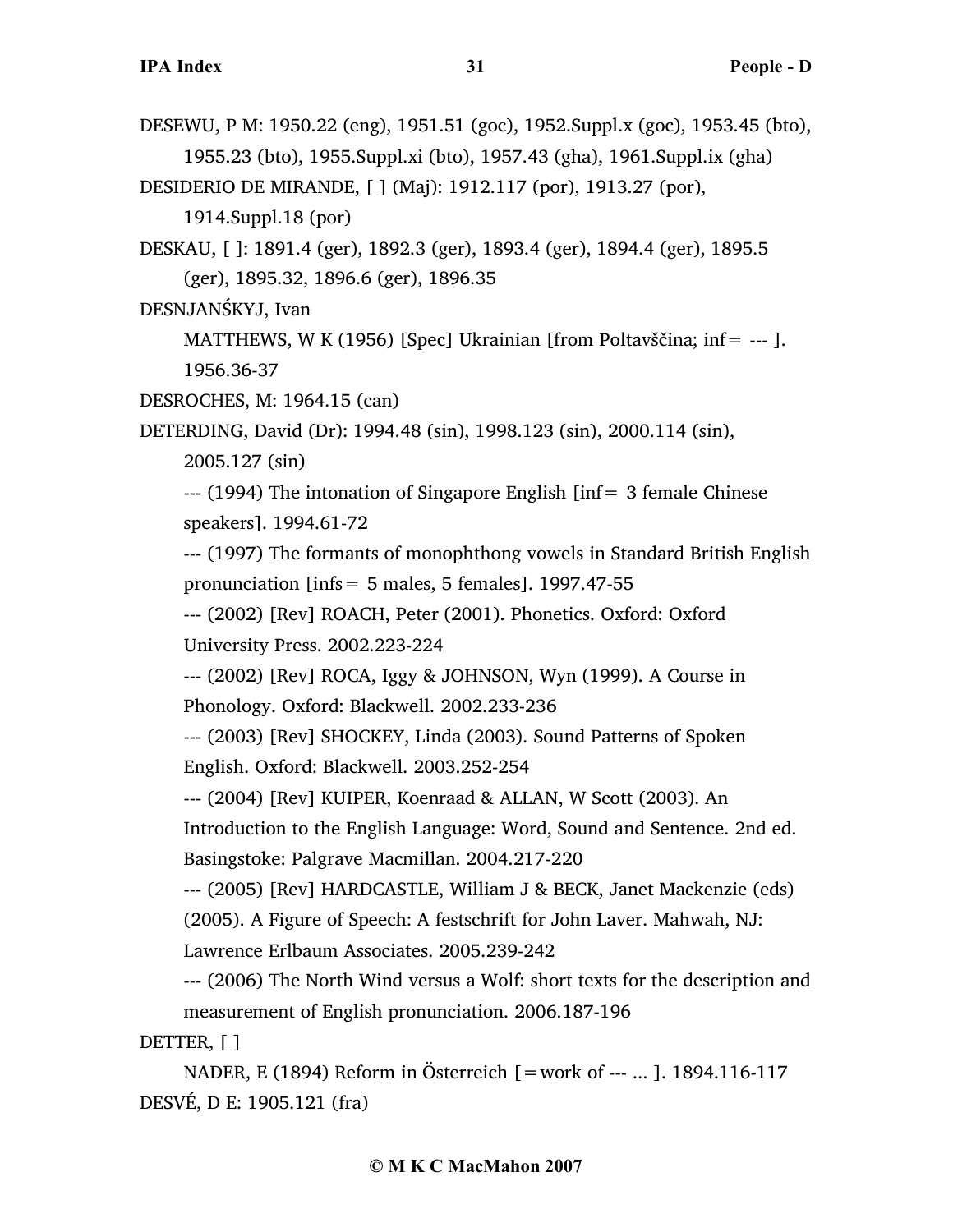DESEWU, P M: 1950.22 (eng), 1951.51 (goc), 1952.Suppl.x (goc), 1953.45 (bto), 1955.23 (bto), 1955.Suppl.xi (bto), 1957.43 (gha), 1961.Suppl.ix (gha)

DESIDERIO DE MIRANDE, [ ] (Maj): 1912.117 (por), 1913.27 (por), 1914.Suppl.18 (por)

DESKAU, [ ]: 1891.4 (ger), 1892.3 (ger), 1893.4 (ger), 1894.4 (ger), 1895.5 (ger), 1895.32, 1896.6 (ger), 1896.35

DESNJANŚKYJ, Ivan

MATTHEWS, W K (1956) [Spec] Ukrainian [from Poltavščina; inf= --- ]. 1956.36-37

DESROCHES, M: 1964.15 (can)

DETERDING, David (Dr): 1994.48 (sin), 1998.123 (sin), 2000.114 (sin), 2005.127 (sin)

--- (1994) The intonation of Singapore English [inf= 3 female Chinese speakers]. 1994.61-72

--- (1997) The formants of monophthong vowels in Standard British English pronunciation [infs= 5 males, 5 females]. 1997.47-55

--- (2002) [Rev] ROACH, Peter (2001). Phonetics. Oxford: Oxford University Press. 2002.223-224

--- (2002) [Rev] ROCA, Iggy & JOHNSON, Wyn (1999). A Course in Phonology. Oxford: Blackwell. 2002.233-236

--- (2003) [Rev] SHOCKEY, Linda (2003). Sound Patterns of Spoken English. Oxford: Blackwell. 2003.252-254

--- (2004) [Rev] KUIPER, Koenraad & ALLAN, W Scott (2003). An Introduction to the English Language: Word, Sound and Sentence. 2nd ed. Basingstoke: Palgrave Macmillan. 2004.217-220

--- (2005) [Rev] HARDCASTLE, William J & BECK, Janet Mackenzie (eds) (2005). A Figure of Speech: A festschrift for John Laver. Mahwah, NJ: Lawrence Erlbaum Associates. 2005.239-242

--- (2006) The North Wind versus a Wolf: short texts for the description and measurement of English pronunciation. 2006.187-196

DETTER, [ ]

NADER, E (1894) Reform in Österreich [=work of --- ... ]. 1894.116-117

DESVÉ, D E: 1905.121 (fra)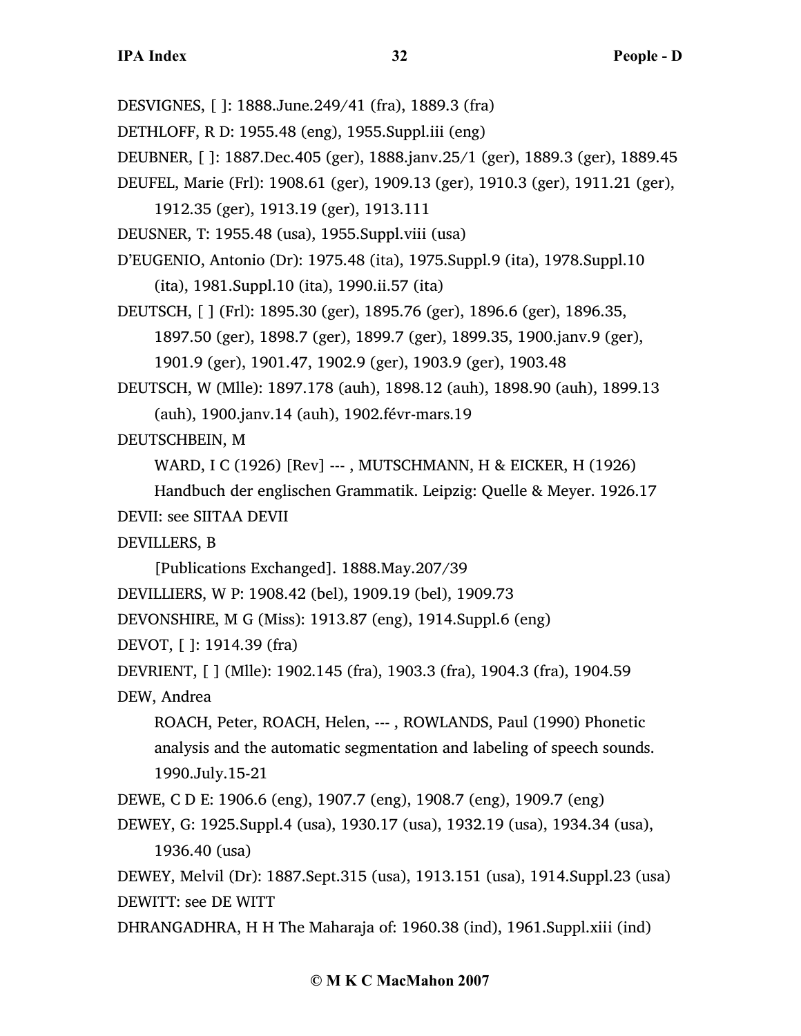DESVIGNES, [ ]: 1888.June.249/41 (fra), 1889.3 (fra)

DETHLOFF, R D: 1955.48 (eng), 1955.Suppl.iii (eng)

DEUBNER, [ ]: 1887.Dec.405 (ger), 1888.janv.25/1 (ger), 1889.3 (ger), 1889.45

DEUFEL, Marie (Frl): 1908.61 (ger), 1909.13 (ger), 1910.3 (ger), 1911.21 (ger), 1912.35 (ger), 1913.19 (ger), 1913.111

DEUSNER, T: 1955.48 (usa), 1955.Suppl.viii (usa)

D'EUGENIO, Antonio (Dr): 1975.48 (ita), 1975.Suppl.9 (ita), 1978.Suppl.10 (ita), 1981.Suppl.10 (ita), 1990.ii.57 (ita)

DEUTSCH, [ ] (Frl): 1895.30 (ger), 1895.76 (ger), 1896.6 (ger), 1896.35, 1897.50 (ger), 1898.7 (ger), 1899.7 (ger), 1899.35, 1900.janv.9 (ger), 1901.9 (ger), 1901.47, 1902.9 (ger), 1903.9 (ger), 1903.48

DEUTSCH, W (Mlle): 1897.178 (auh), 1898.12 (auh), 1898.90 (auh), 1899.13 (auh), 1900.janv.14 (auh), 1902.févr-mars.19

DEUTSCHBEIN, M

WARD, I C (1926) [Rev] --- , MUTSCHMANN, H & EICKER, H (1926) Handbuch der englischen Grammatik. Leipzig: Quelle & Meyer. 1926.17

DEVII: see SIITAA DEVII

DEVILLERS, B

[Publications Exchanged]. 1888.May.207/39

DEVILLIERS, W P: 1908.42 (bel), 1909.19 (bel), 1909.73

DEVONSHIRE, M G (Miss): 1913.87 (eng), 1914.Suppl.6 (eng)

DEVOT, [ ]: 1914.39 (fra)

DEVRIENT, [ ] (Mlle): 1902.145 (fra), 1903.3 (fra), 1904.3 (fra), 1904.59

DEW, Andrea

ROACH, Peter, ROACH, Helen, --- , ROWLANDS, Paul (1990) Phonetic analysis and the automatic segmentation and labeling of speech sounds. 1990.July.15-21

DEWE, C D E: 1906.6 (eng), 1907.7 (eng), 1908.7 (eng), 1909.7 (eng)

DEWEY, G: 1925.Suppl.4 (usa), 1930.17 (usa), 1932.19 (usa), 1934.34 (usa), 1936.40 (usa)

DEWEY, Melvil (Dr): 1887.Sept.315 (usa), 1913.151 (usa), 1914.Suppl.23 (usa)

DEWITT: see DE WITT

DHRANGADHRA, H H The Maharaja of: 1960.38 (ind), 1961.Suppl.xiii (ind)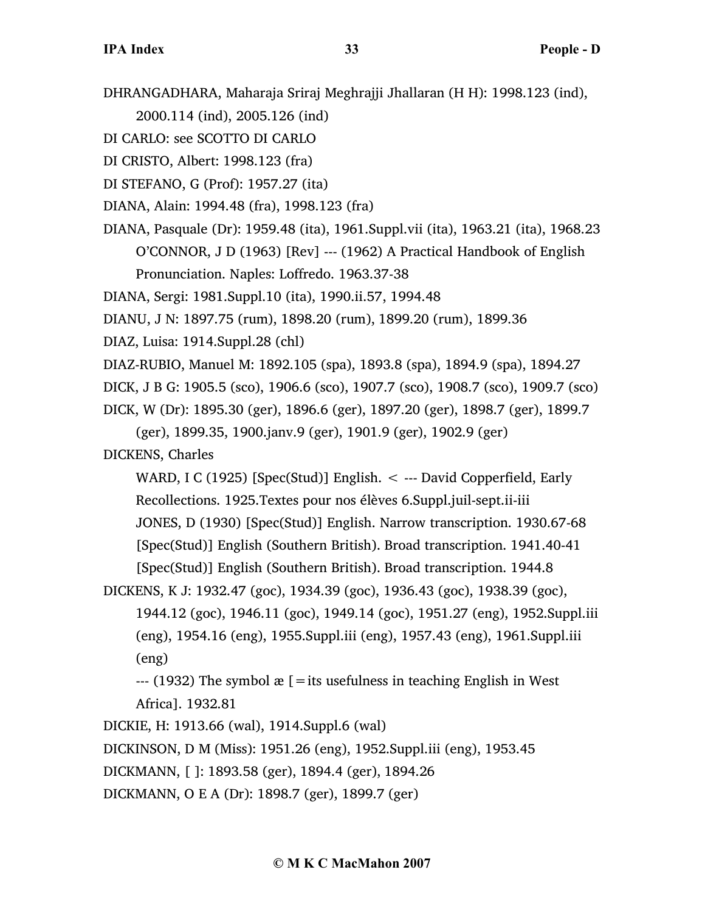DHRANGADHARA, Maharaja Sriraj Meghrajji Jhallaran (H H): 1998.123 (ind), 2000.114 (ind), 2005.126 (ind)

DI CARLO: see SCOTTO DI CARLO

DI CRISTO, Albert: 1998.123 (fra)

DI STEFANO, G (Prof): 1957.27 (ita)

DIANA, Alain: 1994.48 (fra), 1998.123 (fra)

DIANA, Pasquale (Dr): 1959.48 (ita), 1961.Suppl.vii (ita), 1963.21 (ita), 1968.23
    O'CONNOR, J D (1963) [Rev] --- (1962) A Practical Handbook of English Pronunciation. Naples: Loffredo. 1963.37-38

DIANA, Sergi: 1981.Suppl.10 (ita), 1990.ii.57, 1994.48

DIANU, J N: 1897.75 (rum), 1898.20 (rum), 1899.20 (rum), 1899.36

DIAZ, Luisa: 1914.Suppl.28 (chl)

DIAZ-RUBIO, Manuel M: 1892.105 (spa), 1893.8 (spa), 1894.9 (spa), 1894.27

DICK, J B G: 1905.5 (sco), 1906.6 (sco), 1907.7 (sco), 1908.7 (sco), 1909.7 (sco)

DICK, W (Dr): 1895.30 (ger), 1896.6 (ger), 1897.20 (ger), 1898.7 (ger), 1899.7 (ger), 1899.35, 1900.janv.9 (ger), 1901.9 (ger), 1902.9 (ger)

DICKENS, Charles
    WARD, I C (1925) [Spec(Stud)] English. < --- David Copperfield, Early Recollections. 1925.Textes pour nos élèves 6.Suppl.juil-sept.ii-iii
    JONES, D (1930) [Spec(Stud)] English. Narrow transcription. 1930.67-68
    [Spec(Stud)] English (Southern British). Broad transcription. 1941.40-41
    [Spec(Stud)] English (Southern British). Broad transcription. 1944.8

DICKENS, K J: 1932.47 (goc), 1934.39 (goc), 1936.43 (goc), 1938.39 (goc), 1944.12 (goc), 1946.11 (goc), 1949.14 (goc), 1951.27 (eng), 1952.Suppl.iii (eng), 1954.16 (eng), 1955.Suppl.iii (eng), 1957.43 (eng), 1961.Suppl.iii (eng)
    --- (1932) The symbol æ [=its usefulness in teaching English in West Africa]. 1932.81

DICKIE, H: 1913.66 (wal), 1914.Suppl.6 (wal)

DICKINSON, D M (Miss): 1951.26 (eng), 1952.Suppl.iii (eng), 1953.45

DICKMANN, [ ]: 1893.58 (ger), 1894.4 (ger), 1894.26

DICKMANN, O E A (Dr): 1898.7 (ger), 1899.7 (ger)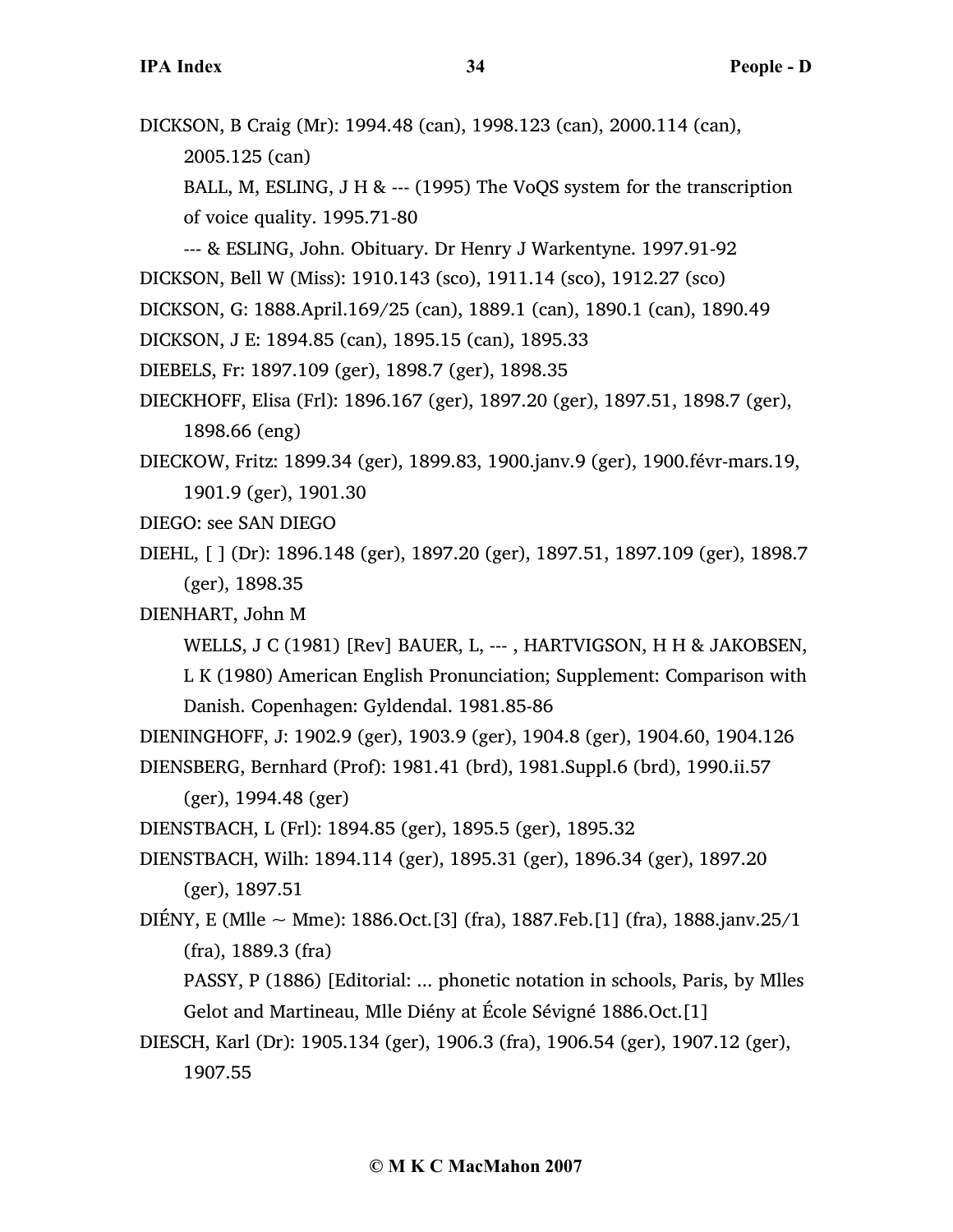DICKSON, B Craig (Mr): 1994.48 (can), 1998.123 (can), 2000.114 (can), 2005.125 (can)

BALL, M, ESLING, J H & --- (1995) The VoQS system for the transcription of voice quality. 1995.71-80

--- & ESLING, John. Obituary. Dr Henry J Warkentyne. 1997.91-92

DICKSON, Bell W (Miss): 1910.143 (sco), 1911.14 (sco), 1912.27 (sco)

DICKSON, G: 1888.April.169/25 (can), 1889.1 (can), 1890.1 (can), 1890.49

DICKSON, J E: 1894.85 (can), 1895.15 (can), 1895.33

DIEBELS, Fr: 1897.109 (ger), 1898.7 (ger), 1898.35

DIECKHOFF, Elisa (Frl): 1896.167 (ger), 1897.20 (ger), 1897.51, 1898.7 (ger), 1898.66 (eng)

DIECKOW, Fritz: 1899.34 (ger), 1899.83, 1900.janv.9 (ger), 1900.févr-mars.19, 1901.9 (ger), 1901.30

DIEGO: see SAN DIEGO

DIEHL, [ ] (Dr): 1896.148 (ger), 1897.20 (ger), 1897.51, 1897.109 (ger), 1898.7 (ger), 1898.35

DIENHART, John M

WELLS, J C (1981) [Rev] BAUER, L, --- , HARTVIGSON, H H & JAKOBSEN, L K (1980) American English Pronunciation; Supplement: Comparison with Danish. Copenhagen: Gyldendal. 1981.85-86

DIENINGHOFF, J: 1902.9 (ger), 1903.9 (ger), 1904.8 (ger), 1904.60, 1904.126

DIENSBERG, Bernhard (Prof): 1981.41 (brd), 1981.Suppl.6 (brd), 1990.ii.57 (ger), 1994.48 (ger)

DIENSTBACH, L (Frl): 1894.85 (ger), 1895.5 (ger), 1895.32

DIENSTBACH, Wilh: 1894.114 (ger), 1895.31 (ger), 1896.34 (ger), 1897.20 (ger), 1897.51

DIÉNY, E (Mlle ~ Mme): 1886.Oct.[3] (fra), 1887.Feb.[1] (fra), 1888.janv.25/1 (fra), 1889.3 (fra)

PASSY, P (1886) [Editorial: ... phonetic notation in schools, Paris, by Mlles Gelot and Martineau, Mlle Diény at École Sévigné 1886.Oct.[1]

DIESCH, Karl (Dr): 1905.134 (ger), 1906.3 (fra), 1906.54 (ger), 1907.12 (ger), 1907.55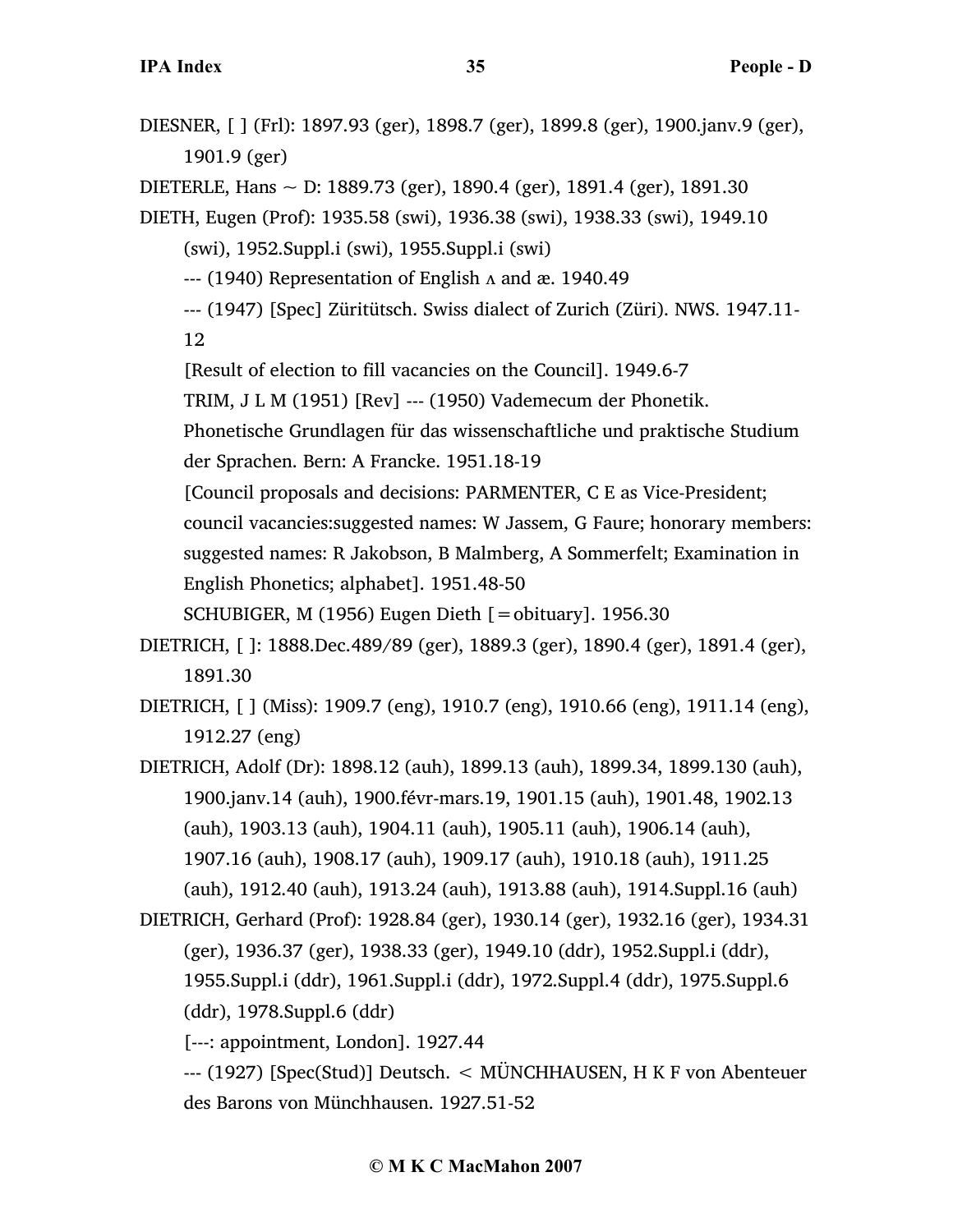DIESNER, [ ] (Frl): 1897.93 (ger), 1898.7 (ger), 1899.8 (ger), 1900.janv.9 (ger), 1901.9 (ger)

DIETERLE, Hans ~ D: 1889.73 (ger), 1890.4 (ger), 1891.4 (ger), 1891.30

DIETH, Eugen (Prof): 1935.58 (swi), 1936.38 (swi), 1938.33 (swi), 1949.10 (swi), 1952.Suppl.i (swi), 1955.Suppl.i (swi)

--- (1940) Representation of English ʌ and æ. 1940.49

--- (1947) [Spec] Züritütsch. Swiss dialect of Zurich (Züri). NWS. 1947.11-12

[Result of election to fill vacancies on the Council]. 1949.6-7

TRIM, J L M (1951) [Rev] --- (1950) Vademecum der Phonetik. Phonetische Grundlagen für das wissenschaftliche und praktische Studium der Sprachen. Bern: A Francke. 1951.18-19

[Council proposals and decisions: PARMENTER, C E as Vice-President; council vacancies:suggested names: W Jassem, G Faure; honorary members: suggested names: R Jakobson, B Malmberg, A Sommerfelt; Examination in English Phonetics; alphabet]. 1951.48-50

SCHUBIGER, M (1956) Eugen Dieth [=obituary]. 1956.30

DIETRICH, [ ]: 1888.Dec.489/89 (ger), 1889.3 (ger), 1890.4 (ger), 1891.4 (ger), 1891.30

DIETRICH, [ ] (Miss): 1909.7 (eng), 1910.7 (eng), 1910.66 (eng), 1911.14 (eng), 1912.27 (eng)

DIETRICH, Adolf (Dr): 1898.12 (auh), 1899.13 (auh), 1899.34, 1899.130 (auh), 1900.janv.14 (auh), 1900.févr-mars.19, 1901.15 (auh), 1901.48, 1902.13 (auh), 1903.13 (auh), 1904.11 (auh), 1905.11 (auh), 1906.14 (auh), 1907.16 (auh), 1908.17 (auh), 1909.17 (auh), 1910.18 (auh), 1911.25 (auh), 1912.40 (auh), 1913.24 (auh), 1913.88 (auh), 1914.Suppl.16 (auh)

DIETRICH, Gerhard (Prof): 1928.84 (ger), 1930.14 (ger), 1932.16 (ger), 1934.31 (ger), 1936.37 (ger), 1938.33 (ger), 1949.10 (ddr), 1952.Suppl.i (ddr), 1955.Suppl.i (ddr), 1961.Suppl.i (ddr), 1972.Suppl.4 (ddr), 1975.Suppl.6 (ddr), 1978.Suppl.6 (ddr)

[---: appointment, London]. 1927.44

--- (1927) [Spec(Stud)] Deutsch. < MÜNCHHAUSEN, H K F von Abenteuer des Barons von Münchhausen. 1927.51-52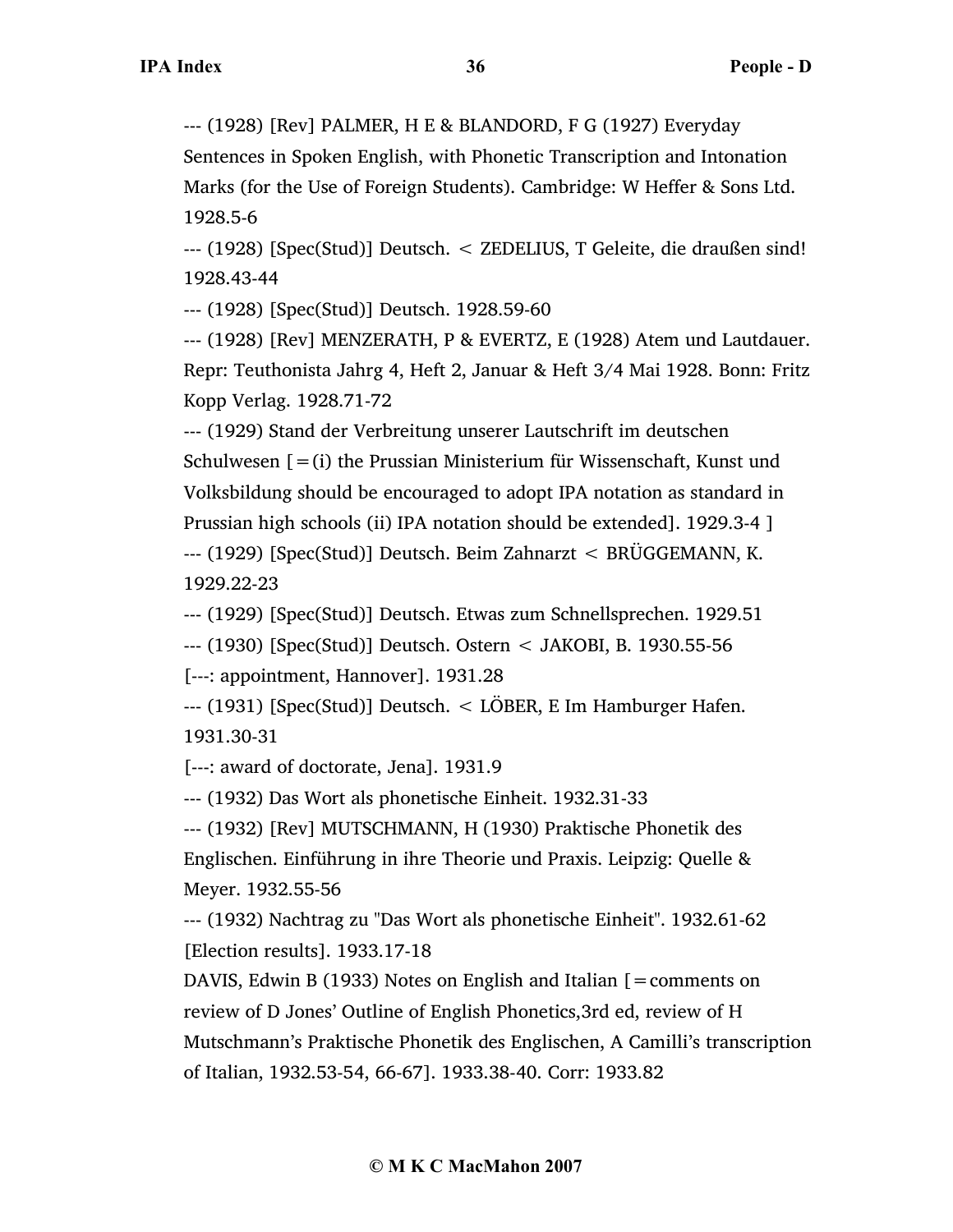--- (1928) [Rev] PALMER, H E & BLANDORD, F G (1927) Everyday Sentences in Spoken English, with Phonetic Transcription and Intonation Marks (for the Use of Foreign Students). Cambridge: W Heffer & Sons Ltd. 1928.5-6

--- (1928) [Spec(Stud)] Deutsch. < ZEDELIUS, T Geleite, die draußen sind! 1928.43-44

--- (1928) [Spec(Stud)] Deutsch. 1928.59-60

--- (1928) [Rev] MENZERATH, P & EVERTZ, E (1928) Atem und Lautdauer. Repr: Teuthonista Jahrg 4, Heft 2, Januar & Heft 3/4 Mai 1928. Bonn: Fritz Kopp Verlag. 1928.71-72

--- (1929) Stand der Verbreitung unserer Lautschrift im deutschen Schulwesen [=(i) the Prussian Ministerium für Wissenschaft, Kunst und Volksbildung should be encouraged to adopt IPA notation as standard in Prussian high schools (ii) IPA notation should be extended]. 1929.3-4 ]

--- (1929) [Spec(Stud)] Deutsch. Beim Zahnarzt < BRÜGGEMANN, K. 1929.22-23

--- (1929) [Spec(Stud)] Deutsch. Etwas zum Schnellsprechen. 1929.51

--- (1930) [Spec(Stud)] Deutsch. Ostern < JAKOBI, B. 1930.55-56

[---: appointment, Hannover]. 1931.28

--- (1931) [Spec(Stud)] Deutsch. < LÖBER, E Im Hamburger Hafen. 1931.30-31

[---: award of doctorate, Jena]. 1931.9

--- (1932) Das Wort als phonetische Einheit. 1932.31-33

--- (1932) [Rev] MUTSCHMANN, H (1930) Praktische Phonetik des Englischen. Einführung in ihre Theorie und Praxis. Leipzig: Quelle & Meyer. 1932.55-56

--- (1932) Nachtrag zu "Das Wort als phonetische Einheit". 1932.61-62

[Election results]. 1933.17-18

DAVIS, Edwin B (1933) Notes on English and Italian [=comments on review of D Jones' Outline of English Phonetics,3rd ed, review of H Mutschmann's Praktische Phonetik des Englischen, A Camilli's transcription of Italian, 1932.53-54, 66-67]. 1933.38-40. Corr: 1933.82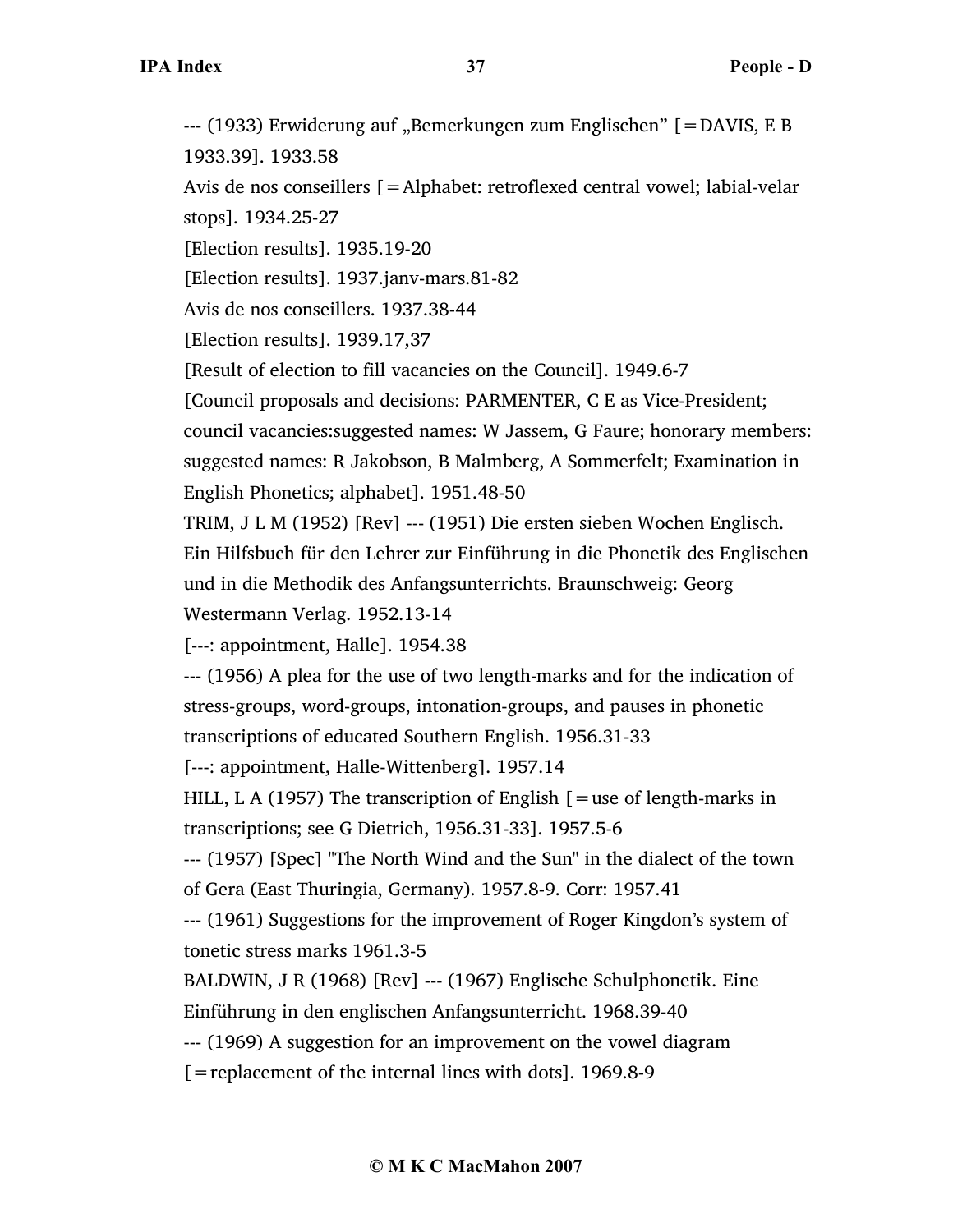--- (1933) Erwiderung auf „Bemerkungen zum Englischen" [=DAVIS, E B 1933.39]. 1933.58

Avis de nos conseillers [=Alphabet: retroflexed central vowel; labial-velar stops]. 1934.25-27

[Election results]. 1935.19-20

[Election results]. 1937.janv-mars.81-82

Avis de nos conseillers. 1937.38-44

[Election results]. 1939.17,37

[Result of election to fill vacancies on the Council]. 1949.6-7

[Council proposals and decisions: PARMENTER, C E as Vice-President; council vacancies:suggested names: W Jassem, G Faure; honorary members: suggested names: R Jakobson, B Malmberg, A Sommerfelt; Examination in English Phonetics; alphabet]. 1951.48-50

TRIM, J L M (1952) [Rev] --- (1951) Die ersten sieben Wochen Englisch. Ein Hilfsbuch für den Lehrer zur Einführung in die Phonetik des Englischen und in die Methodik des Anfangsunterrichts. Braunschweig: Georg Westermann Verlag. 1952.13-14

[---: appointment, Halle]. 1954.38

--- (1956) A plea for the use of two length-marks and for the indication of stress-groups, word-groups, intonation-groups, and pauses in phonetic transcriptions of educated Southern English. 1956.31-33

[---: appointment, Halle-Wittenberg]. 1957.14

HILL, L A (1957) The transcription of English [=use of length-marks in transcriptions; see G Dietrich, 1956.31-33]. 1957.5-6

--- (1957) [Spec] "The North Wind and the Sun" in the dialect of the town of Gera (East Thuringia, Germany). 1957.8-9. Corr: 1957.41

--- (1961) Suggestions for the improvement of Roger Kingdon's system of tonetic stress marks 1961.3-5

BALDWIN, J R (1968) [Rev] --- (1967) Englische Schulphonetik. Eine Einführung in den englischen Anfangsunterricht. 1968.39-40

--- (1969) A suggestion for an improvement on the vowel diagram [=replacement of the internal lines with dots]. 1969.8-9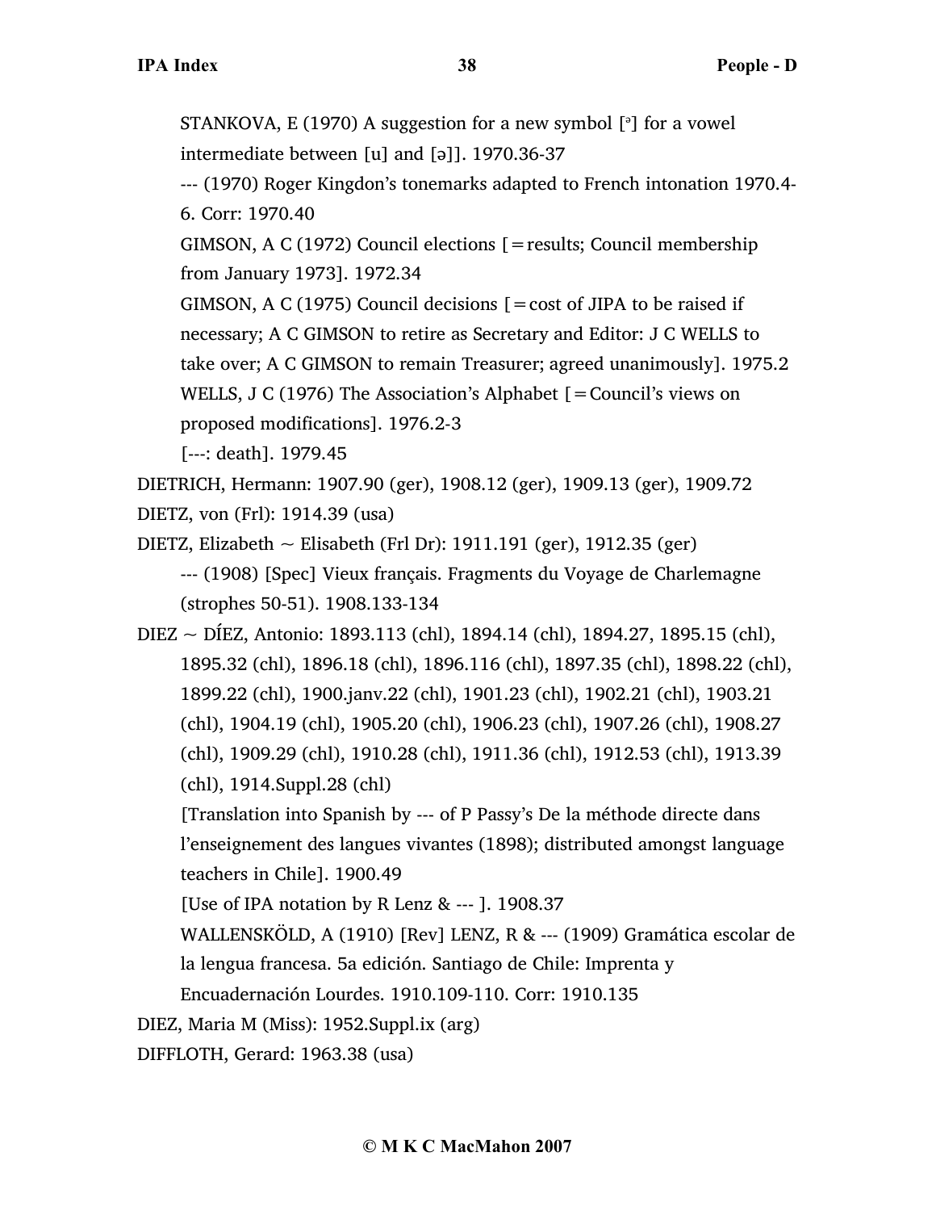STANKOVA, E (1970) A suggestion for a new symbol [ᵊ] for a vowel intermediate between [u] and [ə]]. 1970.36-37

--- (1970) Roger Kingdon's tonemarks adapted to French intonation 1970.4-6. Corr: 1970.40

GIMSON, A C (1972) Council elections [=results; Council membership from January 1973]. 1972.34

GIMSON, A C (1975) Council decisions [=cost of JIPA to be raised if necessary; A C GIMSON to retire as Secretary and Editor: J C WELLS to take over; A C GIMSON to remain Treasurer; agreed unanimously]. 1975.2

WELLS, J C (1976) The Association's Alphabet [=Council's views on proposed modifications]. 1976.2-3

[---: death]. 1979.45

DIETRICH, Hermann: 1907.90 (ger), 1908.12 (ger), 1909.13 (ger), 1909.72

DIETZ, von (Frl): 1914.39 (usa)

DIETZ, Elizabeth ~ Elisabeth (Frl Dr): 1911.191 (ger), 1912.35 (ger)

--- (1908) [Spec] Vieux français. Fragments du Voyage de Charlemagne (strophes 50-51). 1908.133-134

DIEZ ~ DÍEZ, Antonio: 1893.113 (chl), 1894.14 (chl), 1894.27, 1895.15 (chl), 1895.32 (chl), 1896.18 (chl), 1896.116 (chl), 1897.35 (chl), 1898.22 (chl), 1899.22 (chl), 1900.janv.22 (chl), 1901.23 (chl), 1902.21 (chl), 1903.21 (chl), 1904.19 (chl), 1905.20 (chl), 1906.23 (chl), 1907.26 (chl), 1908.27 (chl), 1909.29 (chl), 1910.28 (chl), 1911.36 (chl), 1912.53 (chl), 1913.39 (chl), 1914.Suppl.28 (chl)

[Translation into Spanish by --- of P Passy's De la méthode directe dans l'enseignement des langues vivantes (1898); distributed amongst language teachers in Chile]. 1900.49

[Use of IPA notation by R Lenz & --- ]. 1908.37

WALLENSKÖLD, A (1910) [Rev] LENZ, R & --- (1909) Gramática escolar de la lengua francesa. 5a edición. Santiago de Chile: Imprenta y Encuadernación Lourdes. 1910.109-110. Corr: 1910.135

DIEZ, Maria M (Miss): 1952.Suppl.ix (arg)

DIFFLOTH, Gerard: 1963.38 (usa)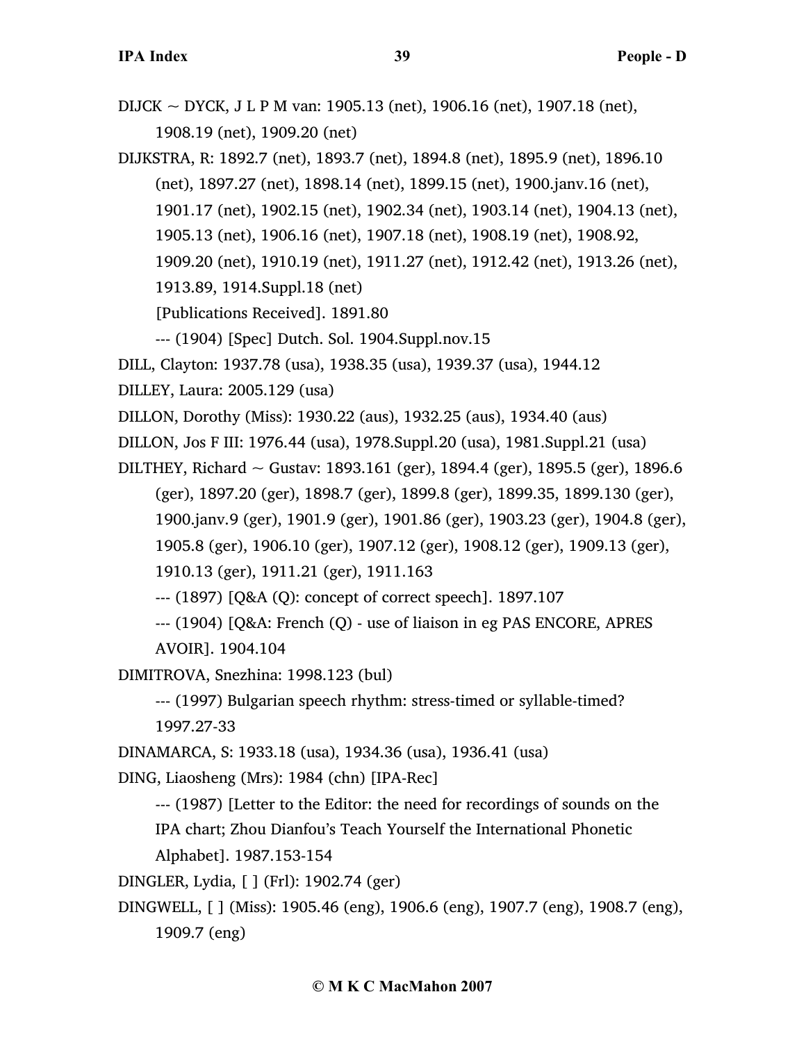DIJCK ~ DYCK, J L P M van: 1905.13 (net), 1906.16 (net), 1907.18 (net), 1908.19 (net), 1909.20 (net)

DIJKSTRA, R: 1892.7 (net), 1893.7 (net), 1894.8 (net), 1895.9 (net), 1896.10 (net), 1897.27 (net), 1898.14 (net), 1899.15 (net), 1900.janv.16 (net), 1901.17 (net), 1902.15 (net), 1902.34 (net), 1903.14 (net), 1904.13 (net), 1905.13 (net), 1906.16 (net), 1907.18 (net), 1908.19 (net), 1908.92, 1909.20 (net), 1910.19 (net), 1911.27 (net), 1912.42 (net), 1913.26 (net), 1913.89, 1914.Suppl.18 (net)

[Publications Received]. 1891.80

--- (1904) [Spec] Dutch. Sol. 1904.Suppl.nov.15

DILL, Clayton: 1937.78 (usa), 1938.35 (usa), 1939.37 (usa), 1944.12

DILLEY, Laura: 2005.129 (usa)

DILLON, Dorothy (Miss): 1930.22 (aus), 1932.25 (aus), 1934.40 (aus)

DILLON, Jos F III: 1976.44 (usa), 1978.Suppl.20 (usa), 1981.Suppl.21 (usa)

DILTHEY, Richard ~ Gustav: 1893.161 (ger), 1894.4 (ger), 1895.5 (ger), 1896.6 (ger), 1897.20 (ger), 1898.7 (ger), 1899.8 (ger), 1899.35, 1899.130 (ger), 1900.janv.9 (ger), 1901.9 (ger), 1901.86 (ger), 1903.23 (ger), 1904.8 (ger), 1905.8 (ger), 1906.10 (ger), 1907.12 (ger), 1908.12 (ger), 1909.13 (ger), 1910.13 (ger), 1911.21 (ger), 1911.163

--- (1897) [Q&A (Q): concept of correct speech]. 1897.107

--- (1904) [Q&A: French (Q) - use of liaison in eg PAS ENCORE, APRES AVOIR]. 1904.104

DIMITROVA, Snezhina: 1998.123 (bul)

--- (1997) Bulgarian speech rhythm: stress-timed or syllable-timed? 1997.27-33

DINAMARCA, S: 1933.18 (usa), 1934.36 (usa), 1936.41 (usa)

DING, Liaosheng (Mrs): 1984 (chn) [IPA-Rec]

--- (1987) [Letter to the Editor: the need for recordings of sounds on the IPA chart; Zhou Dianfou's Teach Yourself the International Phonetic Alphabet]. 1987.153-154

DINGLER, Lydia, [ ] (Frl): 1902.74 (ger)

DINGWELL, [ ] (Miss): 1905.46 (eng), 1906.6 (eng), 1907.7 (eng), 1908.7 (eng), 1909.7 (eng)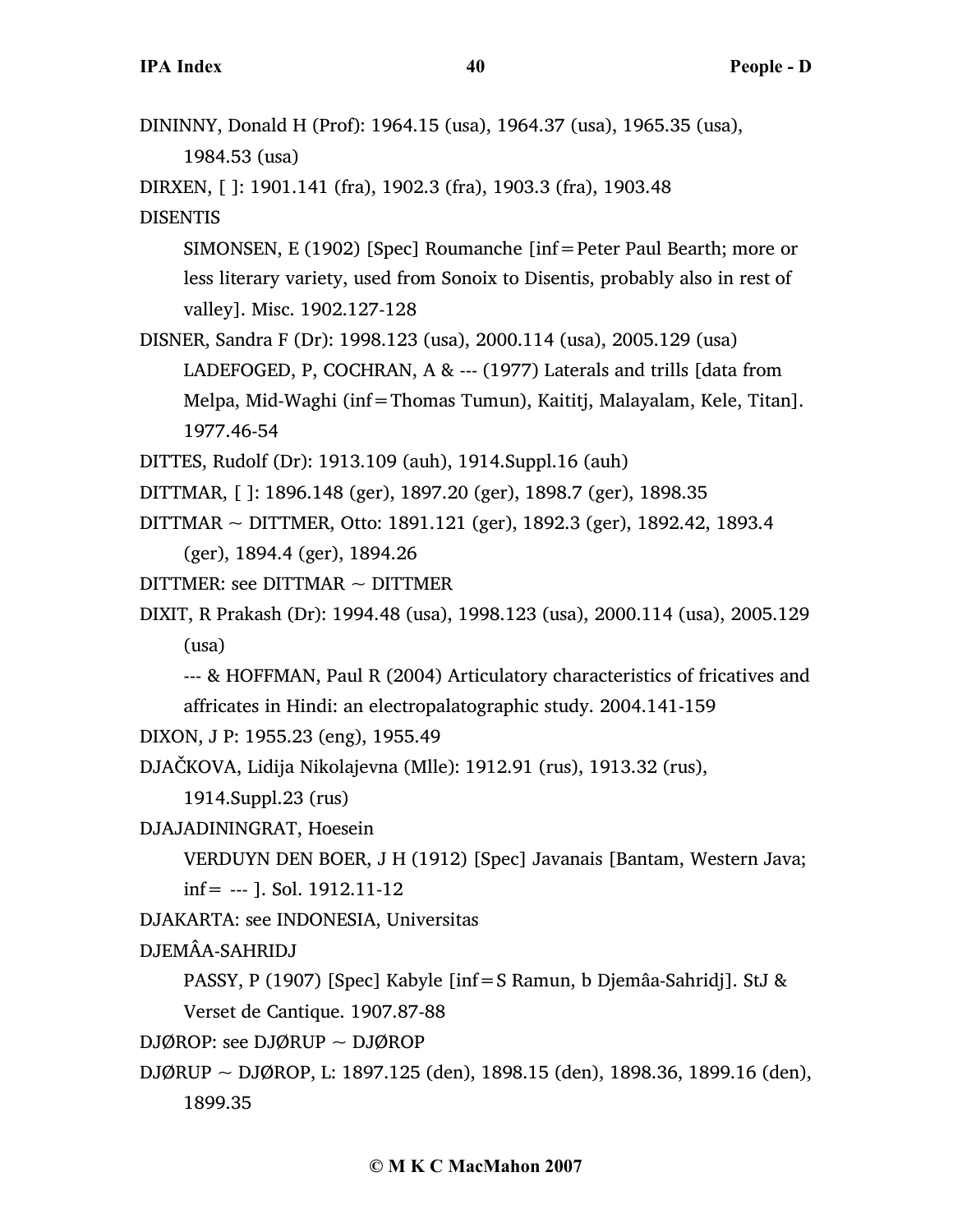DININNY, Donald H (Prof): 1964.15 (usa), 1964.37 (usa), 1965.35 (usa), 1984.53 (usa)

DIRXEN, [ ]: 1901.141 (fra), 1902.3 (fra), 1903.3 (fra), 1903.48

DISENTIS

SIMONSEN, E (1902) [Spec] Roumanche [inf = Peter Paul Bearth; more or less literary variety, used from Sonoix to Disentis, probably also in rest of valley]. Misc. 1902.127-128

DISNER, Sandra F (Dr): 1998.123 (usa), 2000.114 (usa), 2005.129 (usa)

LADEFOGED, P, COCHRAN, A & --- (1977) Laterals and trills [data from Melpa, Mid-Waghi (inf = Thomas Tumun), Kaititj, Malayalam, Kele, Titan]. 1977.46-54

DITTES, Rudolf (Dr): 1913.109 (auh), 1914.Suppl.16 (auh)

DITTMAR, [ ]: 1896.148 (ger), 1897.20 (ger), 1898.7 (ger), 1898.35

DITTMAR ~ DITTMER, Otto: 1891.121 (ger), 1892.3 (ger), 1892.42, 1893.4 (ger), 1894.4 (ger), 1894.26

DITTMER: see DITTMAR ~ DITTMER

DIXIT, R Prakash (Dr): 1994.48 (usa), 1998.123 (usa), 2000.114 (usa), 2005.129 (usa)

--- & HOFFMAN, Paul R (2004) Articulatory characteristics of fricatives and affricates in Hindi: an electropalatographic study. 2004.141-159

DIXON, J P: 1955.23 (eng), 1955.49

DJAČKOVA, Lidija Nikolajevna (Mlle): 1912.91 (rus), 1913.32 (rus), 1914.Suppl.23 (rus)

DJAJADININGRAT, Hoesein

VERDUYN DEN BOER, J H (1912) [Spec] Javanais [Bantam, Western Java; inf = --- ]. Sol. 1912.11-12

DJAKARTA: see INDONESIA, Universitas

DJEMÂA-SAHRIDJ

PASSY, P (1907) [Spec] Kabyle [inf = S Ramun, b Djemâa-Sahridj]. StJ & Verset de Cantique. 1907.87-88

DJØROP: see DJØRUP ~ DJØROP

DJØRUP ~ DJØROP, L: 1897.125 (den), 1898.15 (den), 1898.36, 1899.16 (den), 1899.35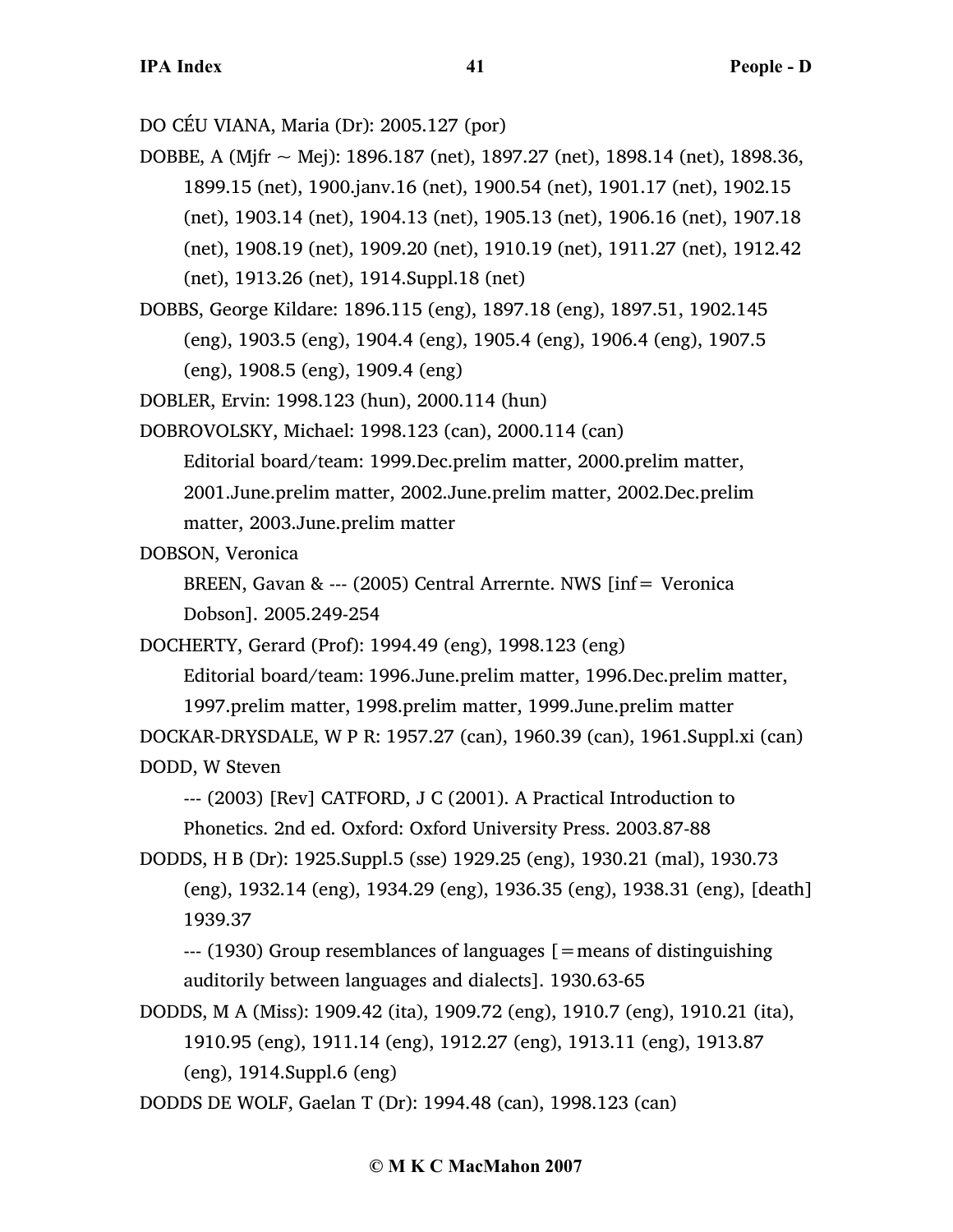DO CÉU VIANA, Maria (Dr): 2005.127 (por)

DOBBE, A (Mjfr ~ Mej): 1896.187 (net), 1897.27 (net), 1898.14 (net), 1898.36, 1899.15 (net), 1900.janv.16 (net), 1900.54 (net), 1901.17 (net), 1902.15 (net), 1903.14 (net), 1904.13 (net), 1905.13 (net), 1906.16 (net), 1907.18 (net), 1908.19 (net), 1909.20 (net), 1910.19 (net), 1911.27 (net), 1912.42 (net), 1913.26 (net), 1914.Suppl.18 (net)

DOBBS, George Kildare: 1896.115 (eng), 1897.18 (eng), 1897.51, 1902.145 (eng), 1903.5 (eng), 1904.4 (eng), 1905.4 (eng), 1906.4 (eng), 1907.5 (eng), 1908.5 (eng), 1909.4 (eng)

DOBLER, Ervin: 1998.123 (hun), 2000.114 (hun)

DOBROVOLSKY, Michael: 1998.123 (can), 2000.114 (can)

Editorial board/team: 1999.Dec.prelim matter, 2000.prelim matter, 2001.June.prelim matter, 2002.June.prelim matter, 2002.Dec.prelim matter, 2003.June.prelim matter

DOBSON, Veronica

BREEN, Gavan & --- (2005) Central Arrernte. NWS [inf= Veronica Dobson]. 2005.249-254

DOCHERTY, Gerard (Prof): 1994.49 (eng), 1998.123 (eng)

Editorial board/team: 1996.June.prelim matter, 1996.Dec.prelim matter, 1997.prelim matter, 1998.prelim matter, 1999.June.prelim matter

DOCKAR-DRYSDALE, W P R: 1957.27 (can), 1960.39 (can), 1961.Suppl.xi (can)

DODD, W Steven

--- (2003) [Rev] CATFORD, J C (2001). A Practical Introduction to Phonetics. 2nd ed. Oxford: Oxford University Press. 2003.87-88

DODDS, H B (Dr): 1925.Suppl.5 (sse) 1929.25 (eng), 1930.21 (mal), 1930.73 (eng), 1932.14 (eng), 1934.29 (eng), 1936.35 (eng), 1938.31 (eng), [death] 1939.37

--- (1930) Group resemblances of languages [=means of distinguishing auditorily between languages and dialects]. 1930.63-65

DODDS, M A (Miss): 1909.42 (ita), 1909.72 (eng), 1910.7 (eng), 1910.21 (ita), 1910.95 (eng), 1911.14 (eng), 1912.27 (eng), 1913.11 (eng), 1913.87 (eng), 1914.Suppl.6 (eng)

DODDS DE WOLF, Gaelan T (Dr): 1994.48 (can), 1998.123 (can)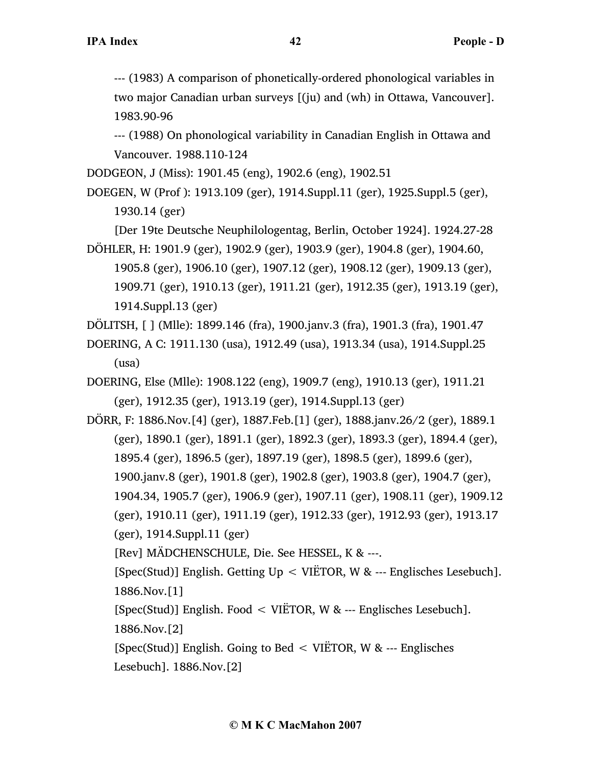--- (1983) A comparison of phonetically-ordered phonological variables in two major Canadian urban surveys [(ju) and (wh) in Ottawa, Vancouver]. 1983.90-96

--- (1988) On phonological variability in Canadian English in Ottawa and Vancouver. 1988.110-124

DODGEON, J (Miss): 1901.45 (eng), 1902.6 (eng), 1902.51

DOEGEN, W (Prof ): 1913.109 (ger), 1914.Suppl.11 (ger), 1925.Suppl.5 (ger), 1930.14 (ger)

[Der 19te Deutsche Neuphilologentag, Berlin, October 1924]. 1924.27-28

DÖHLER, H: 1901.9 (ger), 1902.9 (ger), 1903.9 (ger), 1904.8 (ger), 1904.60, 1905.8 (ger), 1906.10 (ger), 1907.12 (ger), 1908.12 (ger), 1909.13 (ger), 1909.71 (ger), 1910.13 (ger), 1911.21 (ger), 1912.35 (ger), 1913.19 (ger), 1914.Suppl.13 (ger)

DÖLITSH, [ ] (Mlle): 1899.146 (fra), 1900.janv.3 (fra), 1901.3 (fra), 1901.47

DOERING, A C: 1911.130 (usa), 1912.49 (usa), 1913.34 (usa), 1914.Suppl.25 (usa)

DOERING, Else (Mlle): 1908.122 (eng), 1909.7 (eng), 1910.13 (ger), 1911.21 (ger), 1912.35 (ger), 1913.19 (ger), 1914.Suppl.13 (ger)

DÖRR, F: 1886.Nov.[4] (ger), 1887.Feb.[1] (ger), 1888.janv.26/2 (ger), 1889.1 (ger), 1890.1 (ger), 1891.1 (ger), 1892.3 (ger), 1893.3 (ger), 1894.4 (ger), 1895.4 (ger), 1896.5 (ger), 1897.19 (ger), 1898.5 (ger), 1899.6 (ger), 1900.janv.8 (ger), 1901.8 (ger), 1902.8 (ger), 1903.8 (ger), 1904.7 (ger), 1904.34, 1905.7 (ger), 1906.9 (ger), 1907.11 (ger), 1908.11 (ger), 1909.12 (ger), 1910.11 (ger), 1911.19 (ger), 1912.33 (ger), 1912.93 (ger), 1913.17 (ger), 1914.Suppl.11 (ger)

[Rev] MÄDCHENSCHULE, Die. See HESSEL, K & ---.

[Spec(Stud)] English. Getting Up < VIËTOR, W & --- Englisches Lesebuch]. 1886.Nov.[1]

[Spec(Stud)] English. Food < VIËTOR, W & --- Englisches Lesebuch]. 1886.Nov.[2]

[Spec(Stud)] English. Going to Bed < VIËTOR, W & --- Englisches Lesebuch]. 1886.Nov.[2]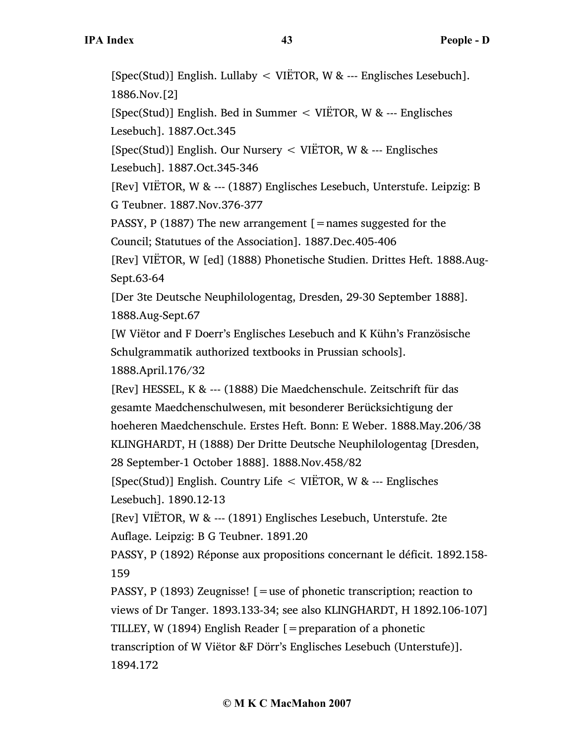[Spec(Stud)] English. Lullaby < VIËTOR, W & --- Englisches Lesebuch]. 1886.Nov.[2]

[Spec(Stud)] English. Bed in Summer < VIËTOR, W & --- Englisches Lesebuch]. 1887.Oct.345

[Spec(Stud)] English. Our Nursery < VIËTOR, W & --- Englisches Lesebuch]. 1887.Oct.345-346

[Rev] VIËTOR, W & --- (1887) Englisches Lesebuch, Unterstufe. Leipzig: B G Teubner. 1887.Nov.376-377

PASSY, P (1887) The new arrangement [=names suggested for the Council; Statutues of the Association]. 1887.Dec.405-406

[Rev] VIËTOR, W [ed] (1888) Phonetische Studien. Drittes Heft. 1888.Aug-Sept.63-64

[Der 3te Deutsche Neuphilologentag, Dresden, 29-30 September 1888]. 1888.Aug-Sept.67

[W Viëtor and F Doerr's Englisches Lesebuch and K Kühn's Französische Schulgrammatik authorized textbooks in Prussian schools]. 1888.April.176/32

[Rev] HESSEL, K & --- (1888) Die Maedchenschule. Zeitschrift für das gesamte Maedchenschulwesen, mit besonderer Berücksichtigung der hoeheren Maedchenschule. Erstes Heft. Bonn: E Weber. 1888.May.206/38

KLINGHARDT, H (1888) Der Dritte Deutsche Neuphilologentag [Dresden, 28 September-1 October 1888]. 1888.Nov.458/82

[Spec(Stud)] English. Country Life < VIËTOR, W & --- Englisches Lesebuch]. 1890.12-13

[Rev] VIËTOR, W & --- (1891) Englisches Lesebuch, Unterstufe. 2te Auflage. Leipzig: B G Teubner. 1891.20

PASSY, P (1892) Réponse aux propositions concernant le déficit. 1892.158-159

PASSY, P (1893) Zeugnisse! [=use of phonetic transcription; reaction to views of Dr Tanger. 1893.133-34; see also KLINGHARDT, H 1892.106-107]

TILLEY, W (1894) English Reader [=preparation of a phonetic transcription of W Viëtor &F Dörr's Englisches Lesebuch (Unterstufe)]. 1894.172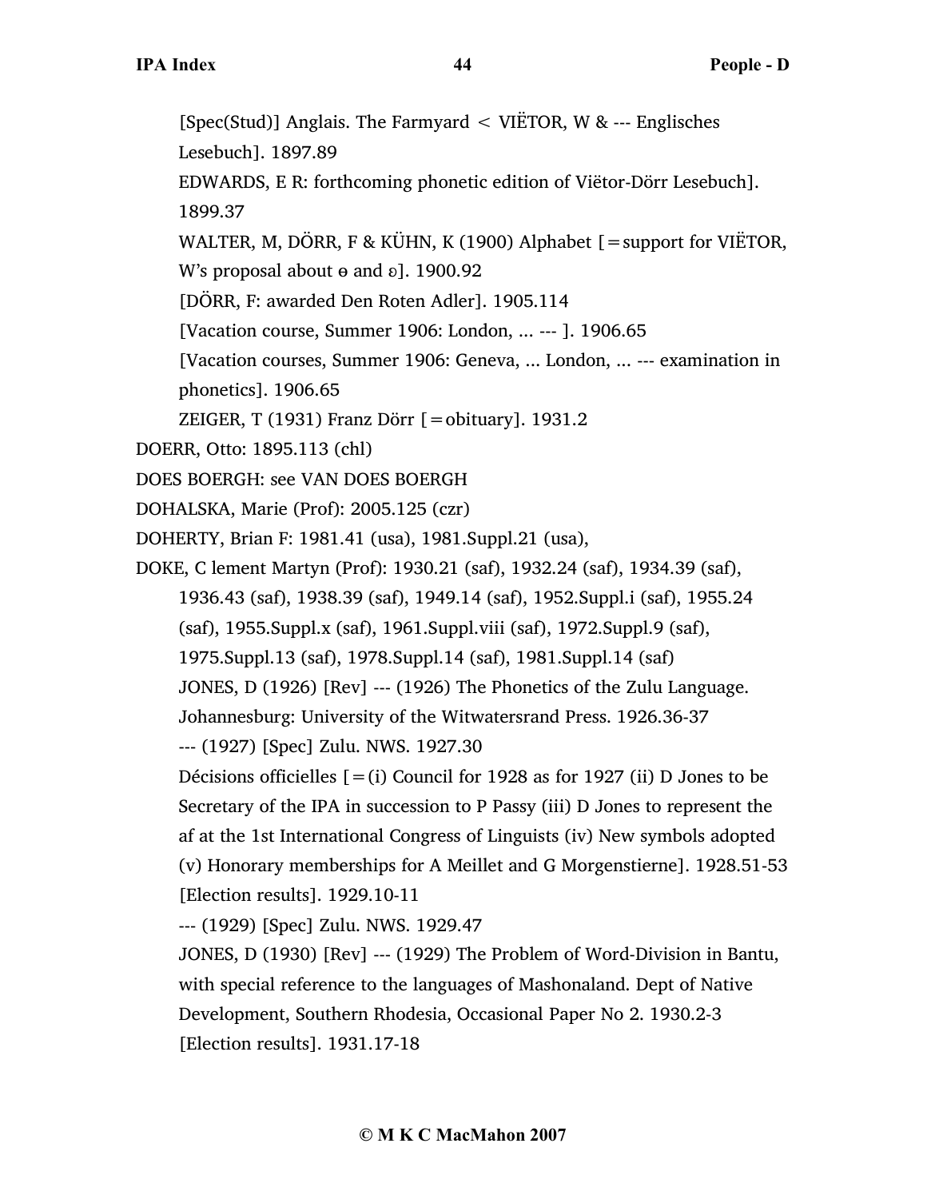[Spec(Stud)] Anglais. The Farmyard < VIËTOR, W & --- Englisches Lesebuch]. 1897.89

EDWARDS, E R: forthcoming phonetic edition of Viëtor-Dörr Lesebuch]. 1899.37

WALTER, M, DÖRR, F & KÜHN, K (1900) Alphabet [=support for VIËTOR, W's proposal about ɵ and ɐ]. 1900.92

[DÖRR, F: awarded Den Roten Adler]. 1905.114

[Vacation course, Summer 1906: London, ... --- ]. 1906.65

[Vacation courses, Summer 1906: Geneva, ... London, ... --- examination in phonetics]. 1906.65

ZEIGER, T (1931) Franz Dörr [=obituary]. 1931.2

DOERR, Otto: 1895.113 (chl)

DOES BOERGH: see VAN DOES BOERGH

DOHALSKA, Marie (Prof): 2005.125 (czr)

DOHERTY, Brian F: 1981.41 (usa), 1981.Suppl.21 (usa),

DOKE, C lement Martyn (Prof): 1930.21 (saf), 1932.24 (saf), 1934.39 (saf), 1936.43 (saf), 1938.39 (saf), 1949.14 (saf), 1952.Suppl.i (saf), 1955.24 (saf), 1955.Suppl.x (saf), 1961.Suppl.viii (saf), 1972.Suppl.9 (saf), 1975.Suppl.13 (saf), 1978.Suppl.14 (saf), 1981.Suppl.14 (saf)

JONES, D (1926) [Rev] --- (1926) The Phonetics of the Zulu Language. Johannesburg: University of the Witwatersrand Press. 1926.36-37

--- (1927) [Spec] Zulu. NWS. 1927.30

Décisions officielles [=(i) Council for 1928 as for 1927 (ii) D Jones to be Secretary of the IPA in succession to P Passy (iii) D Jones to represent the af at the 1st International Congress of Linguists (iv) New symbols adopted (v) Honorary memberships for A Meillet and G Morgenstierne]. 1928.51-53

[Election results]. 1929.10-11

--- (1929) [Spec] Zulu. NWS. 1929.47

JONES, D (1930) [Rev] --- (1929) The Problem of Word-Division in Bantu, with special reference to the languages of Mashonaland. Dept of Native Development, Southern Rhodesia, Occasional Paper No 2. 1930.2-3

[Election results]. 1931.17-18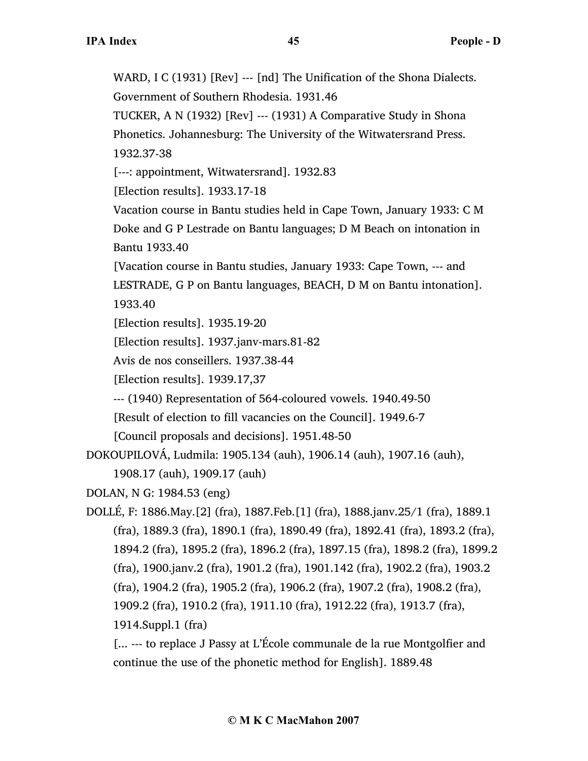WARD, I C (1931) [Rev] --- [nd] The Unification of the Shona Dialects. Government of Southern Rhodesia. 1931.46

TUCKER, A N (1932) [Rev] --- (1931) A Comparative Study in Shona Phonetics. Johannesburg: The University of the Witwatersrand Press. 1932.37-38

[---: appointment, Witwatersrand]. 1932.83

[Election results]. 1933.17-18

Vacation course in Bantu studies held in Cape Town, January 1933: C M Doke and G P Lestrade on Bantu languages; D M Beach on intonation in Bantu 1933.40

[Vacation course in Bantu studies, January 1933: Cape Town, --- and LESTRADE, G P on Bantu languages, BEACH, D M on Bantu intonation]. 1933.40

[Election results]. 1935.19-20

[Election results]. 1937.janv-mars.81-82

Avis de nos conseillers. 1937.38-44

[Election results]. 1939.17,37

--- (1940) Representation of 564-coloured vowels. 1940.49-50

[Result of election to fill vacancies on the Council]. 1949.6-7

[Council proposals and decisions]. 1951.48-50

DOKOUPILOVÁ, Ludmila: 1905.134 (auh), 1906.14 (auh), 1907.16 (auh), 1908.17 (auh), 1909.17 (auh)

DOLAN, N G: 1984.53 (eng)

DOLLÉ, F: 1886.May.[2] (fra), 1887.Feb.[1] (fra), 1888.janv.25/1 (fra), 1889.1 (fra), 1889.3 (fra), 1890.1 (fra), 1890.49 (fra), 1892.41 (fra), 1893.2 (fra), 1894.2 (fra), 1895.2 (fra), 1896.2 (fra), 1897.15 (fra), 1898.2 (fra), 1899.2 (fra), 1900.janv.2 (fra), 1901.2 (fra), 1901.142 (fra), 1902.2 (fra), 1903.2 (fra), 1904.2 (fra), 1905.2 (fra), 1906.2 (fra), 1907.2 (fra), 1908.2 (fra), 1909.2 (fra), 1910.2 (fra), 1911.10 (fra), 1912.22 (fra), 1913.7 (fra), 1914.Suppl.1 (fra)

[... --- to replace J Passy at L'École communale de la rue Montgolfier and continue the use of the phonetic method for English]. 1889.48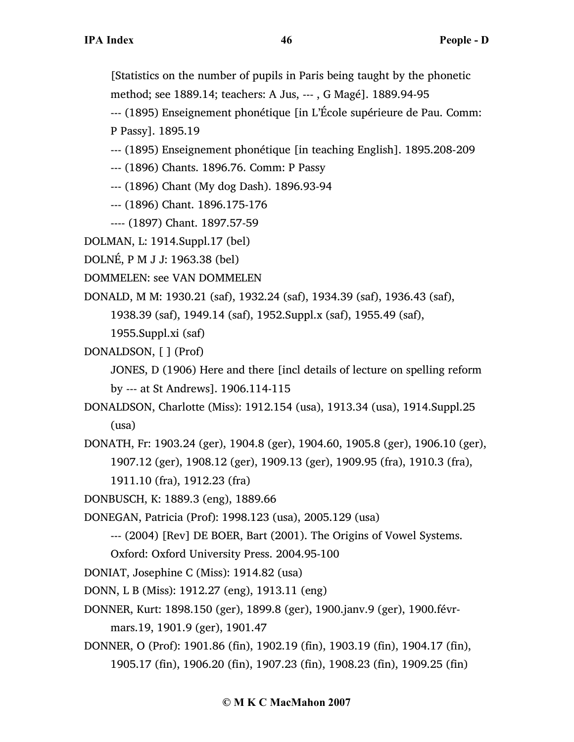[Statistics on the number of pupils in Paris being taught by the phonetic method; see 1889.14; teachers: A Jus, --- , G Magé]. 1889.94-95

--- (1895) Enseignement phonétique [in L'École supérieure de Pau. Comm: P Passy]. 1895.19

--- (1895) Enseignement phonétique [in teaching English]. 1895.208-209

--- (1896) Chants. 1896.76. Comm: P Passy

--- (1896) Chant (My dog Dash). 1896.93-94

--- (1896) Chant. 1896.175-176

---- (1897) Chant. 1897.57-59

DOLMAN, L: 1914.Suppl.17 (bel)

DOLNÉ, P M J J: 1963.38 (bel)

DOMMELEN: see VAN DOMMELEN

DONALD, M M: 1930.21 (saf), 1932.24 (saf), 1934.39 (saf), 1936.43 (saf), 1938.39 (saf), 1949.14 (saf), 1952.Suppl.x (saf), 1955.49 (saf), 1955.Suppl.xi (saf)

DONALDSON, [ ] (Prof)

JONES, D (1906) Here and there [incl details of lecture on spelling reform by --- at St Andrews]. 1906.114-115

DONALDSON, Charlotte (Miss): 1912.154 (usa), 1913.34 (usa), 1914.Suppl.25 (usa)

DONATH, Fr: 1903.24 (ger), 1904.8 (ger), 1904.60, 1905.8 (ger), 1906.10 (ger), 1907.12 (ger), 1908.12 (ger), 1909.13 (ger), 1909.95 (fra), 1910.3 (fra), 1911.10 (fra), 1912.23 (fra)

DONBUSCH, K: 1889.3 (eng), 1889.66

DONEGAN, Patricia (Prof): 1998.123 (usa), 2005.129 (usa)

--- (2004) [Rev] DE BOER, Bart (2001). The Origins of Vowel Systems. Oxford: Oxford University Press. 2004.95-100

DONIAT, Josephine C (Miss): 1914.82 (usa)

DONN, L B (Miss): 1912.27 (eng), 1913.11 (eng)

DONNER, Kurt: 1898.150 (ger), 1899.8 (ger), 1900.janv.9 (ger), 1900.févr-mars.19, 1901.9 (ger), 1901.47

DONNER, O (Prof): 1901.86 (fin), 1902.19 (fin), 1903.19 (fin), 1904.17 (fin), 1905.17 (fin), 1906.20 (fin), 1907.23 (fin), 1908.23 (fin), 1909.25 (fin)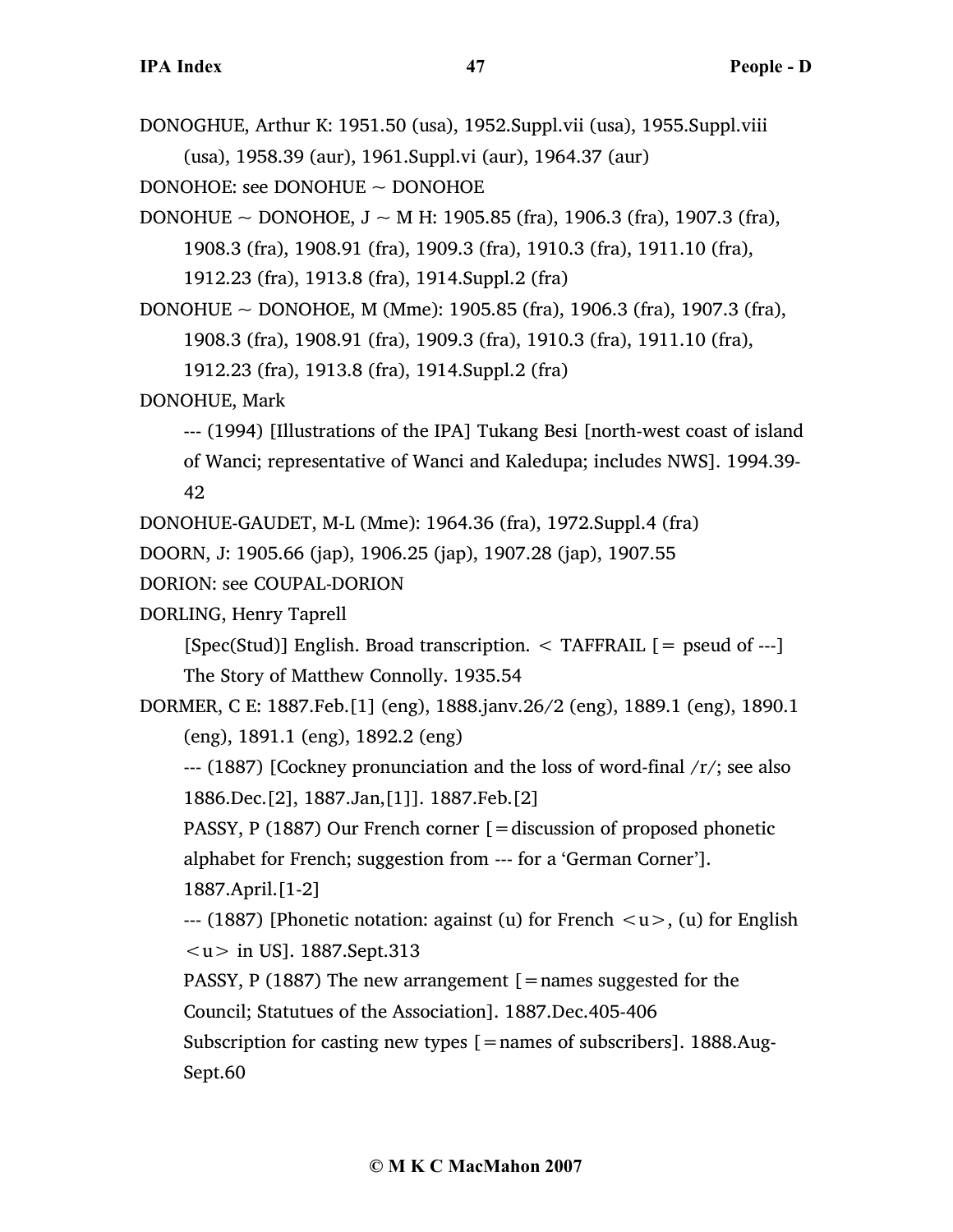DONOGHUE, Arthur K: 1951.50 (usa), 1952.Suppl.vii (usa), 1955.Suppl.viii (usa), 1958.39 (aur), 1961.Suppl.vi (aur), 1964.37 (aur)

DONOHOE: see DONOHUE ~ DONOHOE

DONOHUE ~ DONOHOE, J ~ M H: 1905.85 (fra), 1906.3 (fra), 1907.3 (fra), 1908.3 (fra), 1908.91 (fra), 1909.3 (fra), 1910.3 (fra), 1911.10 (fra), 1912.23 (fra), 1913.8 (fra), 1914.Suppl.2 (fra)

DONOHUE ~ DONOHOE, M (Mme): 1905.85 (fra), 1906.3 (fra), 1907.3 (fra), 1908.3 (fra), 1908.91 (fra), 1909.3 (fra), 1910.3 (fra), 1911.10 (fra), 1912.23 (fra), 1913.8 (fra), 1914.Suppl.2 (fra)

DONOHUE, Mark

--- (1994) [Illustrations of the IPA] Tukang Besi [north-west coast of island of Wanci; representative of Wanci and Kaledupa; includes NWS]. 1994.39-42

DONOHUE-GAUDET, M-L (Mme): 1964.36 (fra), 1972.Suppl.4 (fra)

DOORN, J: 1905.66 (jap), 1906.25 (jap), 1907.28 (jap), 1907.55

DORION: see COUPAL-DORION

DORLING, Henry Taprell

[Spec(Stud)] English. Broad transcription. < TAFFRAIL [= pseud of ---] The Story of Matthew Connolly. 1935.54

DORMER, C E: 1887.Feb.[1] (eng), 1888.janv.26/2 (eng), 1889.1 (eng), 1890.1 (eng), 1891.1 (eng), 1892.2 (eng)

--- (1887) [Cockney pronunciation and the loss of word-final /r/; see also 1886.Dec.[2], 1887.Jan,[1]]. 1887.Feb.[2]

PASSY, P (1887) Our French corner [=discussion of proposed phonetic alphabet for French; suggestion from --- for a 'German Corner']. 1887.April.[1-2]

--- (1887) [Phonetic notation: against (u) for French <u>, (u) for English <u> in US]. 1887.Sept.313

PASSY, P (1887) The new arrangement [=names suggested for the Council; Statutues of the Association]. 1887.Dec.405-406

Subscription for casting new types [=names of subscribers]. 1888.Aug-Sept.60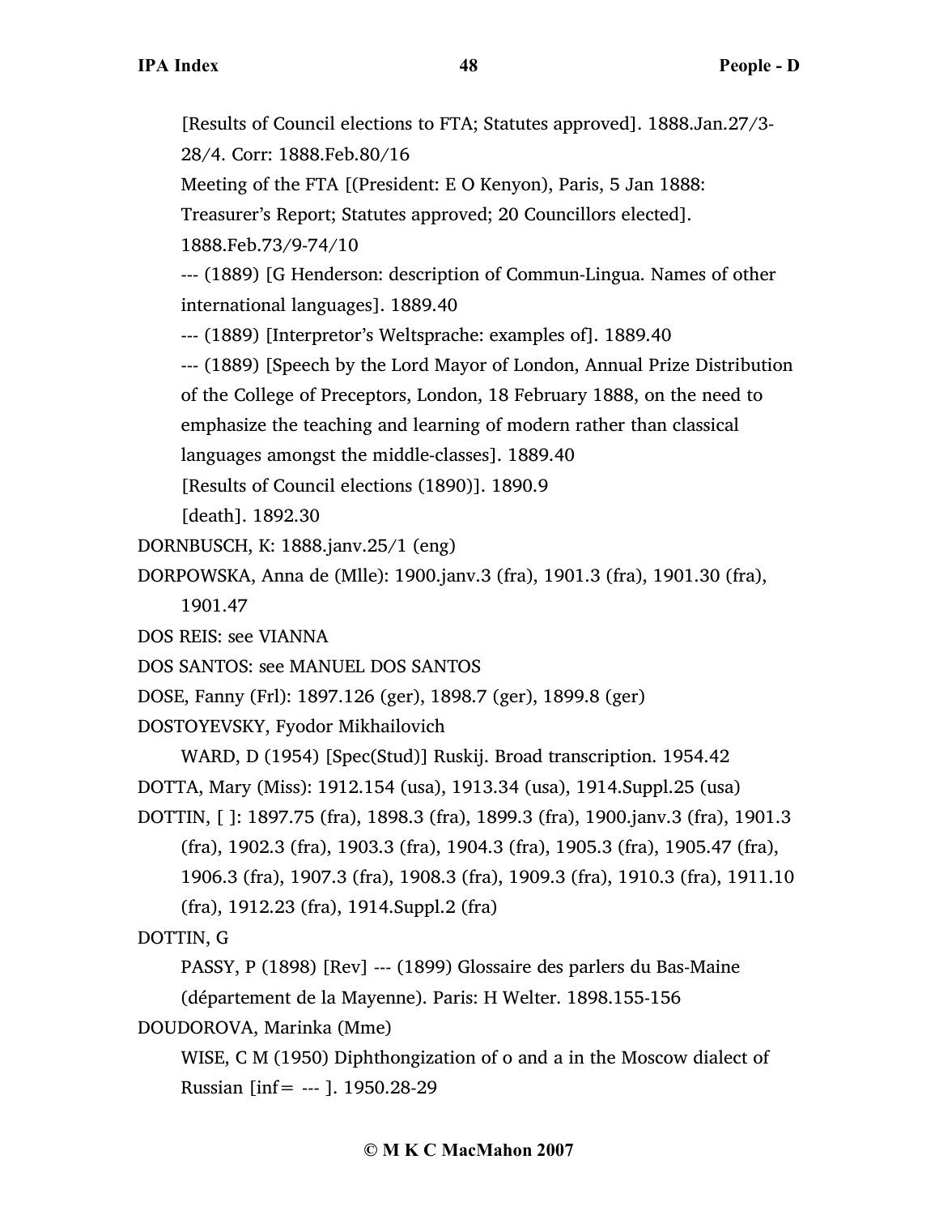[Results of Council elections to FTA; Statutes approved]. 1888.Jan.27/3-28/4. Corr: 1888.Feb.80/16

Meeting of the FTA [(President: E O Kenyon), Paris, 5 Jan 1888: Treasurer's Report; Statutes approved; 20 Councillors elected]. 1888.Feb.73/9-74/10

--- (1889) [G Henderson: description of Commun-Lingua. Names of other international languages]. 1889.40

--- (1889) [Interpretor's Weltsprache: examples of]. 1889.40

--- (1889) [Speech by the Lord Mayor of London, Annual Prize Distribution of the College of Preceptors, London, 18 February 1888, on the need to emphasize the teaching and learning of modern rather than classical languages amongst the middle-classes]. 1889.40

[Results of Council elections (1890)]. 1890.9

[death]. 1892.30

DORNBUSCH, K: 1888.janv.25/1 (eng)

DORPOWSKA, Anna de (Mlle): 1900.janv.3 (fra), 1901.3 (fra), 1901.30 (fra), 1901.47

DOS REIS: see VIANNA

DOS SANTOS: see MANUEL DOS SANTOS

DOSE, Fanny (Frl): 1897.126 (ger), 1898.7 (ger), 1899.8 (ger)

DOSTOYEVSKY, Fyodor Mikhailovich

WARD, D (1954) [Spec(Stud)] Ruskij. Broad transcription. 1954.42

DOTTA, Mary (Miss): 1912.154 (usa), 1913.34 (usa), 1914.Suppl.25 (usa)

DOTTIN, [ ]: 1897.75 (fra), 1898.3 (fra), 1899.3 (fra), 1900.janv.3 (fra), 1901.3 (fra), 1902.3 (fra), 1903.3 (fra), 1904.3 (fra), 1905.3 (fra), 1905.47 (fra), 1906.3 (fra), 1907.3 (fra), 1908.3 (fra), 1909.3 (fra), 1910.3 (fra), 1911.10 (fra), 1912.23 (fra), 1914.Suppl.2 (fra)

DOTTIN, G

PASSY, P (1898) [Rev] --- (1899) Glossaire des parlers du Bas-Maine (département de la Mayenne). Paris: H Welter. 1898.155-156

DOUDOROVA, Marinka (Mme)

WISE, C M (1950) Diphthongization of o and a in the Moscow dialect of Russian [inf= --- ]. 1950.28-29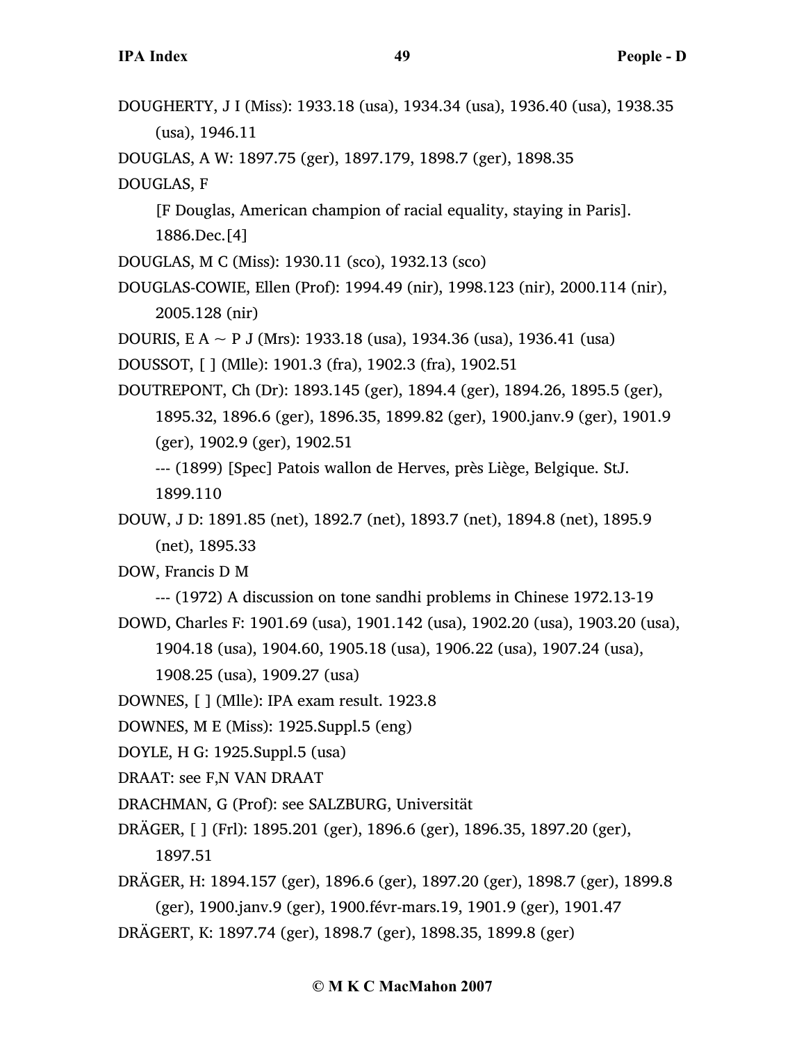DOUGHERTY, J I (Miss): 1933.18 (usa), 1934.34 (usa), 1936.40 (usa), 1938.35 (usa), 1946.11

DOUGLAS, A W: 1897.75 (ger), 1897.179, 1898.7 (ger), 1898.35

DOUGLAS, F

[F Douglas, American champion of racial equality, staying in Paris]. 1886.Dec.[4]

DOUGLAS, M C (Miss): 1930.11 (sco), 1932.13 (sco)

DOUGLAS-COWIE, Ellen (Prof): 1994.49 (nir), 1998.123 (nir), 2000.114 (nir), 2005.128 (nir)

DOURIS, E A ~ P J (Mrs): 1933.18 (usa), 1934.36 (usa), 1936.41 (usa)

DOUSSOT, [ ] (Mlle): 1901.3 (fra), 1902.3 (fra), 1902.51

DOUTREPONT, Ch (Dr): 1893.145 (ger), 1894.4 (ger), 1894.26, 1895.5 (ger), 1895.32, 1896.6 (ger), 1896.35, 1899.82 (ger), 1900.janv.9 (ger), 1901.9 (ger), 1902.9 (ger), 1902.51

--- (1899) [Spec] Patois wallon de Herves, près Liège, Belgique. StJ. 1899.110

DOUW, J D: 1891.85 (net), 1892.7 (net), 1893.7 (net), 1894.8 (net), 1895.9 (net), 1895.33

DOW, Francis D M

--- (1972) A discussion on tone sandhi problems in Chinese 1972.13-19

DOWD, Charles F: 1901.69 (usa), 1901.142 (usa), 1902.20 (usa), 1903.20 (usa), 1904.18 (usa), 1904.60, 1905.18 (usa), 1906.22 (usa), 1907.24 (usa), 1908.25 (usa), 1909.27 (usa)

DOWNES, [ ] (Mlle): IPA exam result. 1923.8

DOWNES, M E (Miss): 1925.Suppl.5 (eng)

DOYLE, H G: 1925.Suppl.5 (usa)

DRAAT: see F,N VAN DRAAT

DRACHMAN, G (Prof): see SALZBURG, Universität

DRÄGER, [ ] (Frl): 1895.201 (ger), 1896.6 (ger), 1896.35, 1897.20 (ger), 1897.51

DRÄGER, H: 1894.157 (ger), 1896.6 (ger), 1897.20 (ger), 1898.7 (ger), 1899.8 (ger), 1900.janv.9 (ger), 1900.févr-mars.19, 1901.9 (ger), 1901.47

DRÄGERT, K: 1897.74 (ger), 1898.7 (ger), 1898.35, 1899.8 (ger)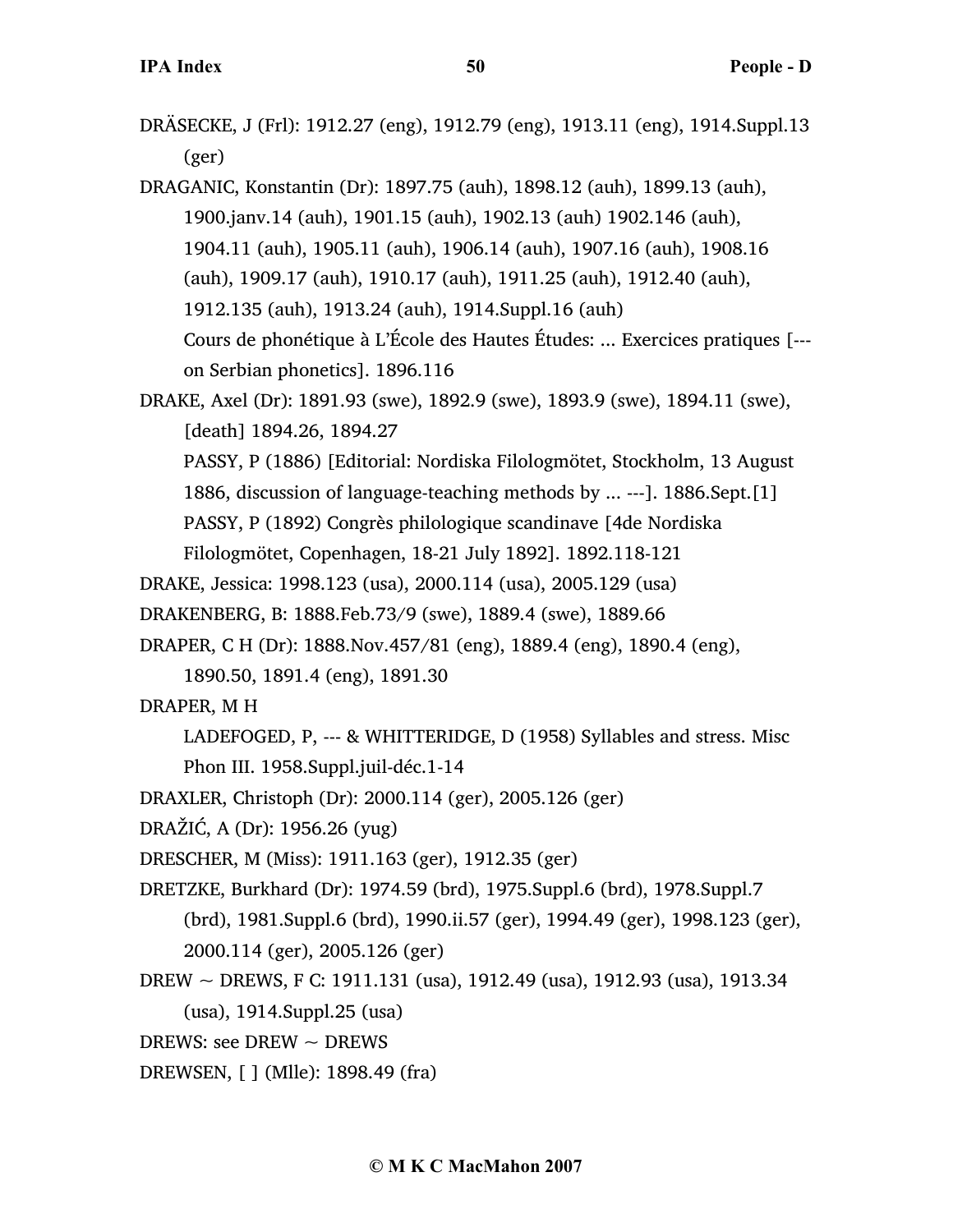DRÄSECKE, J (Frl): 1912.27 (eng), 1912.79 (eng), 1913.11 (eng), 1914.Suppl.13 (ger)

DRAGANIC, Konstantin (Dr): 1897.75 (auh), 1898.12 (auh), 1899.13 (auh), 1900.janv.14 (auh), 1901.15 (auh), 1902.13 (auh) 1902.146 (auh), 1904.11 (auh), 1905.11 (auh), 1906.14 (auh), 1907.16 (auh), 1908.16 (auh), 1909.17 (auh), 1910.17 (auh), 1911.25 (auh), 1912.40 (auh), 1912.135 (auh), 1913.24 (auh), 1914.Suppl.16 (auh)

  Cours de phonétique à L'École des Hautes Études: ... Exercices pratiques [--- on Serbian phonetics]. 1896.116

DRAKE, Axel (Dr): 1891.93 (swe), 1892.9 (swe), 1893.9 (swe), 1894.11 (swe), [death] 1894.26, 1894.27

  PASSY, P (1886) [Editorial: Nordiska Filologmötet, Stockholm, 13 August 1886, discussion of language-teaching methods by ... ---]. 1886.Sept.[1]

  PASSY, P (1892) Congrès philologique scandinave [4de Nordiska Filologmötet, Copenhagen, 18-21 July 1892]. 1892.118-121

DRAKE, Jessica: 1998.123 (usa), 2000.114 (usa), 2005.129 (usa)

DRAKENBERG, B: 1888.Feb.73/9 (swe), 1889.4 (swe), 1889.66

DRAPER, C H (Dr): 1888.Nov.457/81 (eng), 1889.4 (eng), 1890.4 (eng), 1890.50, 1891.4 (eng), 1891.30

DRAPER, M H

  LADEFOGED, P, --- & WHITTERIDGE, D (1958) Syllables and stress. Misc Phon III. 1958.Suppl.juil-déc.1-14

DRAXLER, Christoph (Dr): 2000.114 (ger), 2005.126 (ger)

DRAŽIĆ, A (Dr): 1956.26 (yug)

DRESCHER, M (Miss): 1911.163 (ger), 1912.35 (ger)

DRETZKE, Burkhard (Dr): 1974.59 (brd), 1975.Suppl.6 (brd), 1978.Suppl.7 (brd), 1981.Suppl.6 (brd), 1990.ii.57 (ger), 1994.49 (ger), 1998.123 (ger), 2000.114 (ger), 2005.126 (ger)

DREW ~ DREWS, F C: 1911.131 (usa), 1912.49 (usa), 1912.93 (usa), 1913.34 (usa), 1914.Suppl.25 (usa)

DREWS: see DREW ~ DREWS

DREWSEN, [ ] (Mlle): 1898.49 (fra)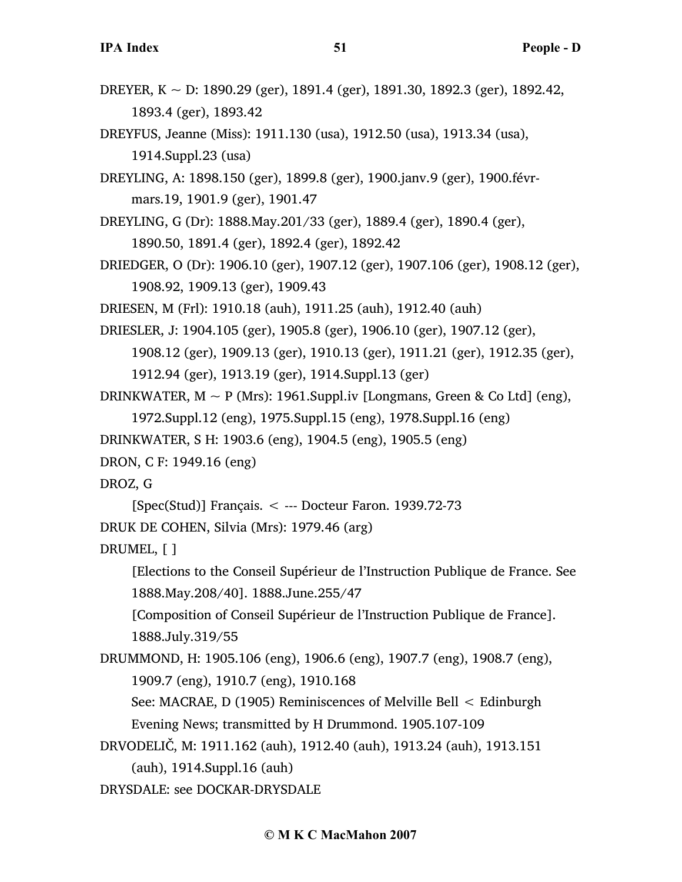DREYER, K ~ D: 1890.29 (ger), 1891.4 (ger), 1891.30, 1892.3 (ger), 1892.42, 1893.4 (ger), 1893.42

DREYFUS, Jeanne (Miss): 1911.130 (usa), 1912.50 (usa), 1913.34 (usa), 1914.Suppl.23 (usa)

DREYLING, A: 1898.150 (ger), 1899.8 (ger), 1900.janv.9 (ger), 1900.févr-mars.19, 1901.9 (ger), 1901.47

DREYLING, G (Dr): 1888.May.201/33 (ger), 1889.4 (ger), 1890.4 (ger), 1890.50, 1891.4 (ger), 1892.4 (ger), 1892.42

DRIEDGER, O (Dr): 1906.10 (ger), 1907.12 (ger), 1907.106 (ger), 1908.12 (ger), 1908.92, 1909.13 (ger), 1909.43

DRIESEN, M (Frl): 1910.18 (auh), 1911.25 (auh), 1912.40 (auh)

DRIESLER, J: 1904.105 (ger), 1905.8 (ger), 1906.10 (ger), 1907.12 (ger), 1908.12 (ger), 1909.13 (ger), 1910.13 (ger), 1911.21 (ger), 1912.35 (ger), 1912.94 (ger), 1913.19 (ger), 1914.Suppl.13 (ger)

DRINKWATER, M ~ P (Mrs): 1961.Suppl.iv [Longmans, Green & Co Ltd] (eng), 1972.Suppl.12 (eng), 1975.Suppl.15 (eng), 1978.Suppl.16 (eng)

DRINKWATER, S H: 1903.6 (eng), 1904.5 (eng), 1905.5 (eng)

DRON, C F: 1949.16 (eng)

DROZ, G

[Spec(Stud)] Français. < --- Docteur Faron. 1939.72-73

DRUK DE COHEN, Silvia (Mrs): 1979.46 (arg)

DRUMEL, [ ]

[Elections to the Conseil Supérieur de l'Instruction Publique de France. See 1888.May.208/40]. 1888.June.255/47

[Composition of Conseil Supérieur de l'Instruction Publique de France]. 1888.July.319/55

DRUMMOND, H: 1905.106 (eng), 1906.6 (eng), 1907.7 (eng), 1908.7 (eng), 1909.7 (eng), 1910.7 (eng), 1910.168

See: MACRAE, D (1905) Reminiscences of Melville Bell < Edinburgh Evening News; transmitted by H Drummond. 1905.107-109

DRVODELIČ, M: 1911.162 (auh), 1912.40 (auh), 1913.24 (auh), 1913.151 (auh), 1914.Suppl.16 (auh)

DRYSDALE: see DOCKAR-DRYSDALE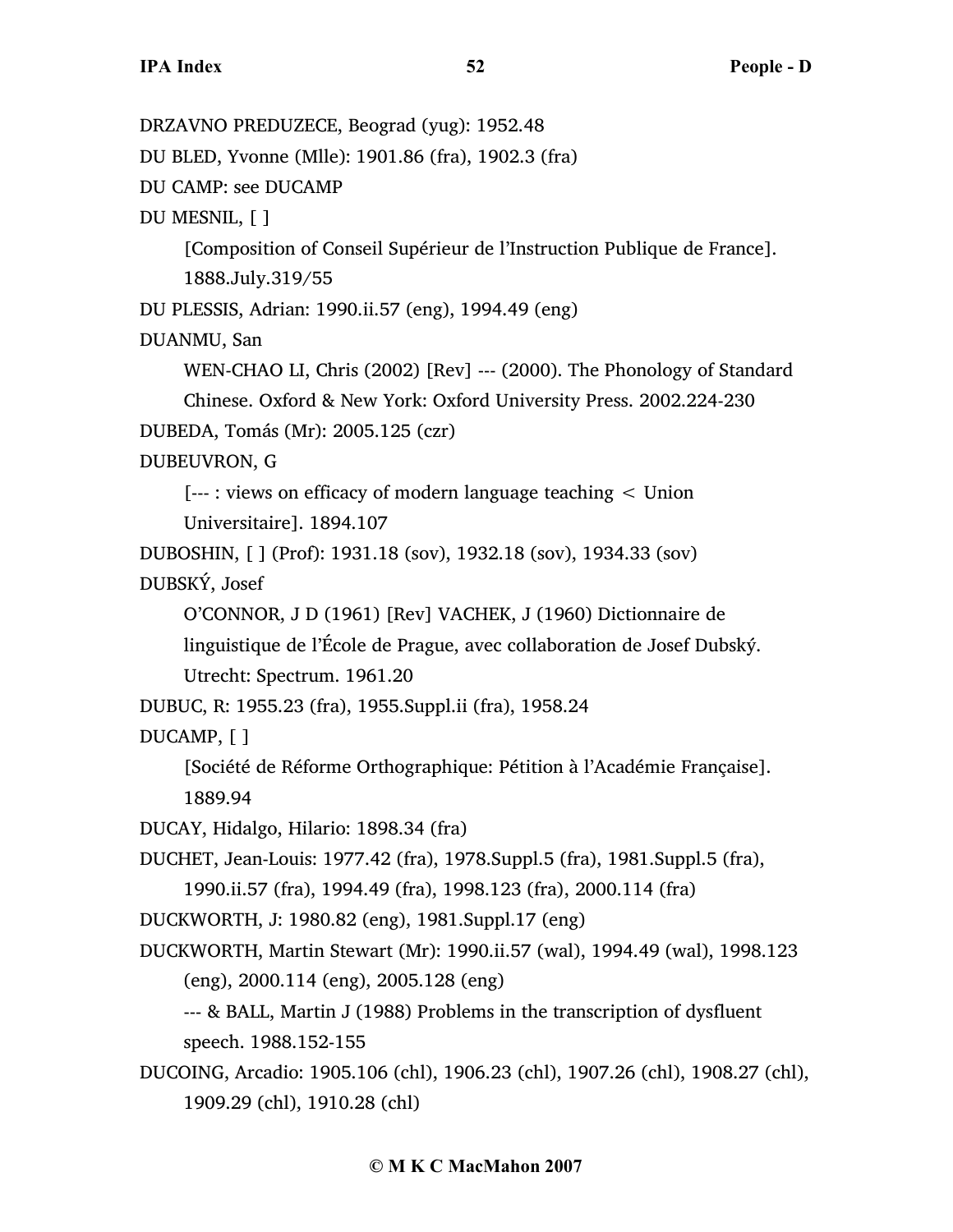DRZAVNO PREDUZECE, Beograd (yug): 1952.48

DU BLED, Yvonne (Mlle): 1901.86 (fra), 1902.3 (fra)

DU CAMP: see DUCAMP

DU MESNIL, [ ]

[Composition of Conseil Supérieur de l'Instruction Publique de France]. 1888.July.319/55

DU PLESSIS, Adrian: 1990.ii.57 (eng), 1994.49 (eng)

DUANMU, San

WEN-CHAO LI, Chris (2002) [Rev] --- (2000). The Phonology of Standard Chinese. Oxford & New York: Oxford University Press. 2002.224-230

DUBEDA, Tomás (Mr): 2005.125 (czr)

DUBEUVRON, G

[--- : views on efficacy of modern language teaching < Union Universitaire]. 1894.107

DUBOSHIN, [ ] (Prof): 1931.18 (sov), 1932.18 (sov), 1934.33 (sov)

DUBSKÝ, Josef

O'CONNOR, J D (1961) [Rev] VACHEK, J (1960) Dictionnaire de linguistique de l'École de Prague, avec collaboration de Josef Dubský. Utrecht: Spectrum. 1961.20

DUBUC, R: 1955.23 (fra), 1955.Suppl.ii (fra), 1958.24

DUCAMP, [ ]

[Société de Réforme Orthographique: Pétition à l'Académie Française]. 1889.94

DUCAY, Hidalgo, Hilario: 1898.34 (fra)

DUCHET, Jean-Louis: 1977.42 (fra), 1978.Suppl.5 (fra), 1981.Suppl.5 (fra), 1990.ii.57 (fra), 1994.49 (fra), 1998.123 (fra), 2000.114 (fra)

DUCKWORTH, J: 1980.82 (eng), 1981.Suppl.17 (eng)

DUCKWORTH, Martin Stewart (Mr): 1990.ii.57 (wal), 1994.49 (wal), 1998.123 (eng), 2000.114 (eng), 2005.128 (eng)

--- & BALL, Martin J (1988) Problems in the transcription of dysfluent speech. 1988.152-155

DUCOING, Arcadio: 1905.106 (chl), 1906.23 (chl), 1907.26 (chl), 1908.27 (chl), 1909.29 (chl), 1910.28 (chl)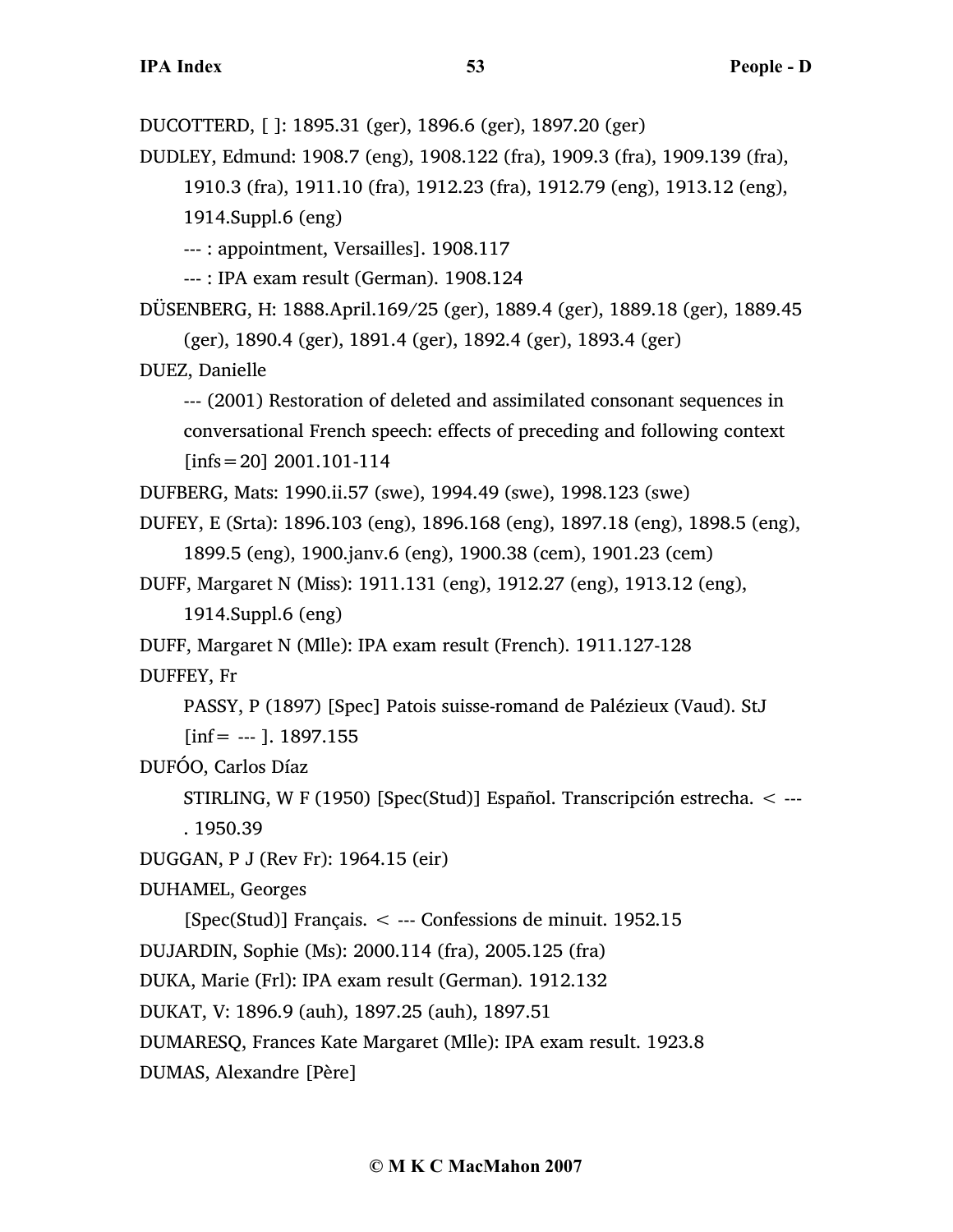DUCOTTERD, [ ]: 1895.31 (ger), 1896.6 (ger), 1897.20 (ger)

DUDLEY, Edmund: 1908.7 (eng), 1908.122 (fra), 1909.3 (fra), 1909.139 (fra), 1910.3 (fra), 1911.10 (fra), 1912.23 (fra), 1912.79 (eng), 1913.12 (eng), 1914.Suppl.6 (eng)

    --- : appointment, Versailles]. 1908.117

    --- : IPA exam result (German). 1908.124

DÜSENBERG, H: 1888.April.169/25 (ger), 1889.4 (ger), 1889.18 (ger), 1889.45 (ger), 1890.4 (ger), 1891.4 (ger), 1892.4 (ger), 1893.4 (ger)

DUEZ, Danielle

    --- (2001) Restoration of deleted and assimilated consonant sequences in conversational French speech: effects of preceding and following context [infs=20] 2001.101-114

DUFBERG, Mats: 1990.ii.57 (swe), 1994.49 (swe), 1998.123 (swe)

DUFEY, E (Srta): 1896.103 (eng), 1896.168 (eng), 1897.18 (eng), 1898.5 (eng), 1899.5 (eng), 1900.janv.6 (eng), 1900.38 (cem), 1901.23 (cem)

DUFF, Margaret N (Miss): 1911.131 (eng), 1912.27 (eng), 1913.12 (eng), 1914.Suppl.6 (eng)

DUFF, Margaret N (Mlle): IPA exam result (French). 1911.127-128

DUFFEY, Fr

    PASSY, P (1897) [Spec] Patois suisse-romand de Palézieux (Vaud). StJ [inf= --- ]. 1897.155

DUFÓO, Carlos Díaz

    STIRLING, W F (1950) [Spec(Stud)] Español. Transcripción estrecha. < --- . 1950.39

DUGGAN, P J (Rev Fr): 1964.15 (eir)

DUHAMEL, Georges

    [Spec(Stud)] Français. < --- Confessions de minuit. 1952.15

DUJARDIN, Sophie (Ms): 2000.114 (fra), 2005.125 (fra)

DUKA, Marie (Frl): IPA exam result (German). 1912.132

DUKAT, V: 1896.9 (auh), 1897.25 (auh), 1897.51

DUMARESQ, Frances Kate Margaret (Mlle): IPA exam result. 1923.8

DUMAS, Alexandre [Père]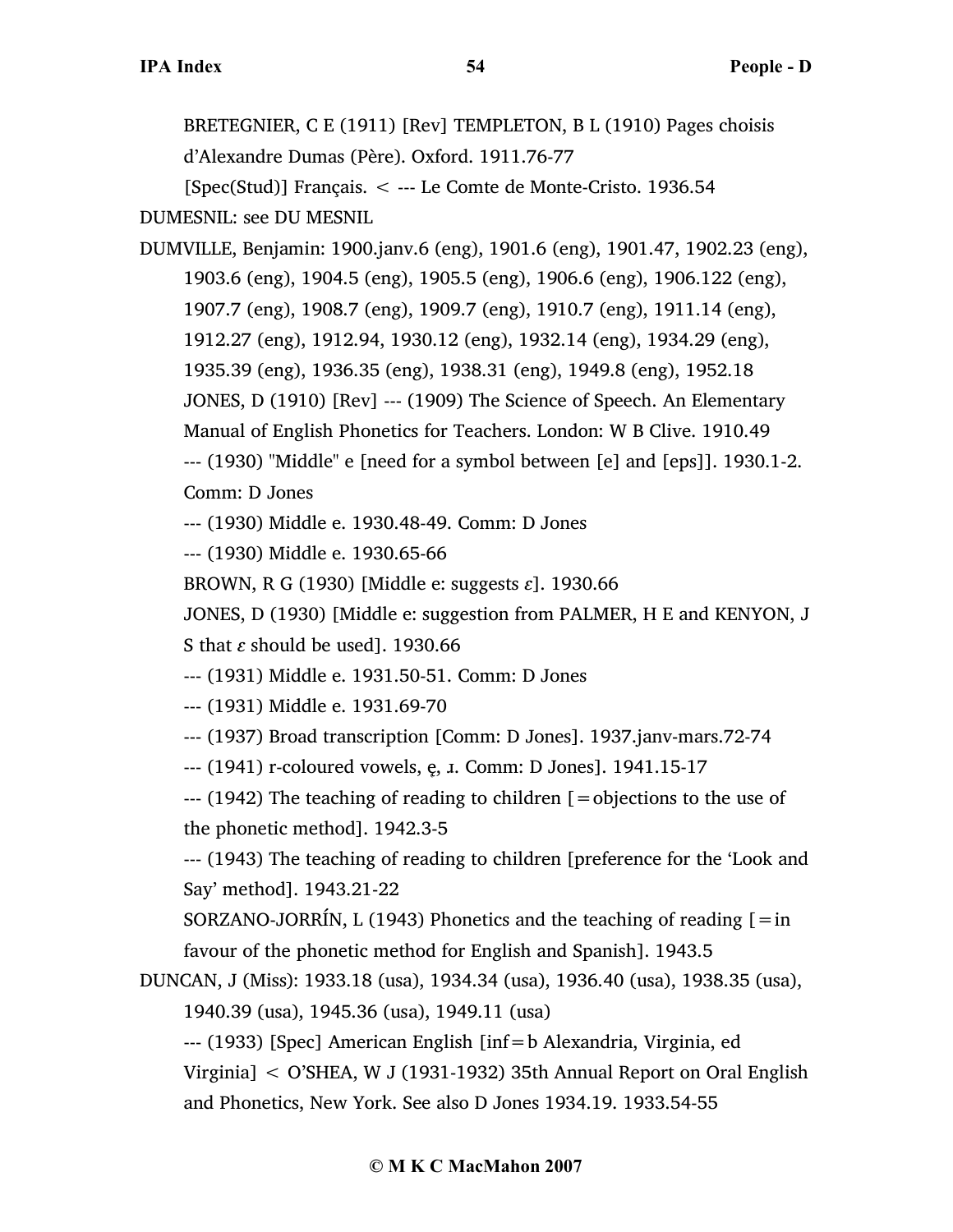BRETEGNIER, C E (1911) [Rev] TEMPLETON, B L (1910) Pages choisis d'Alexandre Dumas (Père). Oxford. 1911.76-77

[Spec(Stud)] Français. < --- Le Comte de Monte-Cristo. 1936.54

DUMESNIL: see DU MESNIL

DUMVILLE, Benjamin: 1900.janv.6 (eng), 1901.6 (eng), 1901.47, 1902.23 (eng), 1903.6 (eng), 1904.5 (eng), 1905.5 (eng), 1906.6 (eng), 1906.122 (eng), 1907.7 (eng), 1908.7 (eng), 1909.7 (eng), 1910.7 (eng), 1911.14 (eng), 1912.27 (eng), 1912.94, 1930.12 (eng), 1932.14 (eng), 1934.29 (eng), 1935.39 (eng), 1936.35 (eng), 1938.31 (eng), 1949.8 (eng), 1952.18

JONES, D (1910) [Rev] --- (1909) The Science of Speech. An Elementary Manual of English Phonetics for Teachers. London: W B Clive. 1910.49

--- (1930) "Middle" e [need for a symbol between [e] and [eps]]. 1930.1-2. Comm: D Jones

--- (1930) Middle e. 1930.48-49. Comm: D Jones

--- (1930) Middle e. 1930.65-66

BROWN, R G (1930) [Middle e: suggests ɛ]. 1930.66

JONES, D (1930) [Middle e: suggestion from PALMER, H E and KENYON, J S that ɛ should be used]. 1930.66

--- (1931) Middle e. 1931.50-51. Comm: D Jones

--- (1931) Middle e. 1931.69-70

--- (1937) Broad transcription [Comm: D Jones]. 1937.janv-mars.72-74

--- (1941) r-coloured vowels, ę, ɹ. Comm: D Jones]. 1941.15-17

--- (1942) The teaching of reading to children [=objections to the use of the phonetic method]. 1942.3-5

--- (1943) The teaching of reading to children [preference for the 'Look and Say' method]. 1943.21-22

SORZANO-JORRÍN, L (1943) Phonetics and the teaching of reading [=in favour of the phonetic method for English and Spanish]. 1943.5

DUNCAN, J (Miss): 1933.18 (usa), 1934.34 (usa), 1936.40 (usa), 1938.35 (usa), 1940.39 (usa), 1945.36 (usa), 1949.11 (usa)

--- (1933) [Spec] American English [inf=b Alexandria, Virginia, ed Virginia] < O'SHEA, W J (1931-1932) 35th Annual Report on Oral English and Phonetics, New York. See also D Jones 1934.19. 1933.54-55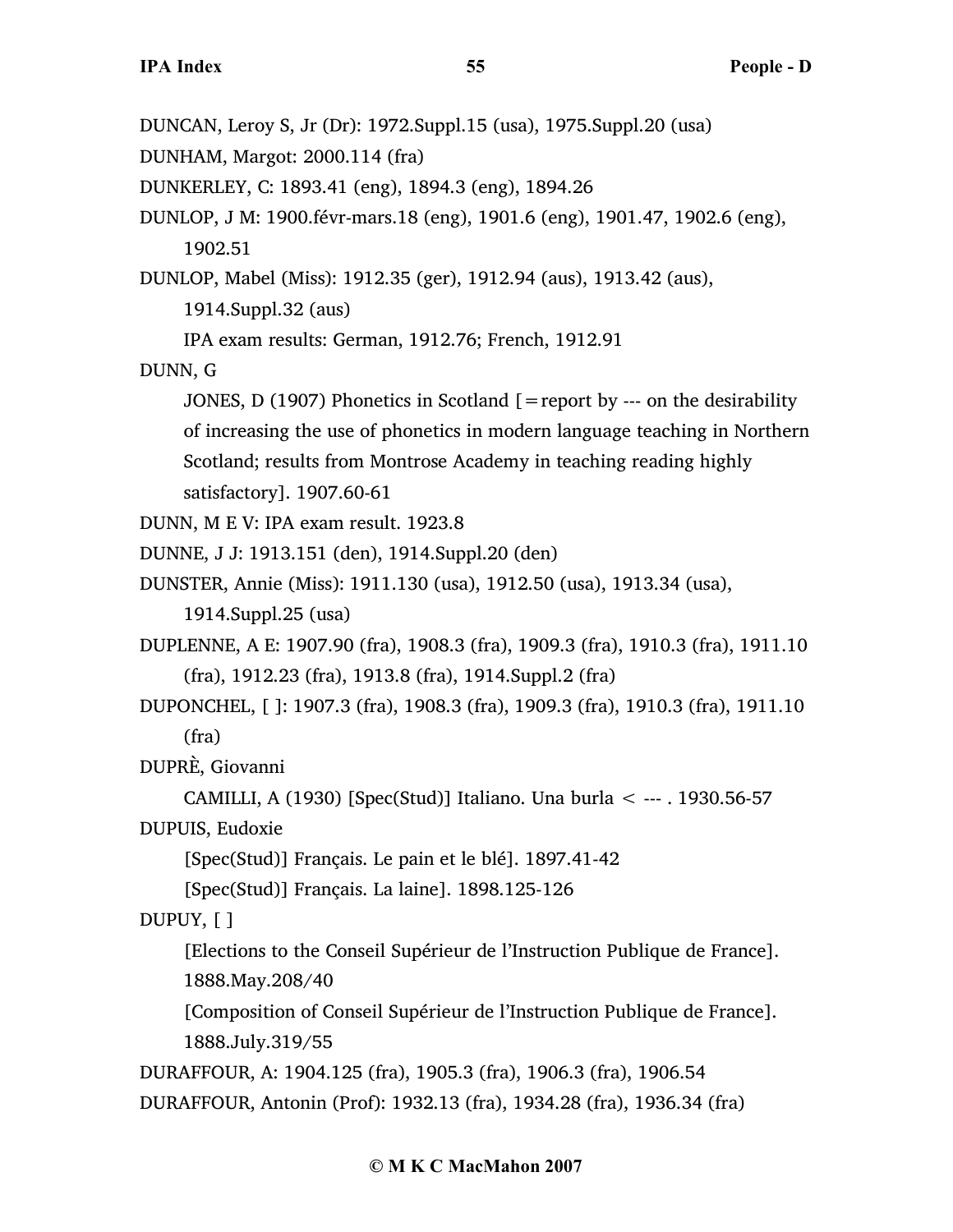DUNCAN, Leroy S, Jr (Dr): 1972.Suppl.15 (usa), 1975.Suppl.20 (usa)

DUNHAM, Margot: 2000.114 (fra)

DUNKERLEY, C: 1893.41 (eng), 1894.3 (eng), 1894.26

DUNLOP, J M: 1900.févr-mars.18 (eng), 1901.6 (eng), 1901.47, 1902.6 (eng), 1902.51

DUNLOP, Mabel (Miss): 1912.35 (ger), 1912.94 (aus), 1913.42 (aus), 1914.Suppl.32 (aus)

  IPA exam results: German, 1912.76; French, 1912.91

DUNN, G

  JONES, D (1907) Phonetics in Scotland [=report by --- on the desirability of increasing the use of phonetics in modern language teaching in Northern Scotland; results from Montrose Academy in teaching reading highly satisfactory]. 1907.60-61

DUNN, M E V: IPA exam result. 1923.8

DUNNE, J J: 1913.151 (den), 1914.Suppl.20 (den)

DUNSTER, Annie (Miss): 1911.130 (usa), 1912.50 (usa), 1913.34 (usa), 1914.Suppl.25 (usa)

DUPLENNE, A E: 1907.90 (fra), 1908.3 (fra), 1909.3 (fra), 1910.3 (fra), 1911.10 (fra), 1912.23 (fra), 1913.8 (fra), 1914.Suppl.2 (fra)

DUPONCHEL, [ ]: 1907.3 (fra), 1908.3 (fra), 1909.3 (fra), 1910.3 (fra), 1911.10 (fra)

DUPRÈ, Giovanni

  CAMILLI, A (1930) [Spec(Stud)] Italiano. Una burla < --- . 1930.56-57

DUPUIS, Eudoxie

  [Spec(Stud)] Français. Le pain et le blé]. 1897.41-42

  [Spec(Stud)] Français. La laine]. 1898.125-126

DUPUY, [ ]

  [Elections to the Conseil Supérieur de l'Instruction Publique de France]. 1888.May.208/40

  [Composition of Conseil Supérieur de l'Instruction Publique de France]. 1888.July.319/55

DURAFFOUR, A: 1904.125 (fra), 1905.3 (fra), 1906.3 (fra), 1906.54

DURAFFOUR, Antonin (Prof): 1932.13 (fra), 1934.28 (fra), 1936.34 (fra)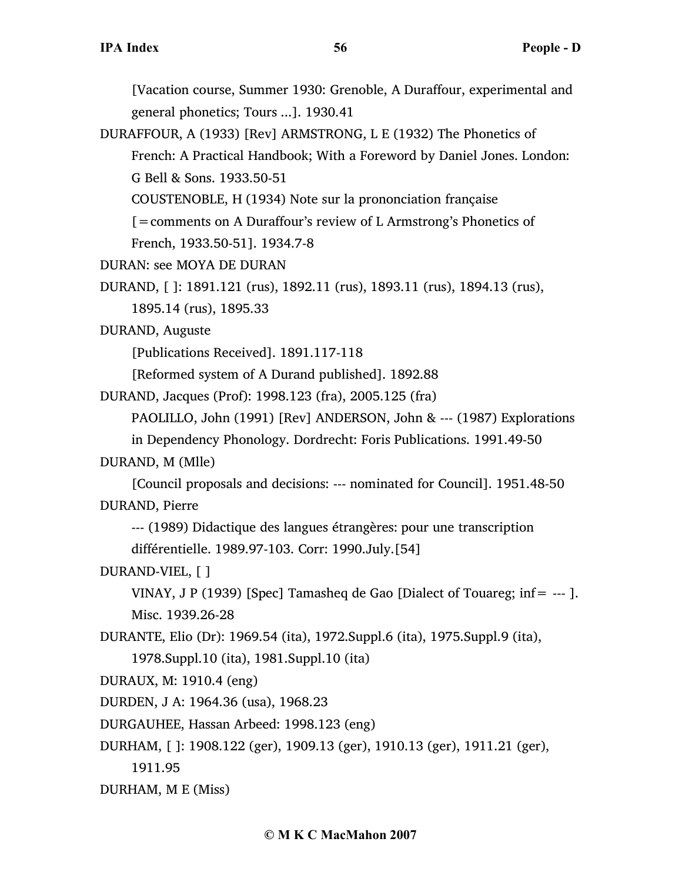[Vacation course, Summer 1930: Grenoble, A Duraffour, experimental and general phonetics; Tours ...]. 1930.41

DURAFFOUR, A (1933) [Rev] ARMSTRONG, L E (1932) The Phonetics of French: A Practical Handbook; With a Foreword by Daniel Jones. London: G Bell & Sons. 1933.50-51

COUSTENOBLE, H (1934) Note sur la prononciation française [=comments on A Duraffour's review of L Armstrong's Phonetics of French, 1933.50-51]. 1934.7-8

DURAN: see MOYA DE DURAN

DURAND, [ ]: 1891.121 (rus), 1892.11 (rus), 1893.11 (rus), 1894.13 (rus), 1895.14 (rus), 1895.33

DURAND, Auguste

[Publications Received]. 1891.117-118

[Reformed system of A Durand published]. 1892.88

DURAND, Jacques (Prof): 1998.123 (fra), 2005.125 (fra)

PAOLILLO, John (1991) [Rev] ANDERSON, John & --- (1987) Explorations in Dependency Phonology. Dordrecht: Foris Publications. 1991.49-50

DURAND, M (Mlle)

[Council proposals and decisions: --- nominated for Council]. 1951.48-50

DURAND, Pierre

--- (1989) Didactique des langues étrangères: pour une transcription différentielle. 1989.97-103. Corr: 1990.July.[54]

DURAND-VIEL, [ ]

VINAY, J P (1939) [Spec] Tamasheq de Gao [Dialect of Touareg; inf= --- ]. Misc. 1939.26-28

DURANTE, Elio (Dr): 1969.54 (ita), 1972.Suppl.6 (ita), 1975.Suppl.9 (ita), 1978.Suppl.10 (ita), 1981.Suppl.10 (ita)

DURAUX, M: 1910.4 (eng)

DURDEN, J A: 1964.36 (usa), 1968.23

DURGAUHEE, Hassan Arbeed: 1998.123 (eng)

DURHAM, [ ]: 1908.122 (ger), 1909.13 (ger), 1910.13 (ger), 1911.21 (ger), 1911.95

DURHAM, M E (Miss)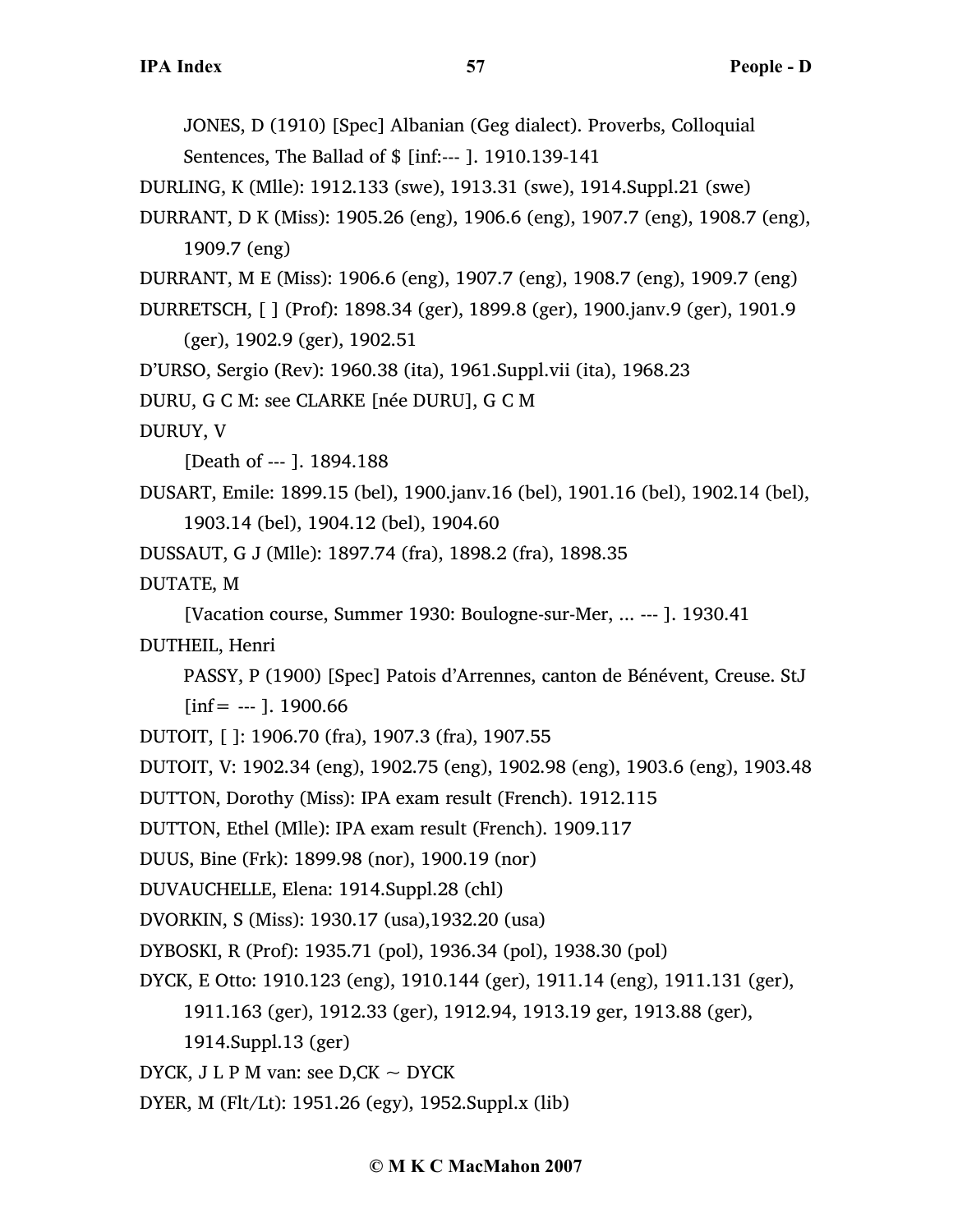JONES, D (1910) [Spec] Albanian (Geg dialect). Proverbs, Colloquial Sentences, The Ballad of $ [inf:--- ]. 1910.139-141

DURLING, K (Mlle): 1912.133 (swe), 1913.31 (swe), 1914.Suppl.21 (swe)

DURRANT, D K (Miss): 1905.26 (eng), 1906.6 (eng), 1907.7 (eng), 1908.7 (eng), 1909.7 (eng)

DURRANT, M E (Miss): 1906.6 (eng), 1907.7 (eng), 1908.7 (eng), 1909.7 (eng)

DURRETSCH, [ ] (Prof): 1898.34 (ger), 1899.8 (ger), 1900.janv.9 (ger), 1901.9 (ger), 1902.9 (ger), 1902.51

D'URSO, Sergio (Rev): 1960.38 (ita), 1961.Suppl.vii (ita), 1968.23

DURU, G C M: see CLARKE [née DURU], G C M

DURUY, V

[Death of --- ]. 1894.188

DUSART, Emile: 1899.15 (bel), 1900.janv.16 (bel), 1901.16 (bel), 1902.14 (bel), 1903.14 (bel), 1904.12 (bel), 1904.60

DUSSAUT, G J (Mlle): 1897.74 (fra), 1898.2 (fra), 1898.35

DUTATE, M

[Vacation course, Summer 1930: Boulogne-sur-Mer, ... --- ]. 1930.41

DUTHEIL, Henri

PASSY, P (1900) [Spec] Patois d'Arrennes, canton de Bénévent, Creuse. StJ [inf= --- ]. 1900.66

DUTOIT, [ ]: 1906.70 (fra), 1907.3 (fra), 1907.55

DUTOIT, V: 1902.34 (eng), 1902.75 (eng), 1902.98 (eng), 1903.6 (eng), 1903.48

DUTTON, Dorothy (Miss): IPA exam result (French). 1912.115

DUTTON, Ethel (Mlle): IPA exam result (French). 1909.117

DUUS, Bine (Frk): 1899.98 (nor), 1900.19 (nor)

DUVAUCHELLE, Elena: 1914.Suppl.28 (chl)

DVORKIN, S (Miss): 1930.17 (usa),1932.20 (usa)

DYBOSKI, R (Prof): 1935.71 (pol), 1936.34 (pol), 1938.30 (pol)

DYCK, E Otto: 1910.123 (eng), 1910.144 (ger), 1911.14 (eng), 1911.131 (ger), 1911.163 (ger), 1912.33 (ger), 1912.94, 1913.19 ger, 1913.88 (ger), 1914.Suppl.13 (ger)

DYCK, J L P M van: see D,CK ~ DYCK

DYER, M (Flt/Lt): 1951.26 (egy), 1952.Suppl.x (lib)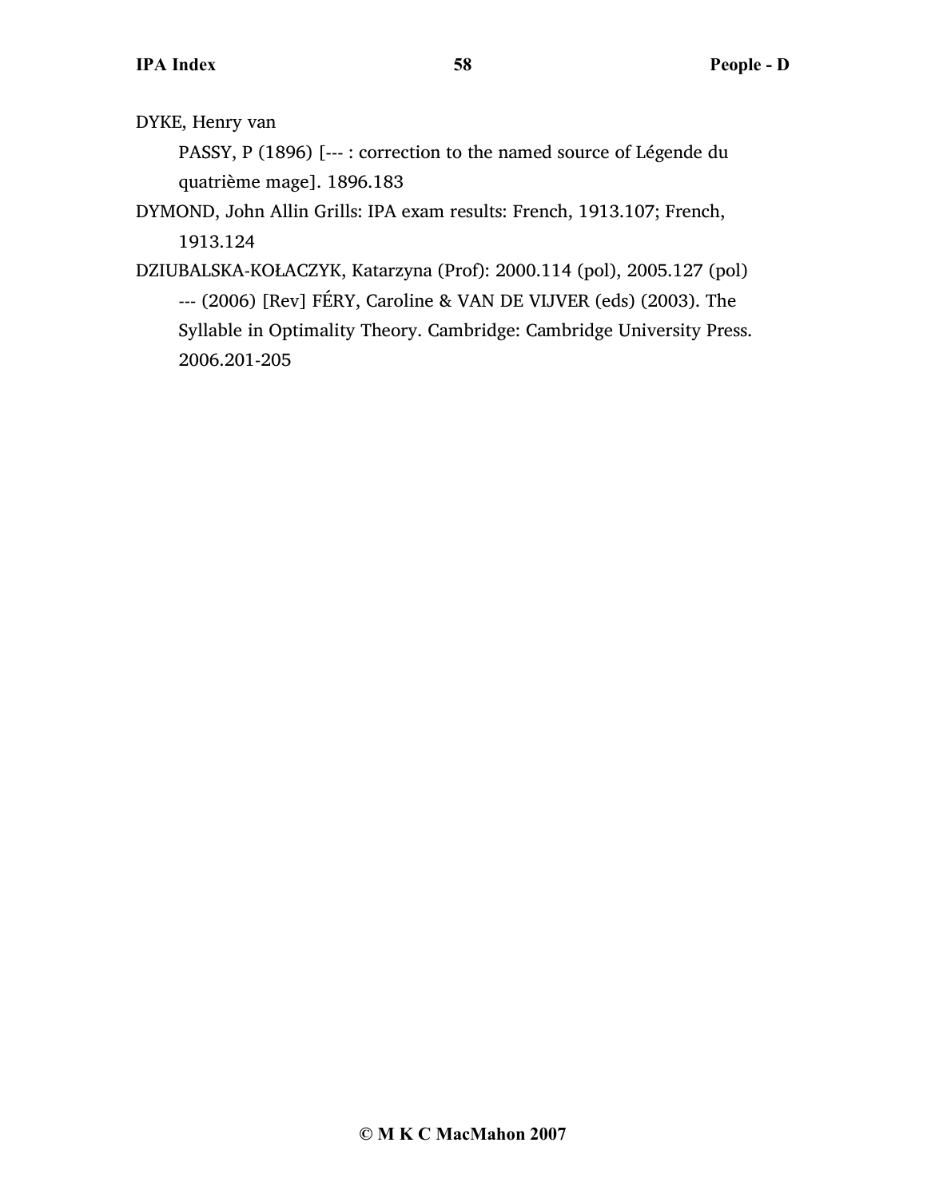DYKE, Henry van

PASSY, P (1896) [--- : correction to the named source of Légende du quatrième mage]. 1896.183

DYMOND, John Allin Grills: IPA exam results: French, 1913.107; French, 1913.124

DZIUBALSKA-KOŁACZYK, Katarzyna (Prof): 2000.114 (pol), 2005.127 (pol)

--- (2006) [Rev] FÉRY, Caroline & VAN DE VIJVER (eds) (2003). The Syllable in Optimality Theory. Cambridge: Cambridge University Press. 2006.201-205

© M K C MacMahon 2007